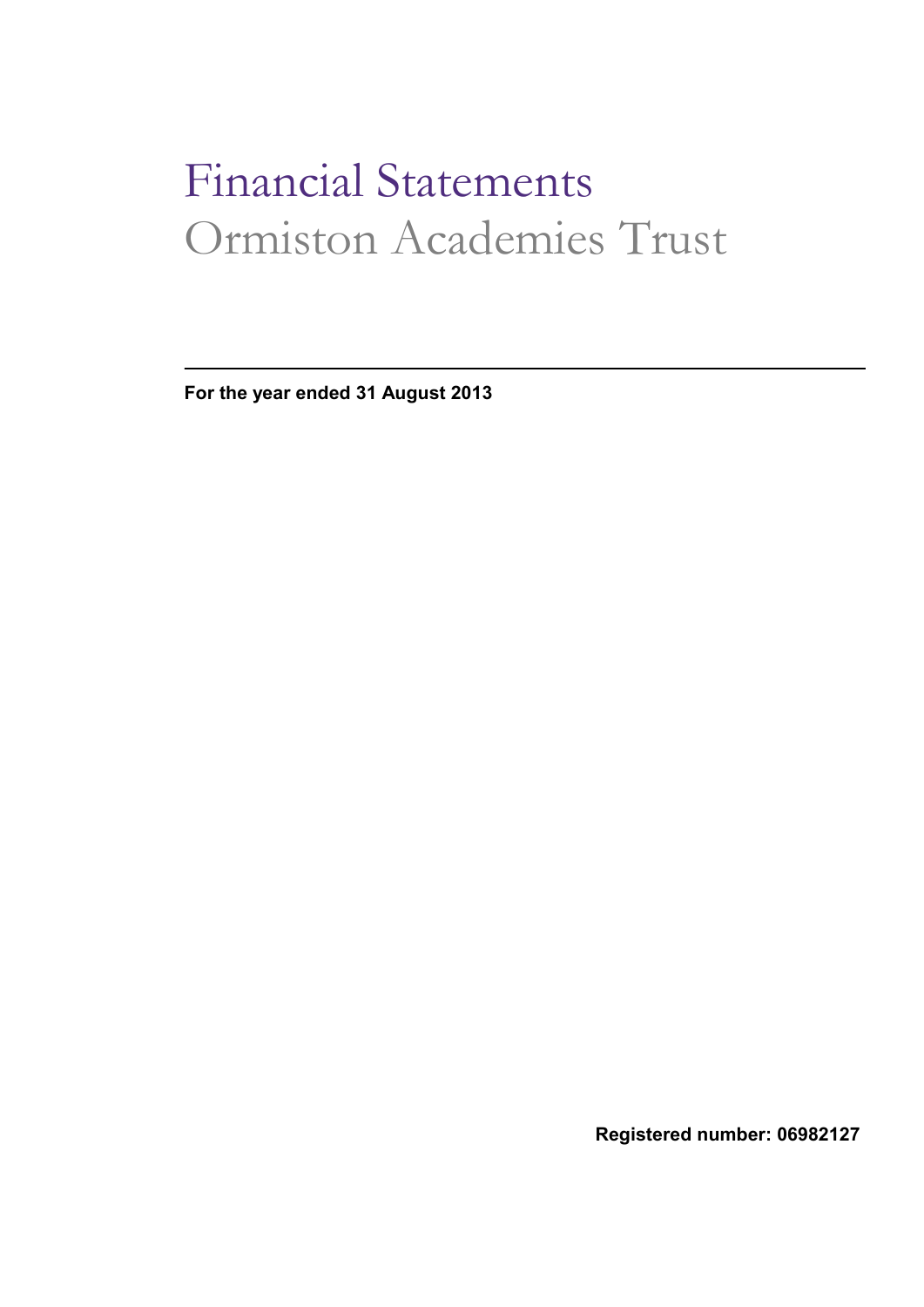# Financial Statements

## Ormiston Academies Trust

**For the year ended 31 August 2013**

**Registered number: 06982127**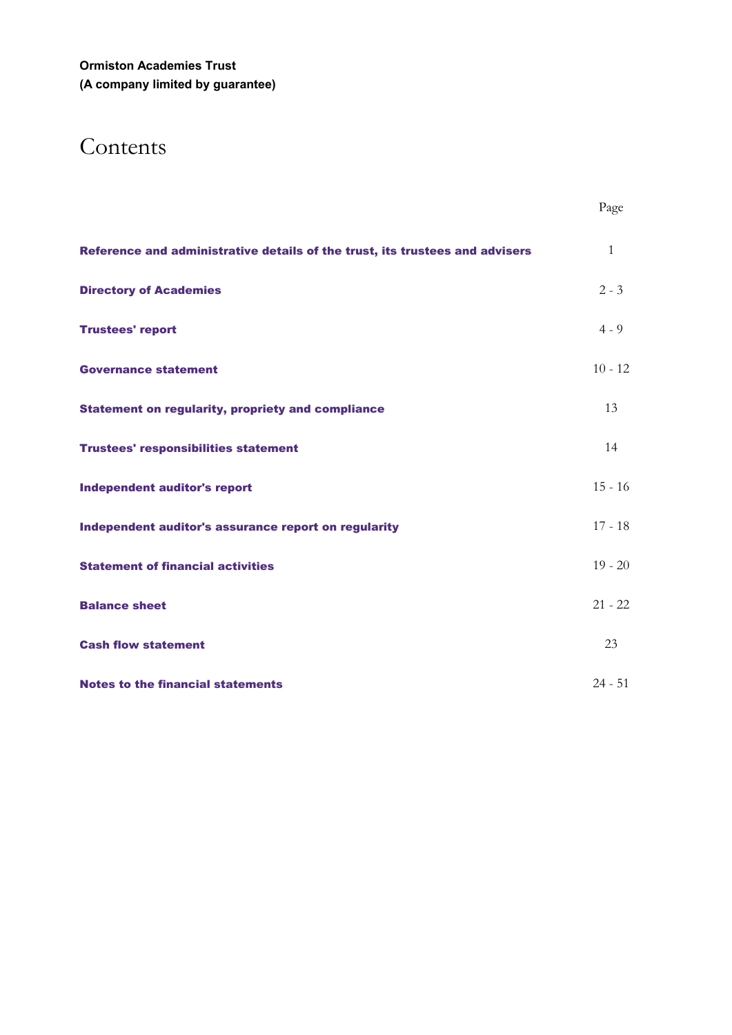**Ormiston Academies Trust**
**(A company limited by guarantee)**

# Contents

| | Page |
|---|---|
| **Reference and administrative details of the trust, its trustees and advisers** | 1 |
| **Directory of Academies** | 2 - 3 |
| **Trustees' report** | 4 - 9 |
| **Governance statement** | 10 - 12 |
| **Statement on regularity, propriety and compliance** | 13 |
| **Trustees' responsibilities statement** | 14 |
| **Independent auditor's report** | 15 - 16 |
| **Independent auditor's assurance report on regularity** | 17 - 18 |
| **Statement of financial activities** | 19 - 20 |
| **Balance sheet** | 21 - 22 |
| **Cash flow statement** | 23 |
| **Notes to the financial statements** | 24 - 51 |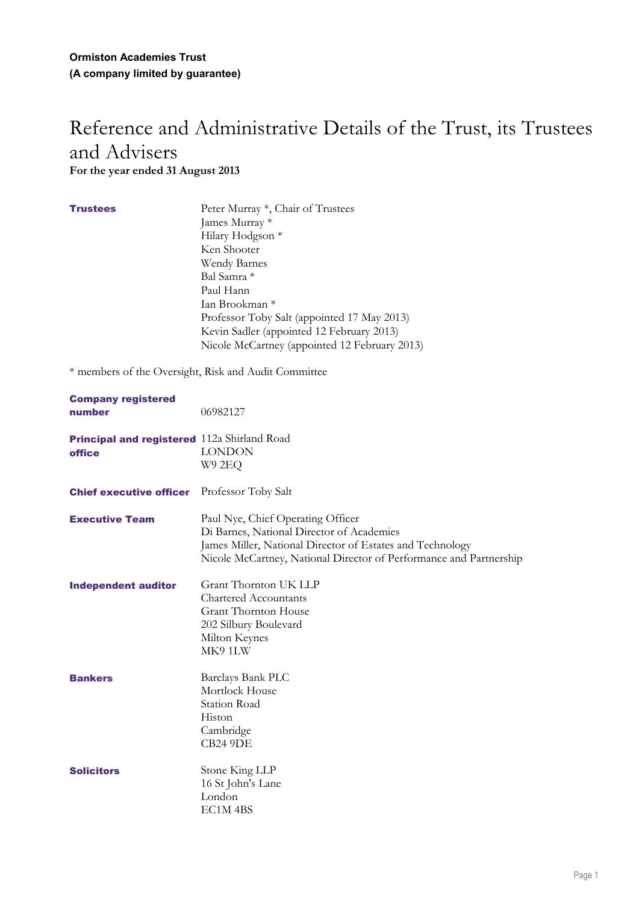**Ormiston Academies Trust**
**(A company limited by guarantee)**

# Reference and Administrative Details of the Trust, its Trustees and Advisers

**For the year ended 31 August 2013**

| | |
|---|---|
| **Trustees** | Peter Murray *, Chair of Trustees<br>James Murray *<br>Hilary Hodgson *<br>Ken Shooter<br>Wendy Barnes<br>Bal Samra *<br>Paul Hann<br>Ian Brookman *<br>Professor Toby Salt (appointed 17 May 2013)<br>Kevin Sadler (appointed 12 February 2013)<br>Nicole McCartney (appointed 12 February 2013) |

* members of the Oversight, Risk and Audit Committee

| | |
|---|---|
| **Company registered number** | 06982127 |
| **Principal and registered office** | 112a Shirland Road<br>LONDON<br>W9 2EQ |
| **Chief executive officer** | Professor Toby Salt |
| **Executive Team** | Paul Nye, Chief Operating Officer<br>Di Barnes, National Director of Academies<br>James Miller, National Director of Estates and Technology<br>Nicole McCartney, National Director of Performance and Partnership |
| **Independent auditor** | Grant Thornton UK LLP<br>Chartered Accountants<br>Grant Thornton House<br>202 Silbury Boulevard<br>Milton Keynes<br>MK9 1LW |
| **Bankers** | Barclays Bank PLC<br>Mortlock House<br>Station Road<br>Histon<br>Cambridge<br>CB24 9DE |
| **Solicitors** | Stone King LLP<br>16 St John's Lane<br>London<br>EC1M 4BS |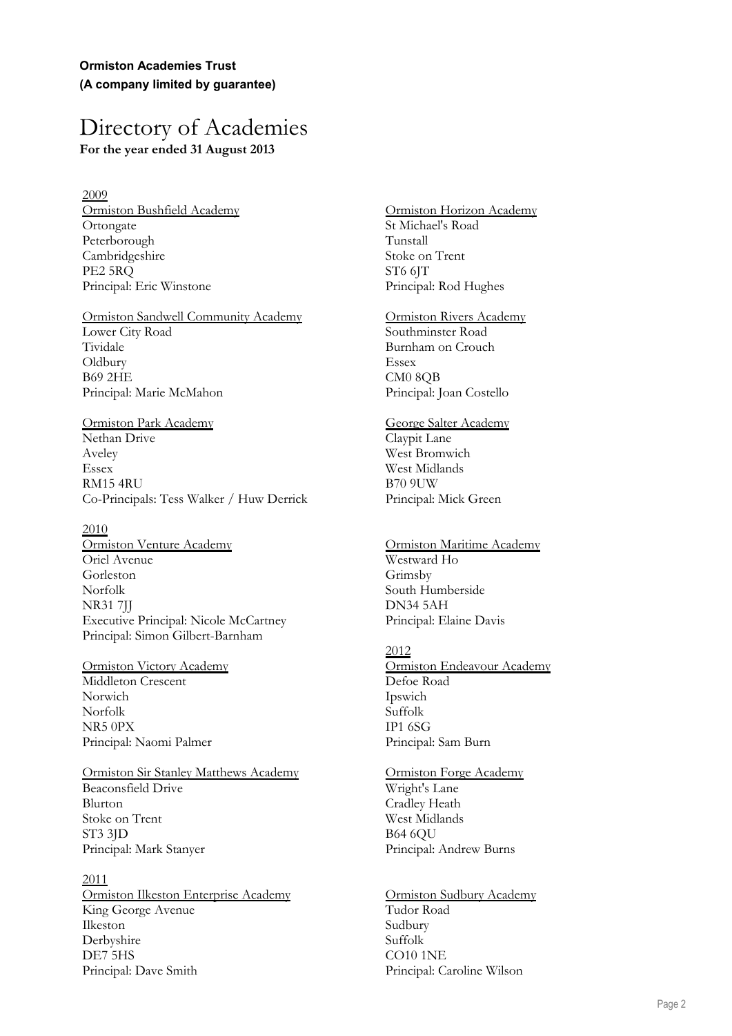**Ormiston Academies Trust**
**(A company limited by guarantee)**

# Directory of Academies

**For the year ended 31 August 2013**

2009

Ormiston Bushfield Academy
Ortongate
Peterborough
Cambridgeshire
PE2 5RQ
Principal: Eric Winstone

Ormiston Sandwell Community Academy
Lower City Road
Tividale
Oldbury
B69 2HE
Principal: Marie McMahon

Ormiston Park Academy
Nethan Drive
Aveley
Essex
RM15 4RU
Co-Principals: Tess Walker / Huw Derrick

2010

Ormiston Venture Academy
Oriel Avenue
Gorleston
Norfolk
NR31 7JJ
Executive Principal: Nicole McCartney
Principal: Simon Gilbert-Barnham

Ormiston Victory Academy
Middleton Crescent
Norwich
Norfolk
NR5 0PX
Principal: Naomi Palmer

Ormiston Sir Stanley Matthews Academy
Beaconsfield Drive
Blurton
Stoke on Trent
ST3 3JD
Principal: Mark Stanyer

2011

Ormiston Ilkeston Enterprise Academy
King George Avenue
Ilkeston
Derbyshire
DE7 5HS
Principal: Dave Smith

Ormiston Horizon Academy
St Michael's Road
Tunstall
Stoke on Trent
ST6 6JT
Principal: Rod Hughes

Ormiston Rivers Academy
Southminster Road
Burnham on Crouch
Essex
CM0 8QB
Principal: Joan Costello

George Salter Academy
Claypit Lane
West Bromwich
West Midlands
B70 9UW
Principal: Mick Green

Ormiston Maritime Academy
Westward Ho
Grimsby
South Humberside
DN34 5AH
Principal: Elaine Davis

2012

Ormiston Endeavour Academy
Defoe Road
Ipswich
Suffolk
IP1 6SG
Principal: Sam Burn

Ormiston Forge Academy
Wright's Lane
Cradley Heath
West Midlands
B64 6QU
Principal: Andrew Burns

Ormiston Sudbury Academy
Tudor Road
Sudbury
Suffolk
CO10 1NE
Principal: Caroline Wilson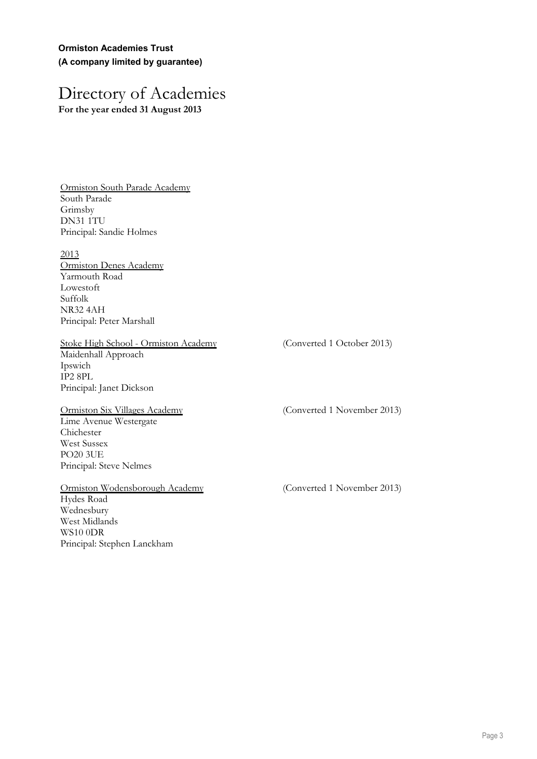**Ormiston Academies Trust**
**(A company limited by guarantee)**

# Directory of Academies

**For the year ended 31 August 2013**

Ormiston South Parade Academy
South Parade
Grimsby
DN31 1TU
Principal: Sandie Holmes

2013

Ormiston Denes Academy
Yarmouth Road
Lowestoft
Suffolk
NR32 4AH
Principal: Peter Marshall

Stoke High School - Ormiston Academy (Converted 1 October 2013)
Maidenhall Approach
Ipswich
IP2 8PL
Principal: Janet Dickson

Ormiston Six Villages Academy (Converted 1 November 2013)
Lime Avenue Westergate
Chichester
West Sussex
PO20 3UE
Principal: Steve Nelmes

Ormiston Wodensborough Academy (Converted 1 November 2013)
Hydes Road
Wednesbury
West Midlands
WS10 0DR
Principal: Stephen Lanckham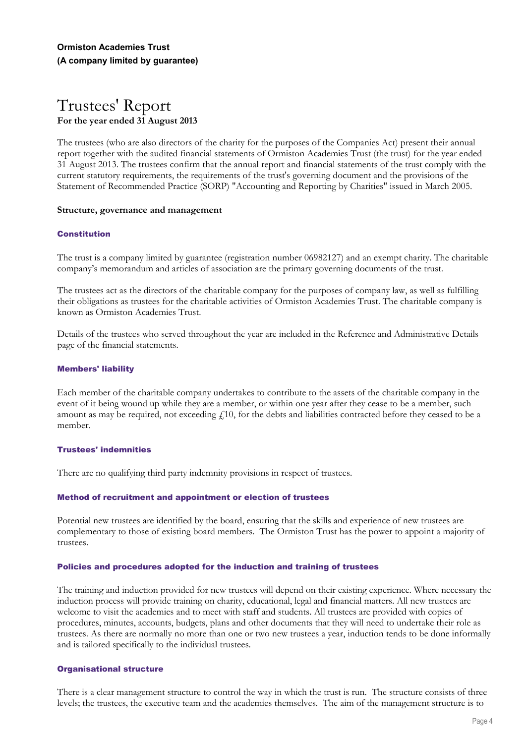**Ormiston Academies Trust**
**(A company limited by guarantee)**

# Trustees' Report
**For the year ended 31 August 2013**

The trustees (who are also directors of the charity for the purposes of the Companies Act) present their annual report together with the audited financial statements of Ormiston Academies Trust (the trust) for the year ended 31 August 2013. The trustees confirm that the annual report and financial statements of the trust comply with the current statutory requirements, the requirements of the trust's governing document and the provisions of the Statement of Recommended Practice (SORP) "Accounting and Reporting by Charities" issued in March 2005.

## Structure, governance and management

### Constitution

The trust is a company limited by guarantee (registration number 06982127) and an exempt charity. The charitable company's memorandum and articles of association are the primary governing documents of the trust.

The trustees act as the directors of the charitable company for the purposes of company law, as well as fulfilling their obligations as trustees for the charitable activities of Ormiston Academies Trust. The charitable company is known as Ormiston Academies Trust.

Details of the trustees who served throughout the year are included in the Reference and Administrative Details page of the financial statements.

### Members' liability

Each member of the charitable company undertakes to contribute to the assets of the charitable company in the event of it being wound up while they are a member, or within one year after they cease to be a member, such amount as may be required, not exceeding £10, for the debts and liabilities contracted before they ceased to be a member.

### Trustees' indemnities

There are no qualifying third party indemnity provisions in respect of trustees.

### Method of recruitment and appointment or election of trustees

Potential new trustees are identified by the board, ensuring that the skills and experience of new trustees are complementary to those of existing board members. The Ormiston Trust has the power to appoint a majority of trustees.

### Policies and procedures adopted for the induction and training of trustees

The training and induction provided for new trustees will depend on their existing experience. Where necessary the induction process will provide training on charity, educational, legal and financial matters. All new trustees are welcome to visit the academies and to meet with staff and students. All trustees are provided with copies of procedures, minutes, accounts, budgets, plans and other documents that they will need to undertake their role as trustees. As there are normally no more than one or two new trustees a year, induction tends to be done informally and is tailored specifically to the individual trustees.

### Organisational structure

There is a clear management structure to control the way in which the trust is run. The structure consists of three levels; the trustees, the executive team and the academies themselves. The aim of the management structure is to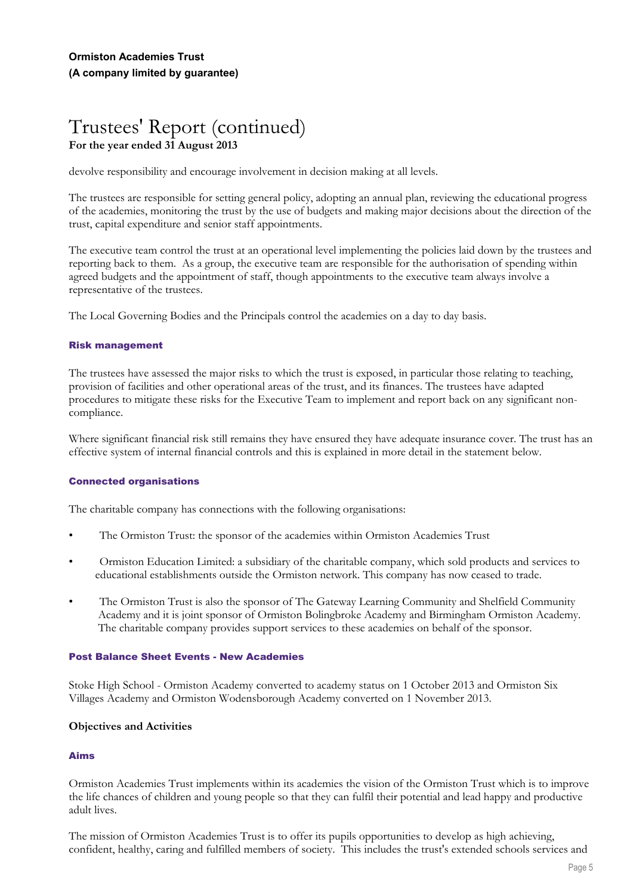devolve responsibility and encourage involvement in decision making at all levels.

The trustees are responsible for setting general policy, adopting an annual plan, reviewing the educational progress of the academies, monitoring the trust by the use of budgets and making major decisions about the direction of the trust, capital expenditure and senior staff appointments.

The executive team control the trust at an operational level implementing the policies laid down by the trustees and reporting back to them. As a group, the executive team are responsible for the authorisation of spending within agreed budgets and the appointment of staff, though appointments to the executive team always involve a representative of the trustees.

The Local Governing Bodies and the Principals control the academies on a day to day basis.

### Risk management

The trustees have assessed the major risks to which the trust is exposed, in particular those relating to teaching, provision of facilities and other operational areas of the trust, and its finances. The trustees have adapted procedures to mitigate these risks for the Executive Team to implement and report back on any significant non-compliance.

Where significant financial risk still remains they have ensured they have adequate insurance cover. The trust has an effective system of internal financial controls and this is explained in more detail in the statement below.

### Connected organisations

The charitable company has connections with the following organisations:

- The Ormiston Trust: the sponsor of the academies within Ormiston Academies Trust
- Ormiston Education Limited: a subsidiary of the charitable company, which sold products and services to educational establishments outside the Ormiston network. This company has now ceased to trade.
- The Ormiston Trust is also the sponsor of The Gateway Learning Community and Shelfield Community Academy and it is joint sponsor of Ormiston Bolingbroke Academy and Birmingham Ormiston Academy. The charitable company provides support services to these academies on behalf of the sponsor.

### Post Balance Sheet Events - New Academies

Stoke High School - Ormiston Academy converted to academy status on 1 October 2013 and Ormiston Six Villages Academy and Ormiston Wodensborough Academy converted on 1 November 2013.

## Objectives and Activities

### Aims

Ormiston Academies Trust implements within its academies the vision of the Ormiston Trust which is to improve the life chances of children and young people so that they can fulfil their potential and lead happy and productive adult lives.

The mission of Ormiston Academies Trust is to offer its pupils opportunities to develop as high achieving, confident, healthy, caring and fulfilled members of society. This includes the trust's extended schools services and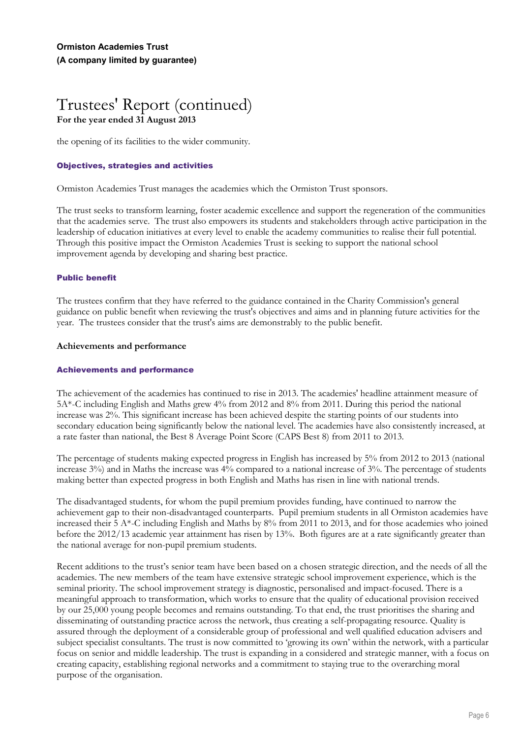the opening of its facilities to the wider community.

### Objectives, strategies and activities

Ormiston Academies Trust manages the academies which the Ormiston Trust sponsors.

The trust seeks to transform learning, foster academic excellence and support the regeneration of the communities that the academies serve. The trust also empowers its students and stakeholders through active participation in the leadership of education initiatives at every level to enable the academy communities to realise their full potential. Through this positive impact the Ormiston Academies Trust is seeking to support the national school improvement agenda by developing and sharing best practice.

### Public benefit

The trustees confirm that they have referred to the guidance contained in the Charity Commission's general guidance on public benefit when reviewing the trust's objectives and aims and in planning future activities for the year. The trustees consider that the trust's aims are demonstrably to the public benefit.

## Achievements and performance

### Achievements and performance

The achievement of the academies has continued to rise in 2013. The academies' headline attainment measure of 5A*-C including English and Maths grew 4% from 2012 and 8% from 2011. During this period the national increase was 2%. This significant increase has been achieved despite the starting points of our students into secondary education being significantly below the national level. The academies have also consistently increased, at a rate faster than national, the Best 8 Average Point Score (CAPS Best 8) from 2011 to 2013.

The percentage of students making expected progress in English has increased by 5% from 2012 to 2013 (national increase 3%) and in Maths the increase was 4% compared to a national increase of 3%. The percentage of students making better than expected progress in both English and Maths has risen in line with national trends.

The disadvantaged students, for whom the pupil premium provides funding, have continued to narrow the achievement gap to their non-disadvantaged counterparts. Pupil premium students in all Ormiston academies have increased their 5 A*-C including English and Maths by 8% from 2011 to 2013, and for those academies who joined before the 2012/13 academic year attainment has risen by 13%. Both figures are at a rate significantly greater than the national average for non-pupil premium students.

Recent additions to the trust's senior team have been based on a chosen strategic direction, and the needs of all the academies. The new members of the team have extensive strategic school improvement experience, which is the seminal priority. The school improvement strategy is diagnostic, personalised and impact-focused. There is a meaningful approach to transformation, which works to ensure that the quality of educational provision received by our 25,000 young people becomes and remains outstanding. To that end, the trust prioritises the sharing and disseminating of outstanding practice across the network, thus creating a self-propagating resource. Quality is assured through the deployment of a considerable group of professional and well qualified education advisers and subject specialist consultants. The trust is now committed to 'growing its own' within the network, with a particular focus on senior and middle leadership. The trust is expanding in a considered and strategic manner, with a focus on creating capacity, establishing regional networks and a commitment to staying true to the overarching moral purpose of the organisation.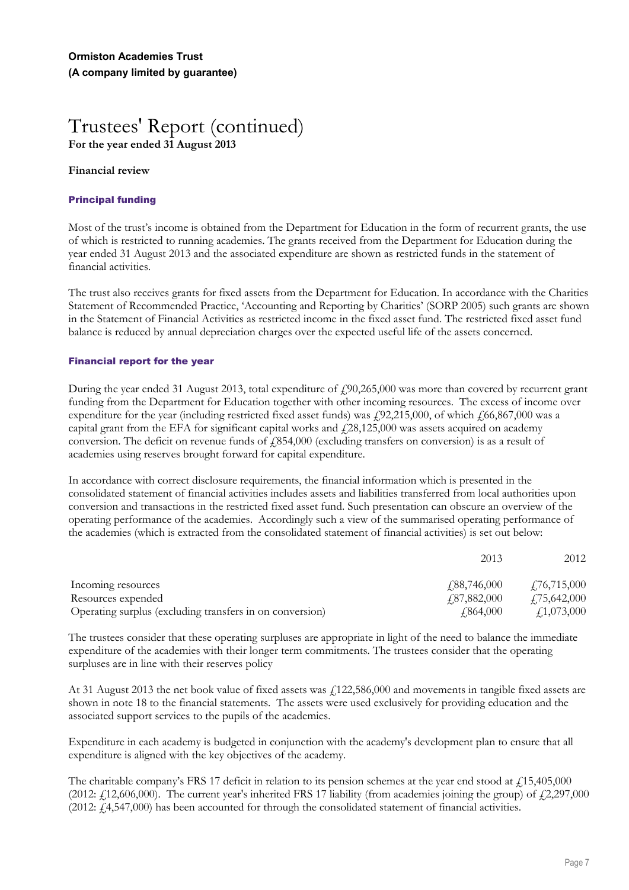**Ormiston Academies Trust**
**(A company limited by guarantee)**

# Trustees' Report (continued)

**For the year ended 31 August 2013**

**Financial review**

### Principal funding

Most of the trust's income is obtained from the Department for Education in the form of recurrent grants, the use of which is restricted to running academies. The grants received from the Department for Education during the year ended 31 August 2013 and the associated expenditure are shown as restricted funds in the statement of financial activities.

The trust also receives grants for fixed assets from the Department for Education. In accordance with the Charities Statement of Recommended Practice, 'Accounting and Reporting by Charities' (SORP 2005) such grants are shown in the Statement of Financial Activities as restricted income in the fixed asset fund. The restricted fixed asset fund balance is reduced by annual depreciation charges over the expected useful life of the assets concerned.

### Financial report for the year

During the year ended 31 August 2013, total expenditure of £90,265,000 was more than covered by recurrent grant funding from the Department for Education together with other incoming resources. The excess of income over expenditure for the year (including restricted fixed asset funds) was £92,215,000, of which £66,867,000 was a capital grant from the EFA for significant capital works and £28,125,000 was assets acquired on academy conversion. The deficit on revenue funds of £854,000 (excluding transfers on conversion) is as a result of academies using reserves brought forward for capital expenditure.

In accordance with correct disclosure requirements, the financial information which is presented in the consolidated statement of financial activities includes assets and liabilities transferred from local authorities upon conversion and transactions in the restricted fixed asset fund. Such presentation can obscure an overview of the operating performance of the academies. Accordingly such a view of the summarised operating performance of the academies (which is extracted from the consolidated statement of financial activities) is set out below:

| | 2013 | 2012 |
|---|---|---|
| Incoming resources | £88,746,000 | £76,715,000 |
| Resources expended | £87,882,000 | £75,642,000 |
| Operating surplus (excluding transfers in on conversion) | £864,000 | £1,073,000 |

The trustees consider that these operating surpluses are appropriate in light of the need to balance the immediate expenditure of the academies with their longer term commitments. The trustees consider that the operating surpluses are in line with their reserves policy

At 31 August 2013 the net book value of fixed assets was £122,586,000 and movements in tangible fixed assets are shown in note 18 to the financial statements. The assets were used exclusively for providing education and the associated support services to the pupils of the academies.

Expenditure in each academy is budgeted in conjunction with the academy's development plan to ensure that all expenditure is aligned with the key objectives of the academy.

The charitable company's FRS 17 deficit in relation to its pension schemes at the year end stood at £15,405,000 (2012: £12,606,000). The current year's inherited FRS 17 liability (from academies joining the group) of £2,297,000 (2012: £4,547,000) has been accounted for through the consolidated statement of financial activities.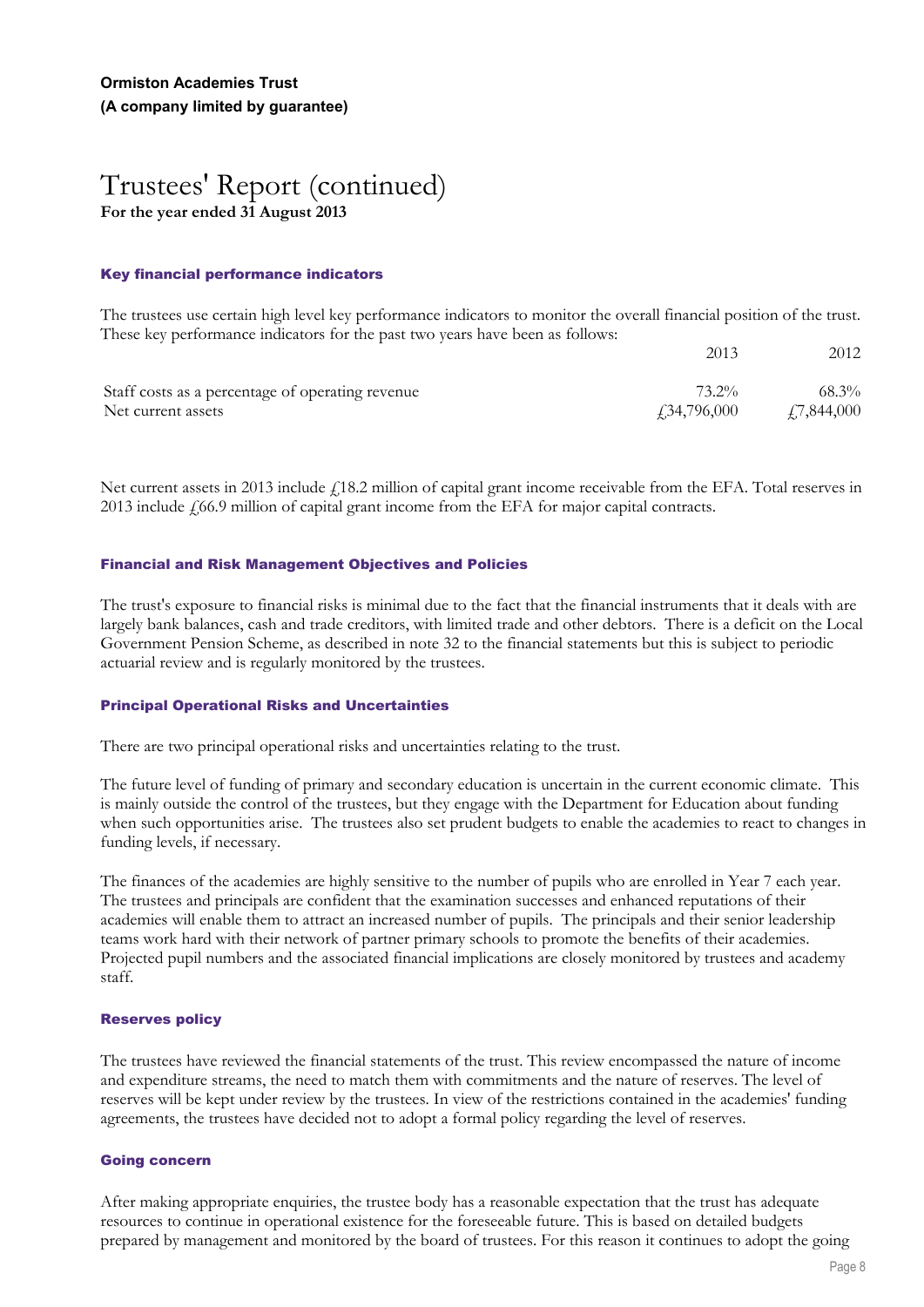**Ormiston Academies Trust**

**(A company limited by guarantee)**

# Trustees' Report (continued)

**For the year ended 31 August 2013**

### Key financial performance indicators

The trustees use certain high level key performance indicators to monitor the overall financial position of the trust. These key performance indicators for the past two years have been as follows:

| | 2013 | 2012 |
|---|---|---|
| Staff costs as a percentage of operating revenue | 73.2% | 68.3% |
| Net current assets | £34,796,000 | £7,844,000 |

Net current assets in 2013 include £18.2 million of capital grant income receivable from the EFA. Total reserves in 2013 include £66.9 million of capital grant income from the EFA for major capital contracts.

### Financial and Risk Management Objectives and Policies

The trust's exposure to financial risks is minimal due to the fact that the financial instruments that it deals with are largely bank balances, cash and trade creditors, with limited trade and other debtors. There is a deficit on the Local Government Pension Scheme, as described in note 32 to the financial statements but this is subject to periodic actuarial review and is regularly monitored by the trustees.

### Principal Operational Risks and Uncertainties

There are two principal operational risks and uncertainties relating to the trust.

The future level of funding of primary and secondary education is uncertain in the current economic climate. This is mainly outside the control of the trustees, but they engage with the Department for Education about funding when such opportunities arise. The trustees also set prudent budgets to enable the academies to react to changes in funding levels, if necessary.

The finances of the academies are highly sensitive to the number of pupils who are enrolled in Year 7 each year. The trustees and principals are confident that the examination successes and enhanced reputations of their academies will enable them to attract an increased number of pupils. The principals and their senior leadership teams work hard with their network of partner primary schools to promote the benefits of their academies. Projected pupil numbers and the associated financial implications are closely monitored by trustees and academy staff.

### Reserves policy

The trustees have reviewed the financial statements of the trust. This review encompassed the nature of income and expenditure streams, the need to match them with commitments and the nature of reserves. The level of reserves will be kept under review by the trustees. In view of the restrictions contained in the academies' funding agreements, the trustees have decided not to adopt a formal policy regarding the level of reserves.

### Going concern

After making appropriate enquiries, the trustee body has a reasonable expectation that the trust has adequate resources to continue in operational existence for the foreseeable future. This is based on detailed budgets prepared by management and monitored by the board of trustees. For this reason it continues to adopt the going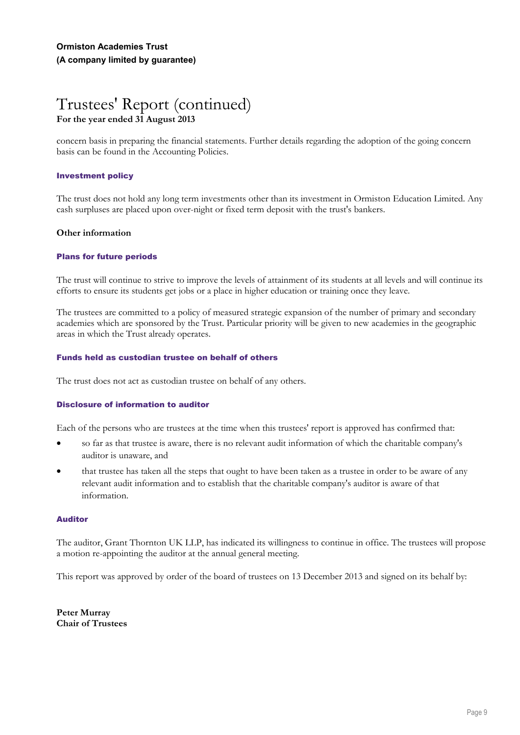**Ormiston Academies Trust**
**(A company limited by guarantee)**

# Trustees' Report (continued)

**For the year ended 31 August 2013**

concern basis in preparing the financial statements. Further details regarding the adoption of the going concern basis can be found in the Accounting Policies.

### Investment policy

The trust does not hold any long term investments other than its investment in Ormiston Education Limited. Any cash surpluses are placed upon over-night or fixed term deposit with the trust's bankers.

## Other information

### Plans for future periods

The trust will continue to strive to improve the levels of attainment of its students at all levels and will continue its efforts to ensure its students get jobs or a place in higher education or training once they leave.

The trustees are committed to a policy of measured strategic expansion of the number of primary and secondary academies which are sponsored by the Trust. Particular priority will be given to new academies in the geographic areas in which the Trust already operates.

### Funds held as custodian trustee on behalf of others

The trust does not act as custodian trustee on behalf of any others.

### Disclosure of information to auditor

Each of the persons who are trustees at the time when this trustees' report is approved has confirmed that:

- so far as that trustee is aware, there is no relevant audit information of which the charitable company's auditor is unaware, and
- that trustee has taken all the steps that ought to have been taken as a trustee in order to be aware of any relevant audit information and to establish that the charitable company's auditor is aware of that information.

### Auditor

The auditor, Grant Thornton UK LLP, has indicated its willingness to continue in office. The trustees will propose a motion re-appointing the auditor at the annual general meeting.

This report was approved by order of the board of trustees on 13 December 2013 and signed on its behalf by:

**Peter Murray**
**Chair of Trustees**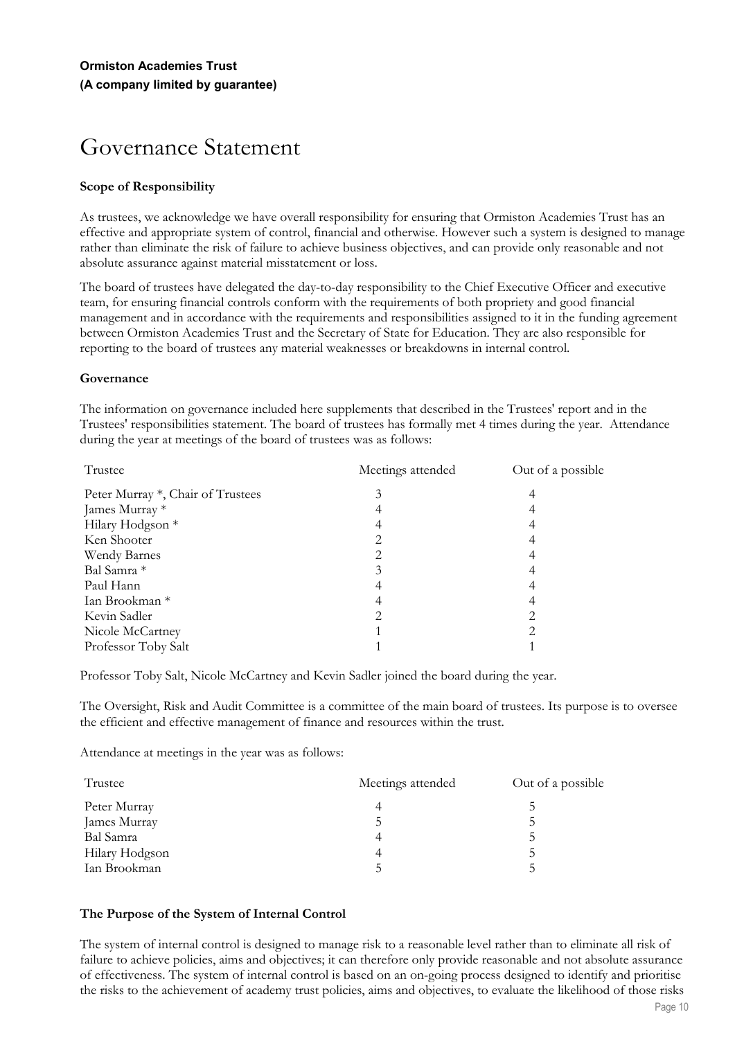**Ormiston Academies Trust**
**(A company limited by guarantee)**

# Governance Statement

**Scope of Responsibility**

As trustees, we acknowledge we have overall responsibility for ensuring that Ormiston Academies Trust has an effective and appropriate system of control, financial and otherwise. However such a system is designed to manage rather than eliminate the risk of failure to achieve business objectives, and can provide only reasonable and not absolute assurance against material misstatement or loss.

The board of trustees have delegated the day-to-day responsibility to the Chief Executive Officer and executive team, for ensuring financial controls conform with the requirements of both propriety and good financial management and in accordance with the requirements and responsibilities assigned to it in the funding agreement between Ormiston Academies Trust and the Secretary of State for Education. They are also responsible for reporting to the board of trustees any material weaknesses or breakdowns in internal control.

**Governance**

The information on governance included here supplements that described in the Trustees' report and in the Trustees' responsibilities statement. The board of trustees has formally met 4 times during the year. Attendance during the year at meetings of the board of trustees was as follows:

| Trustee | Meetings attended | Out of a possible |
|---|---|---|
| Peter Murray *, Chair of Trustees | 3 | 4 |
| James Murray * | 4 | 4 |
| Hilary Hodgson * | 4 | 4 |
| Ken Shooter | 2 | 4 |
| Wendy Barnes | 2 | 4 |
| Bal Samra * | 3 | 4 |
| Paul Hann | 4 | 4 |
| Ian Brookman * | 4 | 4 |
| Kevin Sadler | 2 | 2 |
| Nicole McCartney | 1 | 2 |
| Professor Toby Salt | 1 | 1 |

Professor Toby Salt, Nicole McCartney and Kevin Sadler joined the board during the year.

The Oversight, Risk and Audit Committee is a committee of the main board of trustees. Its purpose is to oversee the efficient and effective management of finance and resources within the trust.

Attendance at meetings in the year was as follows:

| Trustee | Meetings attended | Out of a possible |
|---|---|---|
| Peter Murray | 4 | 5 |
| James Murray | 5 | 5 |
| Bal Samra | 4 | 5 |
| Hilary Hodgson | 4 | 5 |
| Ian Brookman | 5 | 5 |

**The Purpose of the System of Internal Control**

The system of internal control is designed to manage risk to a reasonable level rather than to eliminate all risk of failure to achieve policies, aims and objectives; it can therefore only provide reasonable and not absolute assurance of effectiveness. The system of internal control is based on an on-going process designed to identify and prioritise the risks to the achievement of academy trust policies, aims and objectives, to evaluate the likelihood of those risks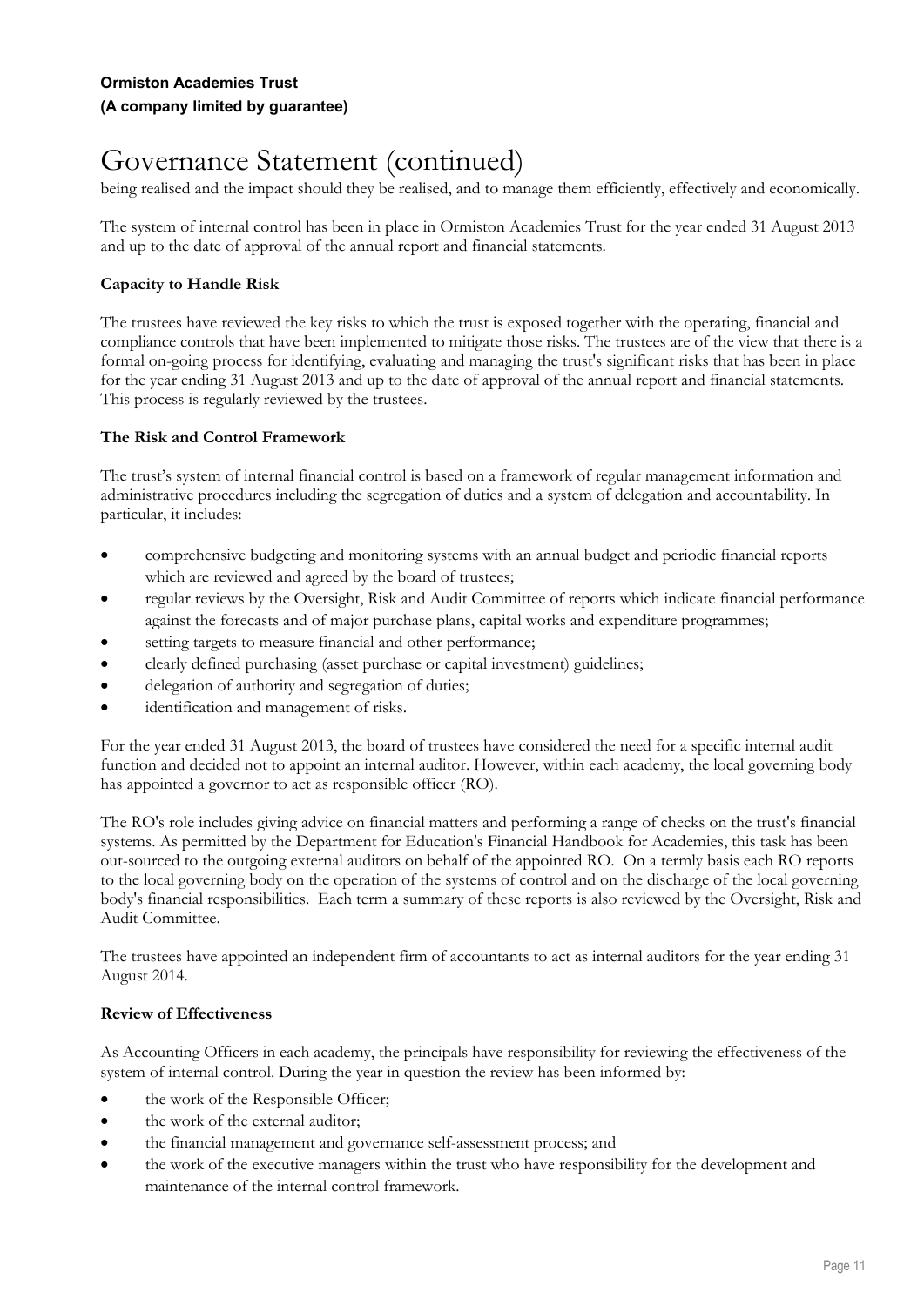# Governance Statement (continued)

being realised and the impact should they be realised, and to manage them efficiently, effectively and economically.

The system of internal control has been in place in Ormiston Academies Trust for the year ended 31 August 2013 and up to the date of approval of the annual report and financial statements.

### Capacity to Handle Risk

The trustees have reviewed the key risks to which the trust is exposed together with the operating, financial and compliance controls that have been implemented to mitigate those risks. The trustees are of the view that there is a formal on-going process for identifying, evaluating and managing the trust's significant risks that has been in place for the year ending 31 August 2013 and up to the date of approval of the annual report and financial statements. This process is regularly reviewed by the trustees.

### The Risk and Control Framework

The trust's system of internal financial control is based on a framework of regular management information and administrative procedures including the segregation of duties and a system of delegation and accountability. In particular, it includes:

- comprehensive budgeting and monitoring systems with an annual budget and periodic financial reports which are reviewed and agreed by the board of trustees;
- regular reviews by the Oversight, Risk and Audit Committee of reports which indicate financial performance against the forecasts and of major purchase plans, capital works and expenditure programmes;
- setting targets to measure financial and other performance;
- clearly defined purchasing (asset purchase or capital investment) guidelines;
- delegation of authority and segregation of duties;
- identification and management of risks.

For the year ended 31 August 2013, the board of trustees have considered the need for a specific internal audit function and decided not to appoint an internal auditor. However, within each academy, the local governing body has appointed a governor to act as responsible officer (RO).

The RO's role includes giving advice on financial matters and performing a range of checks on the trust's financial systems. As permitted by the Department for Education's Financial Handbook for Academies, this task has been out-sourced to the outgoing external auditors on behalf of the appointed RO. On a termly basis each RO reports to the local governing body on the operation of the systems of control and on the discharge of the local governing body's financial responsibilities. Each term a summary of these reports is also reviewed by the Oversight, Risk and Audit Committee.

The trustees have appointed an independent firm of accountants to act as internal auditors for the year ending 31 August 2014.

### Review of Effectiveness

As Accounting Officers in each academy, the principals have responsibility for reviewing the effectiveness of the system of internal control. During the year in question the review has been informed by:

- the work of the Responsible Officer;
- the work of the external auditor;
- the financial management and governance self-assessment process; and
- the work of the executive managers within the trust who have responsibility for the development and maintenance of the internal control framework.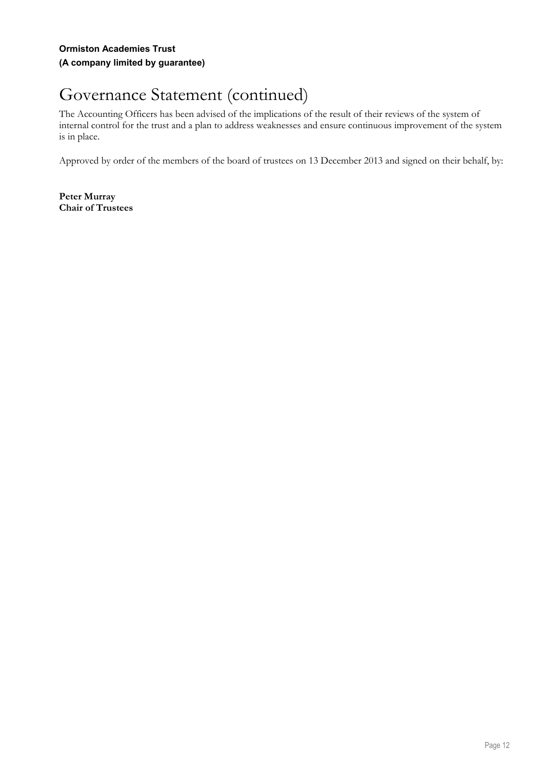# Governance Statement (continued)

The Accounting Officers has been advised of the implications of the result of their reviews of the system of internal control for the trust and a plan to address weaknesses and ensure continuous improvement of the system is in place.

Approved by order of the members of the board of trustees on 13 December 2013 and signed on their behalf, by:

**Peter Murray**
**Chair of Trustees**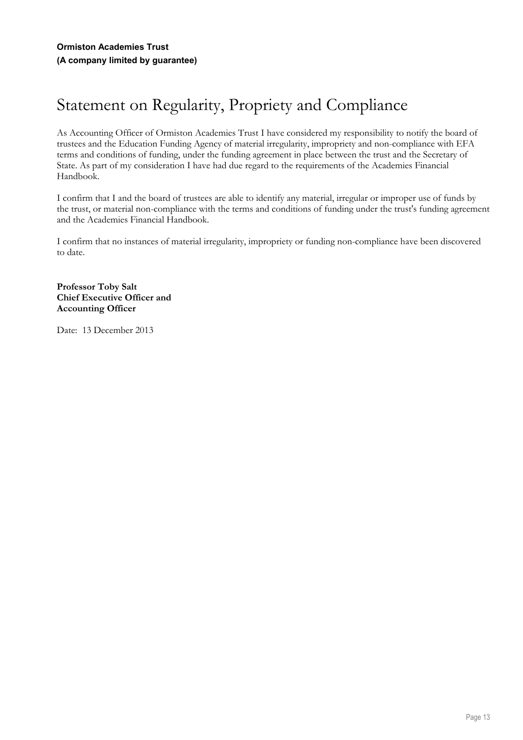**Ormiston Academies Trust**
**(A company limited by guarantee)**

# Statement on Regularity, Propriety and Compliance

As Accounting Officer of Ormiston Academies Trust I have considered my responsibility to notify the board of trustees and the Education Funding Agency of material irregularity, impropriety and non-compliance with EFA terms and conditions of funding, under the funding agreement in place between the trust and the Secretary of State. As part of my consideration I have had due regard to the requirements of the Academies Financial Handbook.

I confirm that I and the board of trustees are able to identify any material, irregular or improper use of funds by the trust, or material non-compliance with the terms and conditions of funding under the trust's funding agreement and the Academies Financial Handbook.

I confirm that no instances of material irregularity, impropriety or funding non-compliance have been discovered to date.

**Professor Toby Salt**
**Chief Executive Officer and**
**Accounting Officer**

Date: 13 December 2013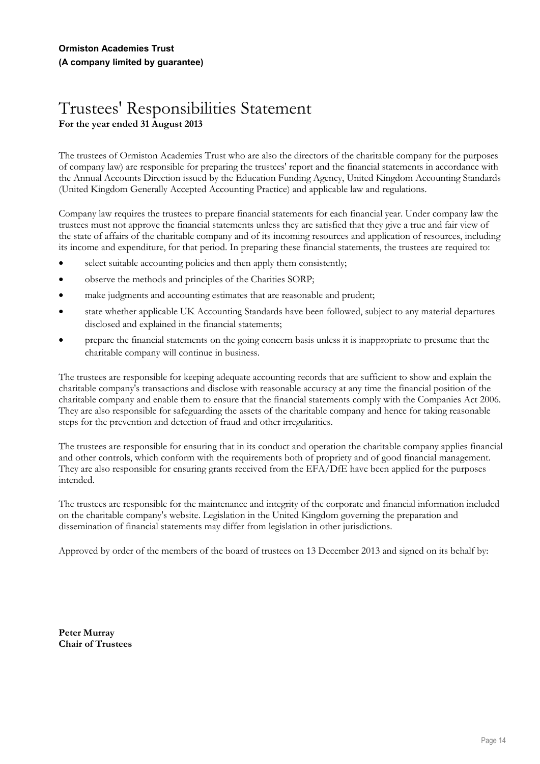**Ormiston Academies Trust**

**(A company limited by guarantee)**

# Trustees' Responsibilities Statement

**For the year ended 31 August 2013**

The trustees of Ormiston Academies Trust who are also the directors of the charitable company for the purposes of company law) are responsible for preparing the trustees' report and the financial statements in accordance with the Annual Accounts Direction issued by the Education Funding Agency, United Kingdom Accounting Standards (United Kingdom Generally Accepted Accounting Practice) and applicable law and regulations.

Company law requires the trustees to prepare financial statements for each financial year. Under company law the trustees must not approve the financial statements unless they are satisfied that they give a true and fair view of the state of affairs of the charitable company and of its incoming resources and application of resources, including its income and expenditure, for that period. In preparing these financial statements, the trustees are required to:

- select suitable accounting policies and then apply them consistently;
- observe the methods and principles of the Charities SORP;
- make judgments and accounting estimates that are reasonable and prudent;
- state whether applicable UK Accounting Standards have been followed, subject to any material departures disclosed and explained in the financial statements;
- prepare the financial statements on the going concern basis unless it is inappropriate to presume that the charitable company will continue in business.

The trustees are responsible for keeping adequate accounting records that are sufficient to show and explain the charitable company's transactions and disclose with reasonable accuracy at any time the financial position of the charitable company and enable them to ensure that the financial statements comply with the Companies Act 2006. They are also responsible for safeguarding the assets of the charitable company and hence for taking reasonable steps for the prevention and detection of fraud and other irregularities.

The trustees are responsible for ensuring that in its conduct and operation the charitable company applies financial and other controls, which conform with the requirements both of propriety and of good financial management. They are also responsible for ensuring grants received from the EFA/DfE have been applied for the purposes intended.

The trustees are responsible for the maintenance and integrity of the corporate and financial information included on the charitable company's website. Legislation in the United Kingdom governing the preparation and dissemination of financial statements may differ from legislation in other jurisdictions.

Approved by order of the members of the board of trustees on 13 December 2013 and signed on its behalf by:

**Peter Murray**
**Chair of Trustees**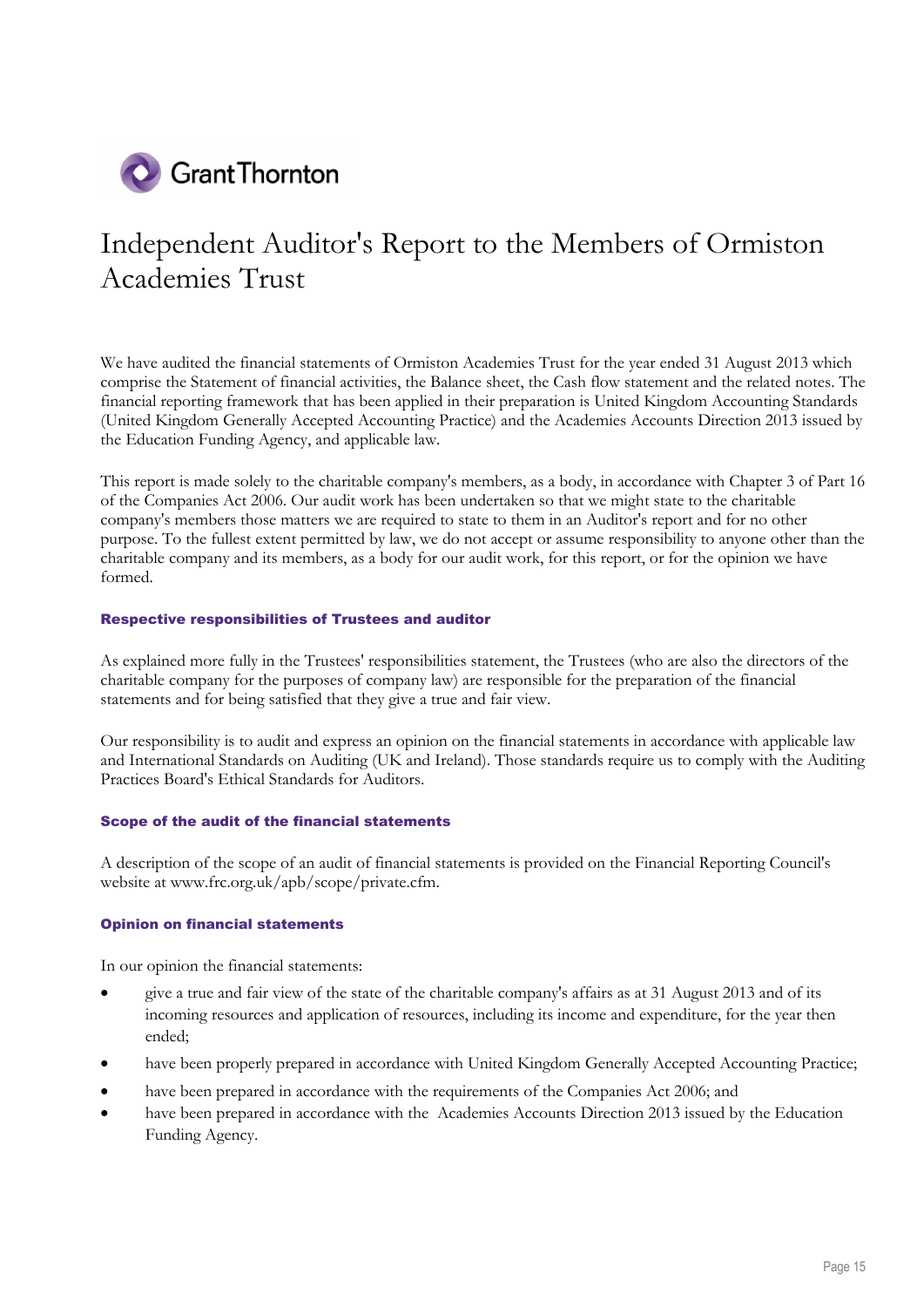Grant Thornton

# Independent Auditor's Report to the Members of Ormiston Academies Trust

We have audited the financial statements of Ormiston Academies Trust for the year ended 31 August 2013 which comprise the Statement of financial activities, the Balance sheet, the Cash flow statement and the related notes. The financial reporting framework that has been applied in their preparation is United Kingdom Accounting Standards (United Kingdom Generally Accepted Accounting Practice) and the Academies Accounts Direction 2013 issued by the Education Funding Agency, and applicable law.

This report is made solely to the charitable company's members, as a body, in accordance with Chapter 3 of Part 16 of the Companies Act 2006. Our audit work has been undertaken so that we might state to the charitable company's members those matters we are required to state to them in an Auditor's report and for no other purpose. To the fullest extent permitted by law, we do not accept or assume responsibility to anyone other than the charitable company and its members, as a body for our audit work, for this report, or for the opinion we have formed.

### Respective responsibilities of Trustees and auditor

As explained more fully in the Trustees' responsibilities statement, the Trustees (who are also the directors of the charitable company for the purposes of company law) are responsible for the preparation of the financial statements and for being satisfied that they give a true and fair view.

Our responsibility is to audit and express an opinion on the financial statements in accordance with applicable law and International Standards on Auditing (UK and Ireland). Those standards require us to comply with the Auditing Practices Board's Ethical Standards for Auditors.

### Scope of the audit of the financial statements

A description of the scope of an audit of financial statements is provided on the Financial Reporting Council's website at www.frc.org.uk/apb/scope/private.cfm.

### Opinion on financial statements

In our opinion the financial statements:

- give a true and fair view of the state of the charitable company's affairs as at 31 August 2013 and of its incoming resources and application of resources, including its income and expenditure, for the year then ended;
- have been properly prepared in accordance with United Kingdom Generally Accepted Accounting Practice;
- have been prepared in accordance with the requirements of the Companies Act 2006; and
- have been prepared in accordance with the Academies Accounts Direction 2013 issued by the Education Funding Agency.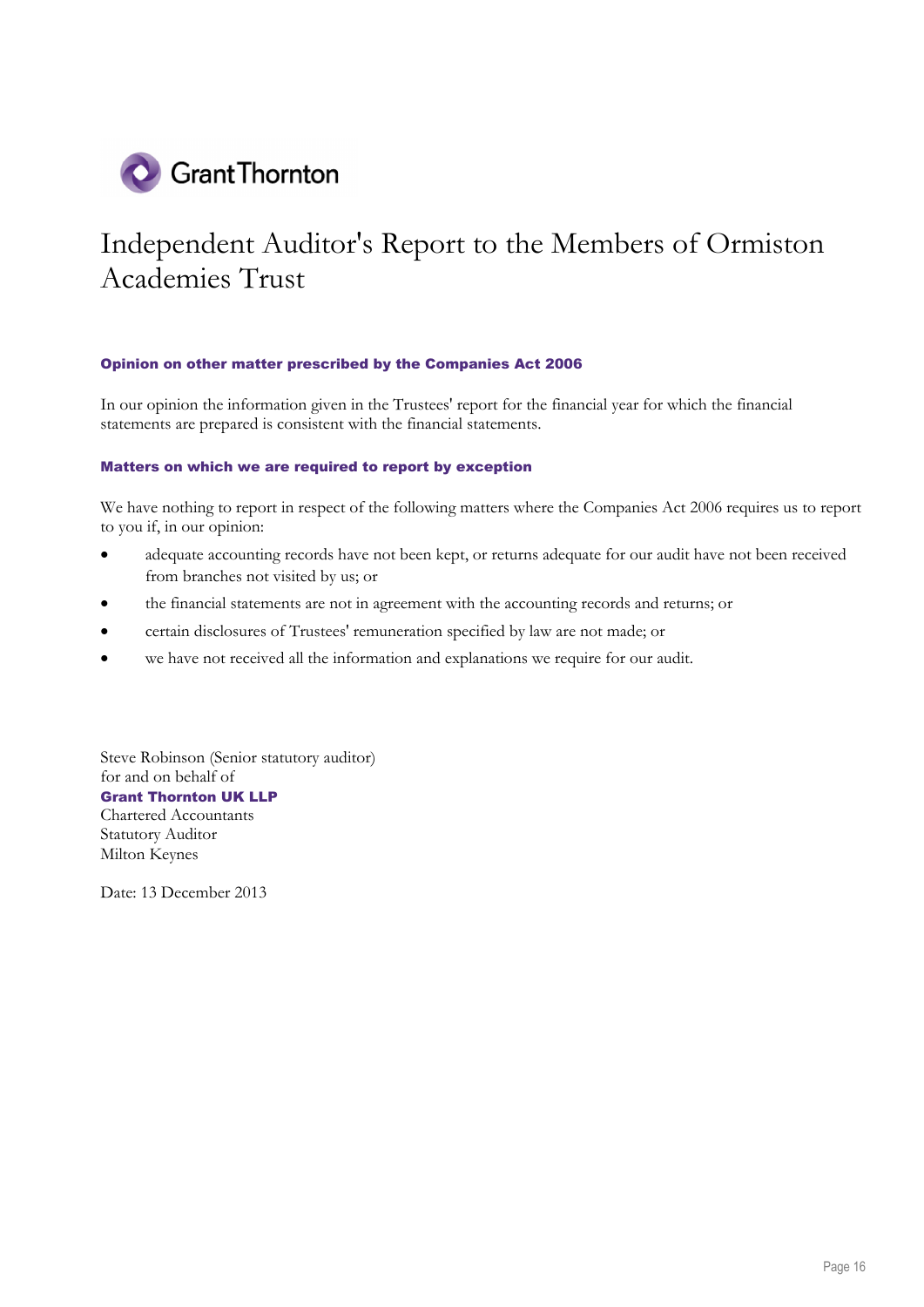# Independent Auditor's Report to the Members of Ormiston Academies Trust

### Opinion on other matter prescribed by the Companies Act 2006

In our opinion the information given in the Trustees' report for the financial year for which the financial statements are prepared is consistent with the financial statements.

### Matters on which we are required to report by exception

We have nothing to report in respect of the following matters where the Companies Act 2006 requires us to report to you if, in our opinion:

- adequate accounting records have not been kept, or returns adequate for our audit have not been received from branches not visited by us; or
- the financial statements are not in agreement with the accounting records and returns; or
- certain disclosures of Trustees' remuneration specified by law are not made; or
- we have not received all the information and explanations we require for our audit.

Steve Robinson (Senior statutory auditor)
for and on behalf of
**Grant Thornton UK LLP**
Chartered Accountants
Statutory Auditor
Milton Keynes

Date: 13 December 2013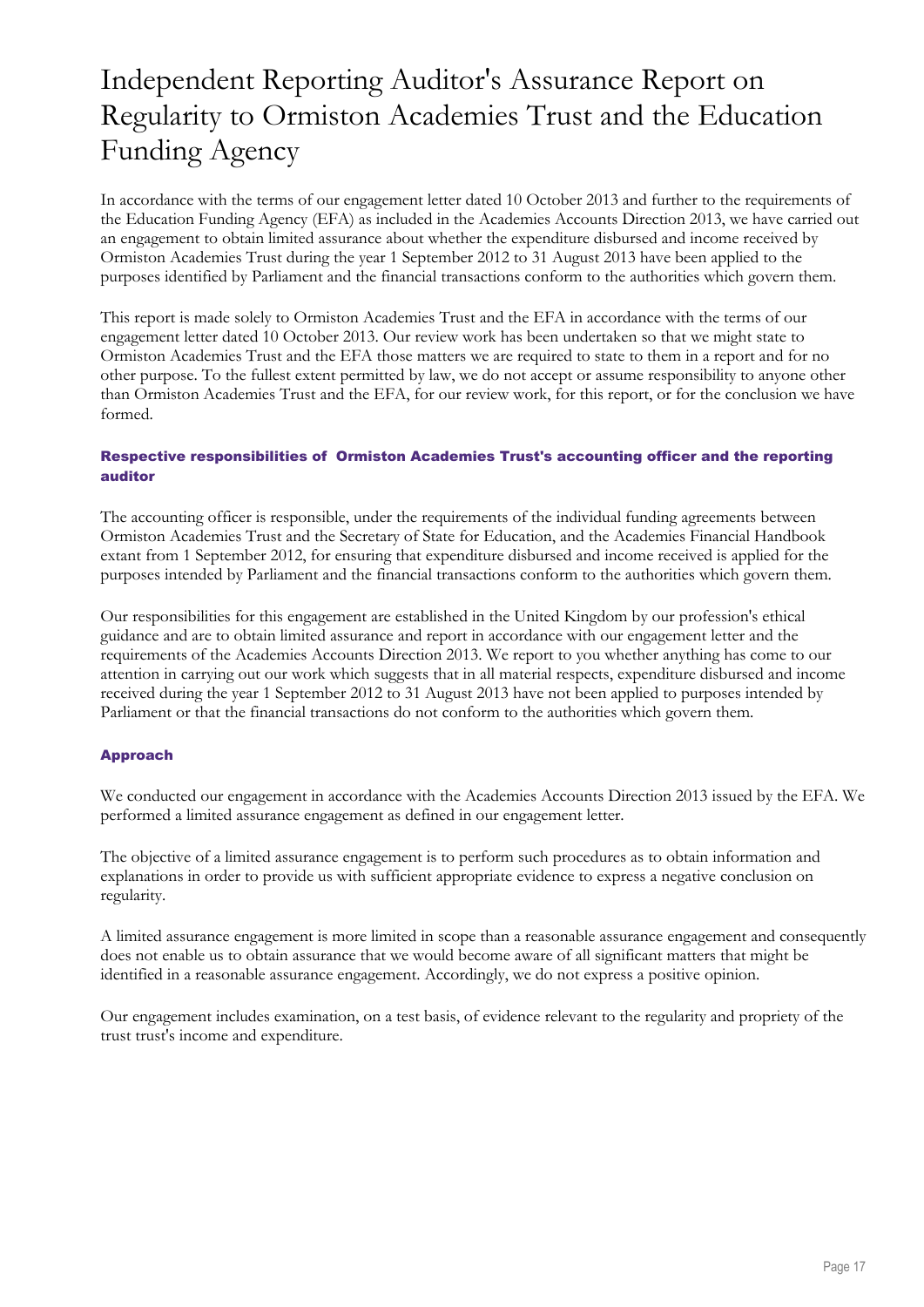# Independent Reporting Auditor's Assurance Report on Regularity to Ormiston Academies Trust and the Education Funding Agency

In accordance with the terms of our engagement letter dated 10 October 2013 and further to the requirements of the Education Funding Agency (EFA) as included in the Academies Accounts Direction 2013, we have carried out an engagement to obtain limited assurance about whether the expenditure disbursed and income received by Ormiston Academies Trust during the year 1 September 2012 to 31 August 2013 have been applied to the purposes identified by Parliament and the financial transactions conform to the authorities which govern them.

This report is made solely to Ormiston Academies Trust and the EFA in accordance with the terms of our engagement letter dated 10 October 2013. Our review work has been undertaken so that we might state to Ormiston Academies Trust and the EFA those matters we are required to state to them in a report and for no other purpose. To the fullest extent permitted by law, we do not accept or assume responsibility to anyone other than Ormiston Academies Trust and the EFA, for our review work, for this report, or for the conclusion we have formed.

### Respective responsibilities of Ormiston Academies Trust's accounting officer and the reporting auditor

The accounting officer is responsible, under the requirements of the individual funding agreements between Ormiston Academies Trust and the Secretary of State for Education, and the Academies Financial Handbook extant from 1 September 2012, for ensuring that expenditure disbursed and income received is applied for the purposes intended by Parliament and the financial transactions conform to the authorities which govern them.

Our responsibilities for this engagement are established in the United Kingdom by our profession's ethical guidance and are to obtain limited assurance and report in accordance with our engagement letter and the requirements of the Academies Accounts Direction 2013. We report to you whether anything has come to our attention in carrying out our work which suggests that in all material respects, expenditure disbursed and income received during the year 1 September 2012 to 31 August 2013 have not been applied to purposes intended by Parliament or that the financial transactions do not conform to the authorities which govern them.

### Approach

We conducted our engagement in accordance with the Academies Accounts Direction 2013 issued by the EFA. We performed a limited assurance engagement as defined in our engagement letter.

The objective of a limited assurance engagement is to perform such procedures as to obtain information and explanations in order to provide us with sufficient appropriate evidence to express a negative conclusion on regularity.

A limited assurance engagement is more limited in scope than a reasonable assurance engagement and consequently does not enable us to obtain assurance that we would become aware of all significant matters that might be identified in a reasonable assurance engagement. Accordingly, we do not express a positive opinion.

Our engagement includes examination, on a test basis, of evidence relevant to the regularity and propriety of the trust trust's income and expenditure.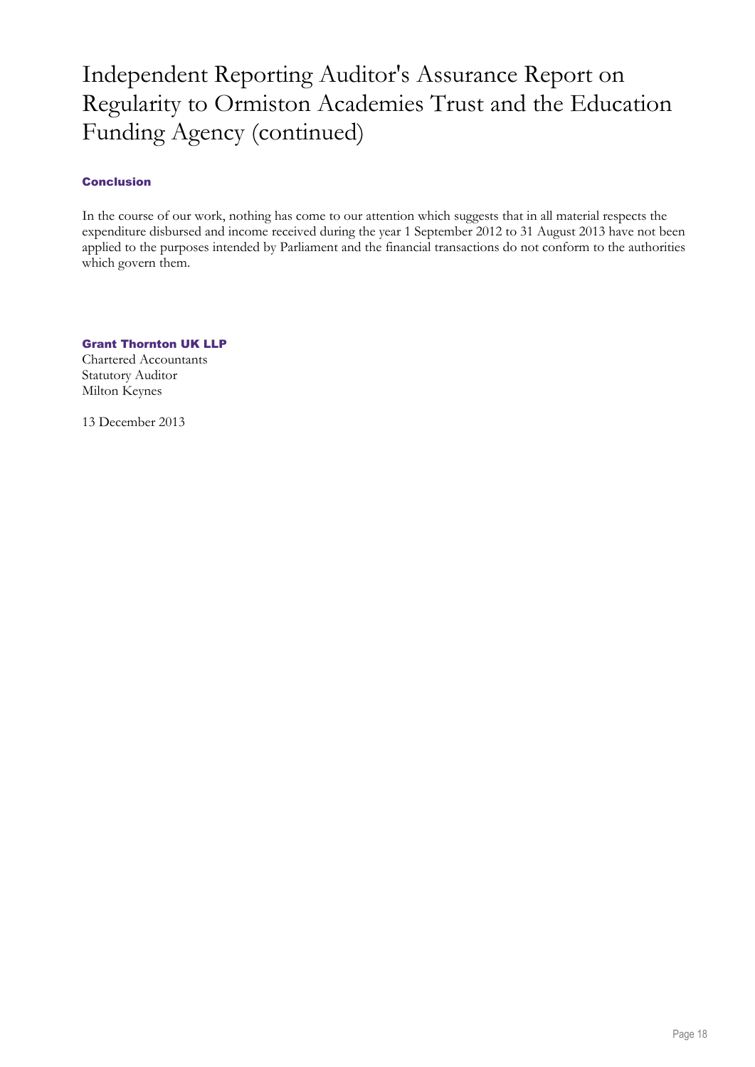# Independent Reporting Auditor's Assurance Report on Regularity to Ormiston Academies Trust and the Education Funding Agency (continued)

### Conclusion

In the course of our work, nothing has come to our attention which suggests that in all material respects the expenditure disbursed and income received during the year 1 September 2012 to 31 August 2013 have not been applied to the purposes intended by Parliament and the financial transactions do not conform to the authorities which govern them.

**Grant Thornton UK LLP**
Chartered Accountants
Statutory Auditor
Milton Keynes

13 December 2013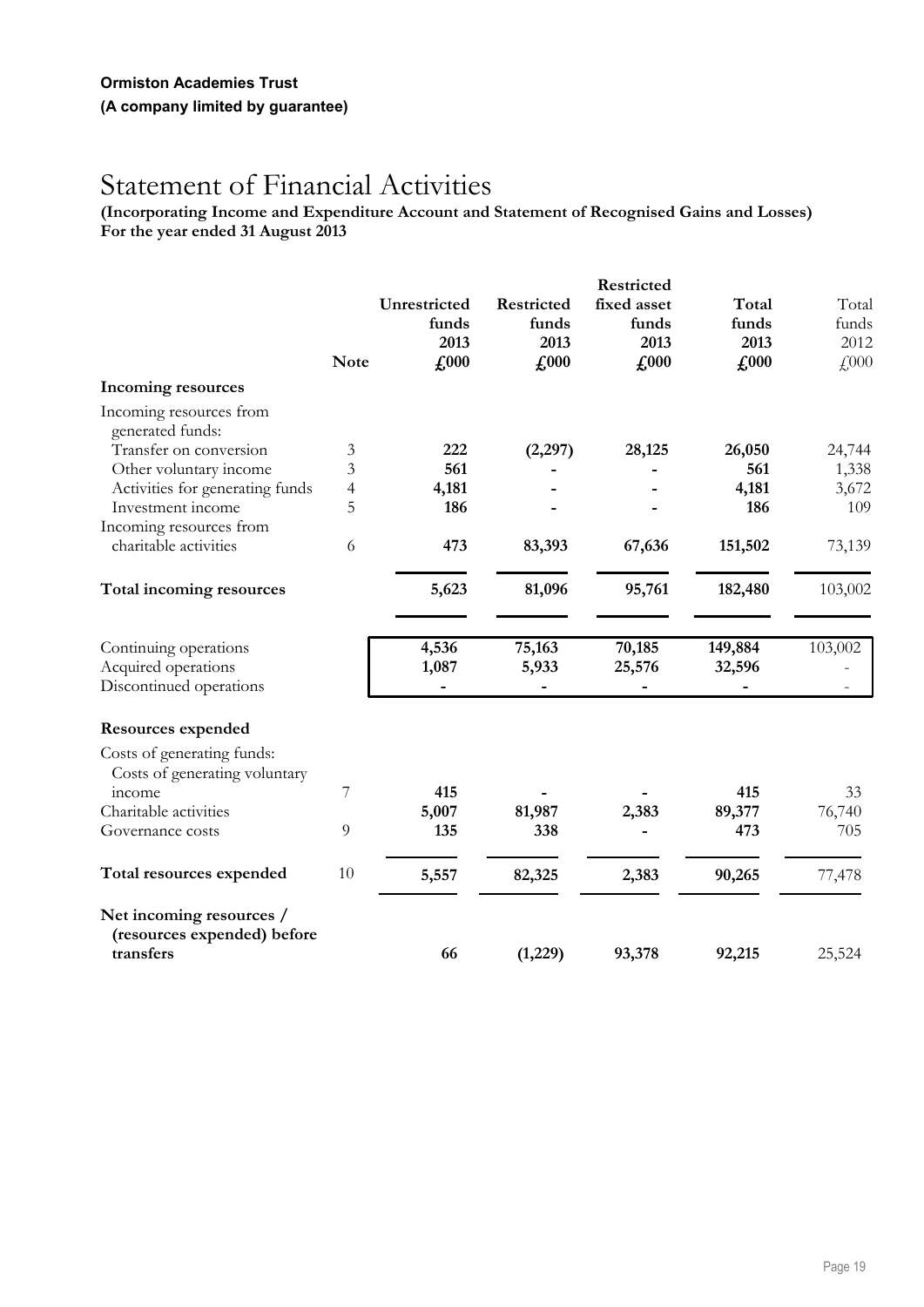**Ormiston Academies Trust**

**(A company limited by guarantee)**

# Statement of Financial Activities

**(Incorporating Income and Expenditure Account and Statement of Recognised Gains and Losses)**
**For the year ended 31 August 2013**

| | Note | Unrestricted funds 2013 £000 | Restricted funds 2013 £000 | Restricted fixed asset funds 2013 £000 | Total funds 2013 £000 | Total funds 2012 £000 |
|---|---|---|---|---|---|---|
| **Incoming resources** | | | | | | |
| Incoming resources from generated funds: | | | | | | |
| Transfer on conversion | 3 | **222** | **(2,297)** | **28,125** | **26,050** | 24,744 |
| Other voluntary income | 3 | **561** | **-** | **-** | **561** | 1,338 |
| Activities for generating funds | 4 | **4,181** | **-** | **-** | **4,181** | 3,672 |
| Investment income | 5 | **186** | **-** | **-** | **186** | 109 |
| Incoming resources from charitable activities | 6 | **473** | **83,393** | **67,636** | **151,502** | 73,139 |
| **Total incoming resources** | | **5,623** | **81,096** | **95,761** | **182,480** | 103,002 |
| Continuing operations | | **4,536** | **75,163** | **70,185** | **149,884** | 103,002 |
| Acquired operations | | **1,087** | **5,933** | **25,576** | **32,596** | - |
| Discontinued operations | | **-** | **-** | **-** | **-** | - |
| **Resources expended** | | | | | | |
| Costs of generating funds: | | | | | | |
| Costs of generating voluntary income | 7 | **415** | **-** | **-** | **415** | 33 |
| Charitable activities | | **5,007** | **81,987** | **2,383** | **89,377** | 76,740 |
| Governance costs | 9 | **135** | **338** | **-** | **473** | 705 |
| **Total resources expended** | 10 | **5,557** | **82,325** | **2,383** | **90,265** | 77,478 |
| **Net incoming resources / (resources expended) before transfers** | | **66** | **(1,229)** | **93,378** | **92,215** | 25,524 |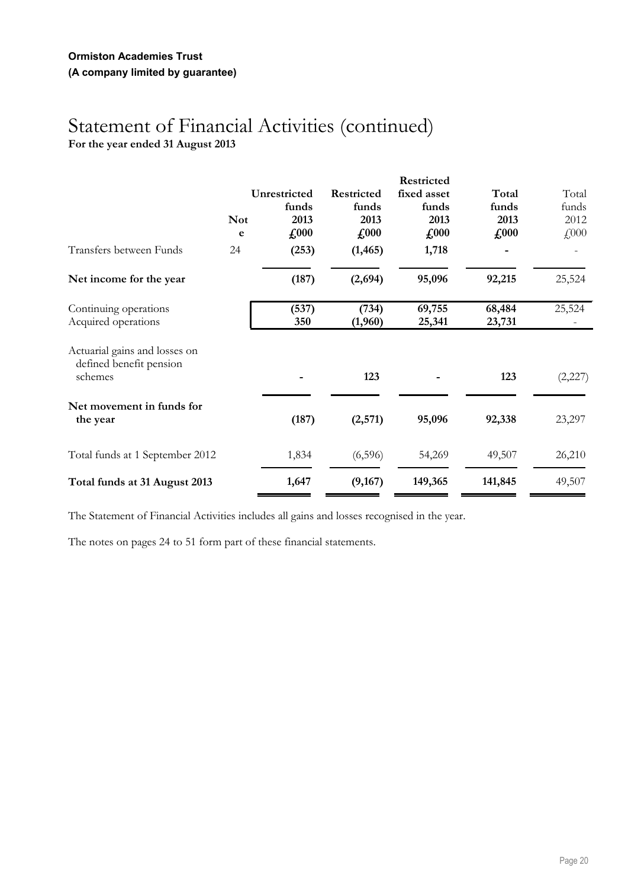**Ormiston Academies Trust**
**(A company limited by guarantee)**

# Statement of Financial Activities (continued)

**For the year ended 31 August 2013**

| | Note | Unrestricted funds 2013 £000 | Restricted funds 2013 £000 | Restricted fixed asset funds 2013 £000 | Total funds 2013 £000 | Total funds 2012 £000 |
|---|---|---|---|---|---|---|
| Transfers between Funds | 24 | **(253)** | **(1,465)** | **1,718** | **-** | - |
| **Net income for the year** | | **(187)** | **(2,694)** | **95,096** | **92,215** | 25,524 |
| Continuing operations | | **(537)** | **(734)** | **69,755** | **68,484** | 25,524 |
| Acquired operations | | **350** | **(1,960)** | **25,341** | **23,731** | - |
| Actuarial gains and losses on defined benefit pension schemes | | **-** | **123** | **-** | **123** | (2,227) |
| **Net movement in funds for the year** | | **(187)** | **(2,571)** | **95,096** | **92,338** | 23,297 |
| Total funds at 1 September 2012 | | 1,834 | (6,596) | 54,269 | 49,507 | 26,210 |
| **Total funds at 31 August 2013** | | **1,647** | **(9,167)** | **149,365** | **141,845** | 49,507 |

The Statement of Financial Activities includes all gains and losses recognised in the year.

The notes on pages 24 to 51 form part of these financial statements.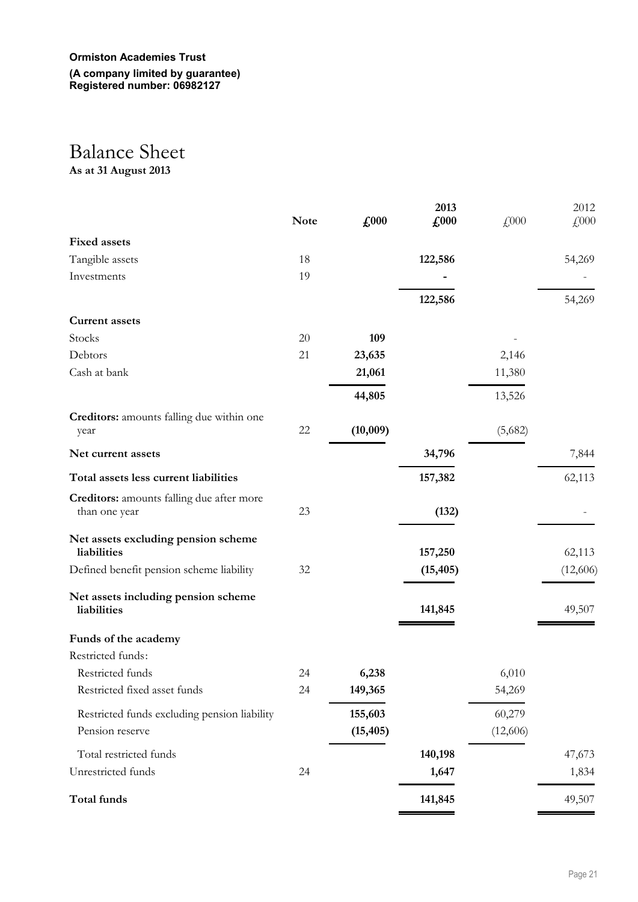**Ormiston Academies Trust**

**(A company limited by guarantee)**
**Registered number: 06982127**

# Balance Sheet

**As at 31 August 2013**

| | Note | £000 | 2013 £000 | £000 | 2012 £000 |
|---|---|---|---|---|---|
| **Fixed assets** | | | | | |
| Tangible assets | 18 | | **122,586** | | 54,269 |
| Investments | 19 | | **-** | | - |
| | | | **122,586** | | 54,269 |
| **Current assets** | | | | | |
| Stocks | 20 | **109** | | - | |
| Debtors | 21 | **23,635** | | 2,146 | |
| Cash at bank | | **21,061** | | 11,380 | |
| | | **44,805** | | 13,526 | |
| **Creditors:** amounts falling due within one year | 22 | **(10,009)** | | (5,682) | |
| **Net current assets** | | | **34,796** | | 7,844 |
| **Total assets less current liabilities** | | | **157,382** | | 62,113 |
| **Creditors:** amounts falling due after more than one year | 23 | | **(132)** | | - |
| **Net assets excluding pension scheme liabilities** | | | **157,250** | | 62,113 |
| Defined benefit pension scheme liability | 32 | | **(15,405)** | | (12,606) |
| **Net assets including pension scheme liabilities** | | | **141,845** | | 49,507 |
| **Funds of the academy** | | | | | |
| Restricted funds: | | | | | |
| Restricted funds | 24 | **6,238** | | 6,010 | |
| Restricted fixed asset funds | 24 | **149,365** | | 54,269 | |
| Restricted funds excluding pension liability | | **155,603** | | 60,279 | |
| Pension reserve | | **(15,405)** | | (12,606) | |
| Total restricted funds | | | **140,198** | | 47,673 |
| Unrestricted funds | 24 | | **1,647** | | 1,834 |
| **Total funds** | | | **141,845** | | 49,507 |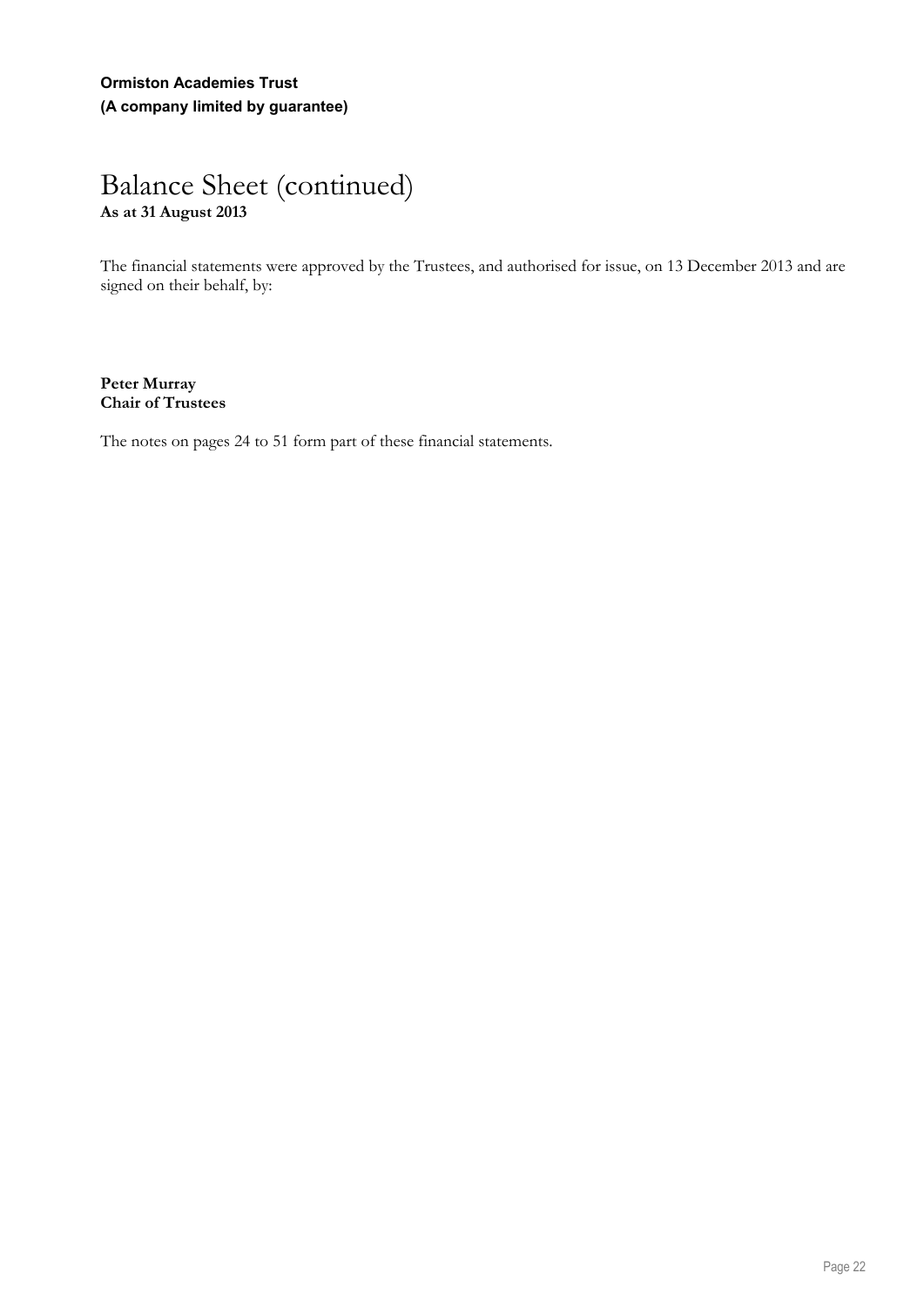**Ormiston Academies Trust**
**(A company limited by guarantee)**

# Balance Sheet (continued)
**As at 31 August 2013**

The financial statements were approved by the Trustees, and authorised for issue, on 13 December 2013 and are signed on their behalf, by:

**Peter Murray**
**Chair of Trustees**

The notes on pages 24 to 51 form part of these financial statements.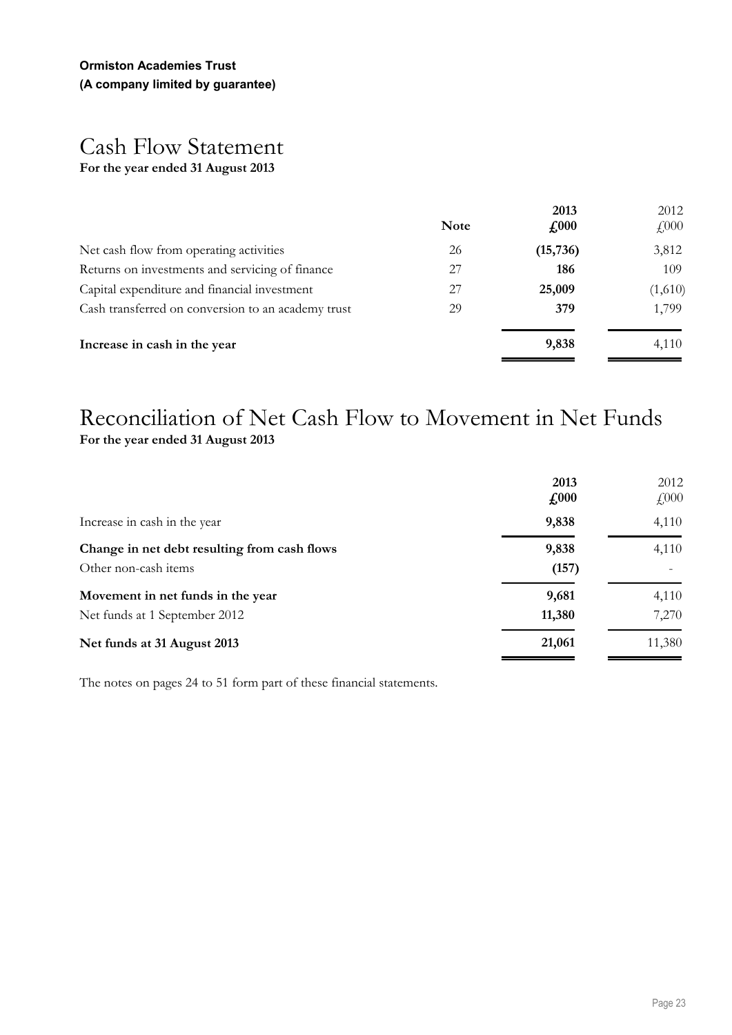**Ormiston Academies Trust**
**(A company limited by guarantee)**

# Cash Flow Statement

**For the year ended 31 August 2013**

| | Note | 2013 £000 | 2012 £000 |
|---|---|---|---|
| Net cash flow from operating activities | 26 | **(15,736)** | 3,812 |
| Returns on investments and servicing of finance | 27 | **186** | 109 |
| Capital expenditure and financial investment | 27 | **25,009** | (1,610) |
| Cash transferred on conversion to an academy trust | 29 | **379** | 1,799 |
| **Increase in cash in the year** | | **9,838** | 4,110 |

# Reconciliation of Net Cash Flow to Movement in Net Funds

**For the year ended 31 August 2013**

| | 2013 £000 | 2012 £000 |
|---|---|---|
| Increase in cash in the year | **9,838** | 4,110 |
| **Change in net debt resulting from cash flows** | **9,838** | 4,110 |
| Other non-cash items | **(157)** | - |
| **Movement in net funds in the year** | **9,681** | 4,110 |
| Net funds at 1 September 2012 | **11,380** | 7,270 |
| **Net funds at 31 August 2013** | **21,061** | 11,380 |

The notes on pages 24 to 51 form part of these financial statements.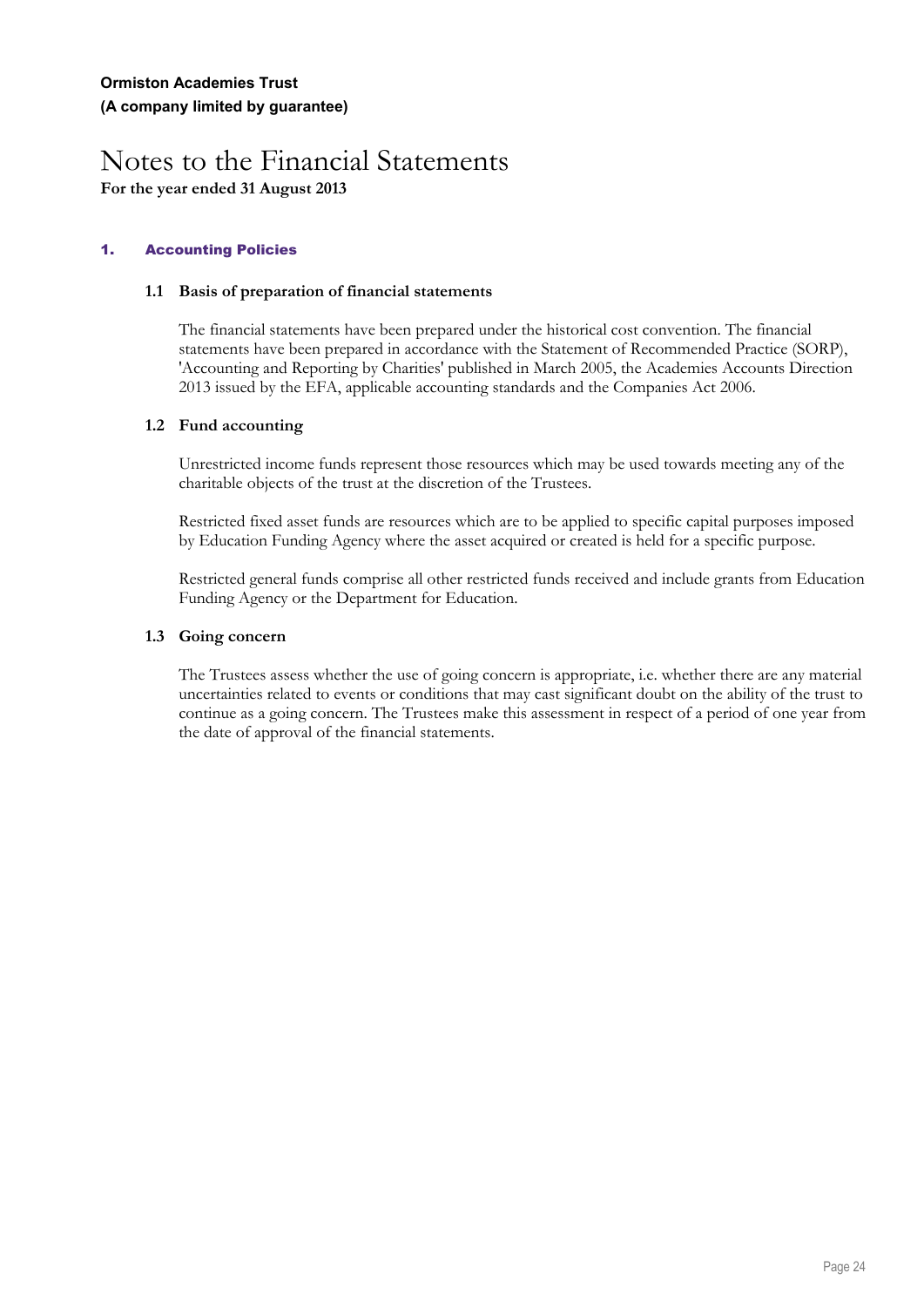**Ormiston Academies Trust**
**(A company limited by guarantee)**

# Notes to the Financial Statements

**For the year ended 31 August 2013**

## 1. Accounting Policies

### 1.1 Basis of preparation of financial statements

The financial statements have been prepared under the historical cost convention. The financial statements have been prepared in accordance with the Statement of Recommended Practice (SORP), 'Accounting and Reporting by Charities' published in March 2005, the Academies Accounts Direction 2013 issued by the EFA, applicable accounting standards and the Companies Act 2006.

### 1.2 Fund accounting

Unrestricted income funds represent those resources which may be used towards meeting any of the charitable objects of the trust at the discretion of the Trustees.

Restricted fixed asset funds are resources which are to be applied to specific capital purposes imposed by Education Funding Agency where the asset acquired or created is held for a specific purpose.

Restricted general funds comprise all other restricted funds received and include grants from Education Funding Agency or the Department for Education.

### 1.3 Going concern

The Trustees assess whether the use of going concern is appropriate, i.e. whether there are any material uncertainties related to events or conditions that may cast significant doubt on the ability of the trust to continue as a going concern. The Trustees make this assessment in respect of a period of one year from the date of approval of the financial statements.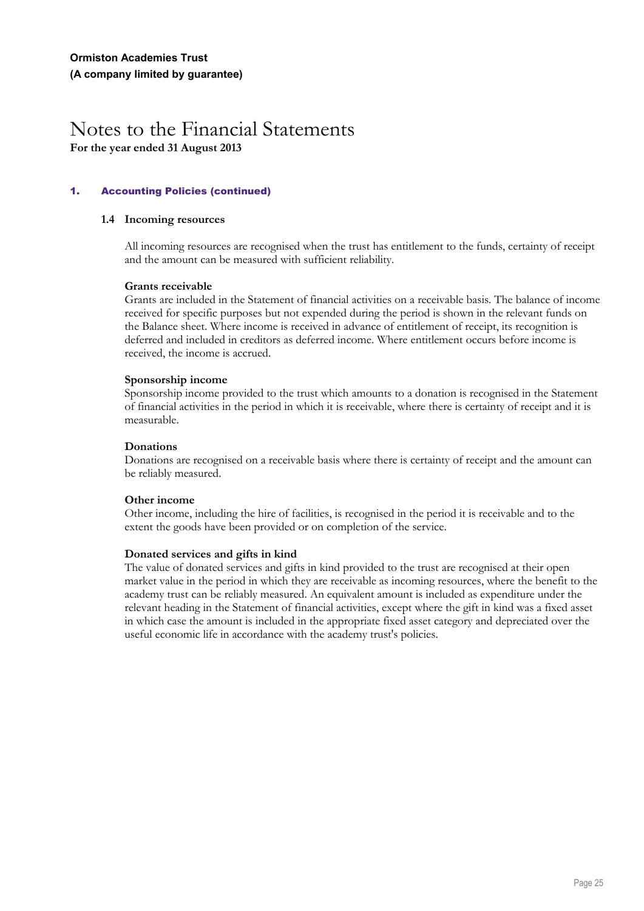**Ormiston Academies Trust**
**(A company limited by guarantee)**

# Notes to the Financial Statements
**For the year ended 31 August 2013**

## 1. Accounting Policies (continued)

### 1.4 Incoming resources

All incoming resources are recognised when the trust has entitlement to the funds, certainty of receipt and the amount can be measured with sufficient reliability.

**Grants receivable**
Grants are included in the Statement of financial activities on a receivable basis. The balance of income received for specific purposes but not expended during the period is shown in the relevant funds on the Balance sheet. Where income is received in advance of entitlement of receipt, its recognition is deferred and included in creditors as deferred income. Where entitlement occurs before income is received, the income is accrued.

**Sponsorship income**
Sponsorship income provided to the trust which amounts to a donation is recognised in the Statement of financial activities in the period in which it is receivable, where there is certainty of receipt and it is measurable.

**Donations**
Donations are recognised on a receivable basis where there is certainty of receipt and the amount can be reliably measured.

**Other income**
Other income, including the hire of facilities, is recognised in the period it is receivable and to the extent the goods have been provided or on completion of the service.

**Donated services and gifts in kind**
The value of donated services and gifts in kind provided to the trust are recognised at their open market value in the period in which they are receivable as incoming resources, where the benefit to the academy trust can be reliably measured. An equivalent amount is included as expenditure under the relevant heading in the Statement of financial activities, except where the gift in kind was a fixed asset in which case the amount is included in the appropriate fixed asset category and depreciated over the useful economic life in accordance with the academy trust's policies.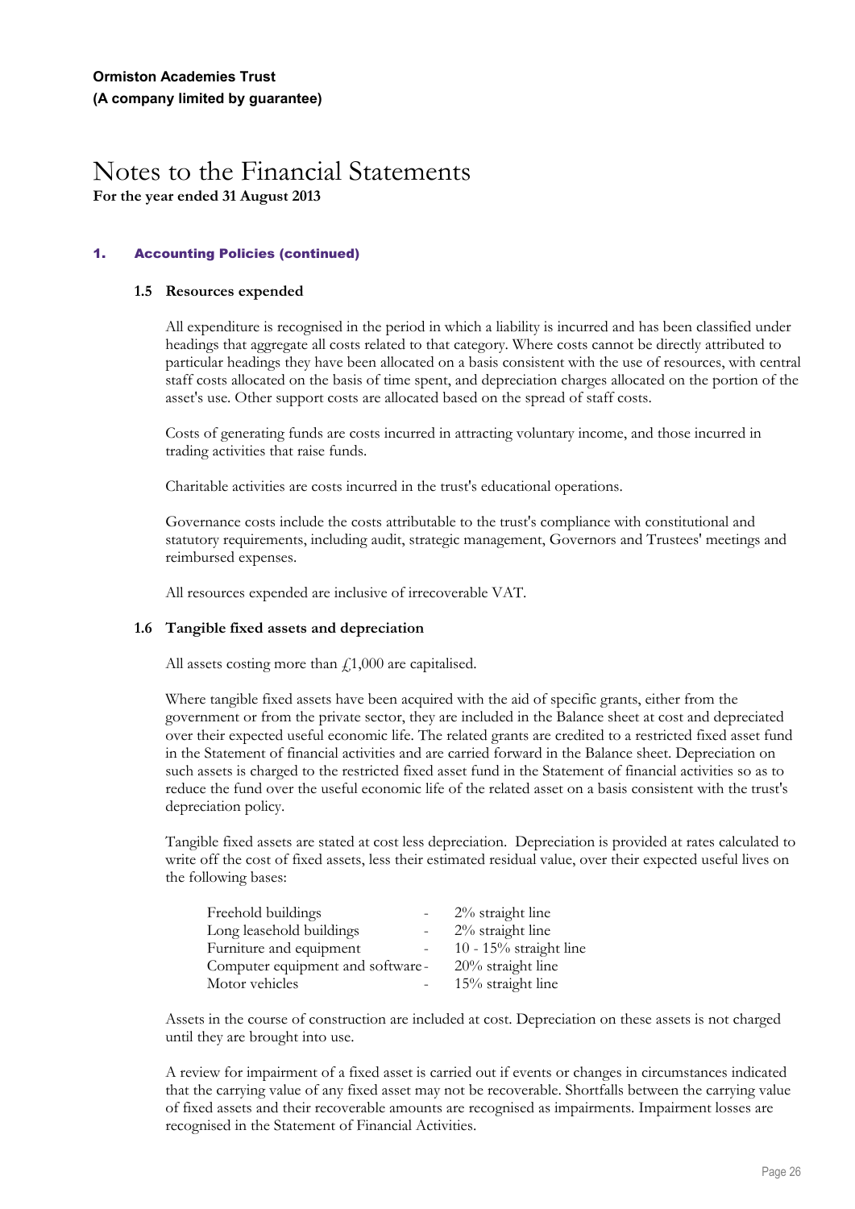**Ormiston Academies Trust**
**(A company limited by guarantee)**

# Notes to the Financial Statements
**For the year ended 31 August 2013**

## 1. Accounting Policies (continued)

### 1.5 Resources expended

All expenditure is recognised in the period in which a liability is incurred and has been classified under headings that aggregate all costs related to that category. Where costs cannot be directly attributed to particular headings they have been allocated on a basis consistent with the use of resources, with central staff costs allocated on the basis of time spent, and depreciation charges allocated on the portion of the asset's use. Other support costs are allocated based on the spread of staff costs.

Costs of generating funds are costs incurred in attracting voluntary income, and those incurred in trading activities that raise funds.

Charitable activities are costs incurred in the trust's educational operations.

Governance costs include the costs attributable to the trust's compliance with constitutional and statutory requirements, including audit, strategic management, Governors and Trustees' meetings and reimbursed expenses.

All resources expended are inclusive of irrecoverable VAT.

### 1.6 Tangible fixed assets and depreciation

All assets costing more than £1,000 are capitalised.

Where tangible fixed assets have been acquired with the aid of specific grants, either from the government or from the private sector, they are included in the Balance sheet at cost and depreciated over their expected useful economic life. The related grants are credited to a restricted fixed asset fund in the Statement of financial activities and are carried forward in the Balance sheet. Depreciation on such assets is charged to the restricted fixed asset fund in the Statement of financial activities so as to reduce the fund over the useful economic life of the related asset on a basis consistent with the trust's depreciation policy.

Tangible fixed assets are stated at cost less depreciation. Depreciation is provided at rates calculated to write off the cost of fixed assets, less their estimated residual value, over their expected useful lives on the following bases:

| | | |
|---|---|---|
| Freehold buildings | - | 2% straight line |
| Long leasehold buildings | - | 2% straight line |
| Furniture and equipment | - | 10 - 15% straight line |
| Computer equipment and software | - | 20% straight line |
| Motor vehicles | - | 15% straight line |

Assets in the course of construction are included at cost. Depreciation on these assets is not charged until they are brought into use.

A review for impairment of a fixed asset is carried out if events or changes in circumstances indicated that the carrying value of any fixed asset may not be recoverable. Shortfalls between the carrying value of fixed assets and their recoverable amounts are recognised as impairments. Impairment losses are recognised in the Statement of Financial Activities.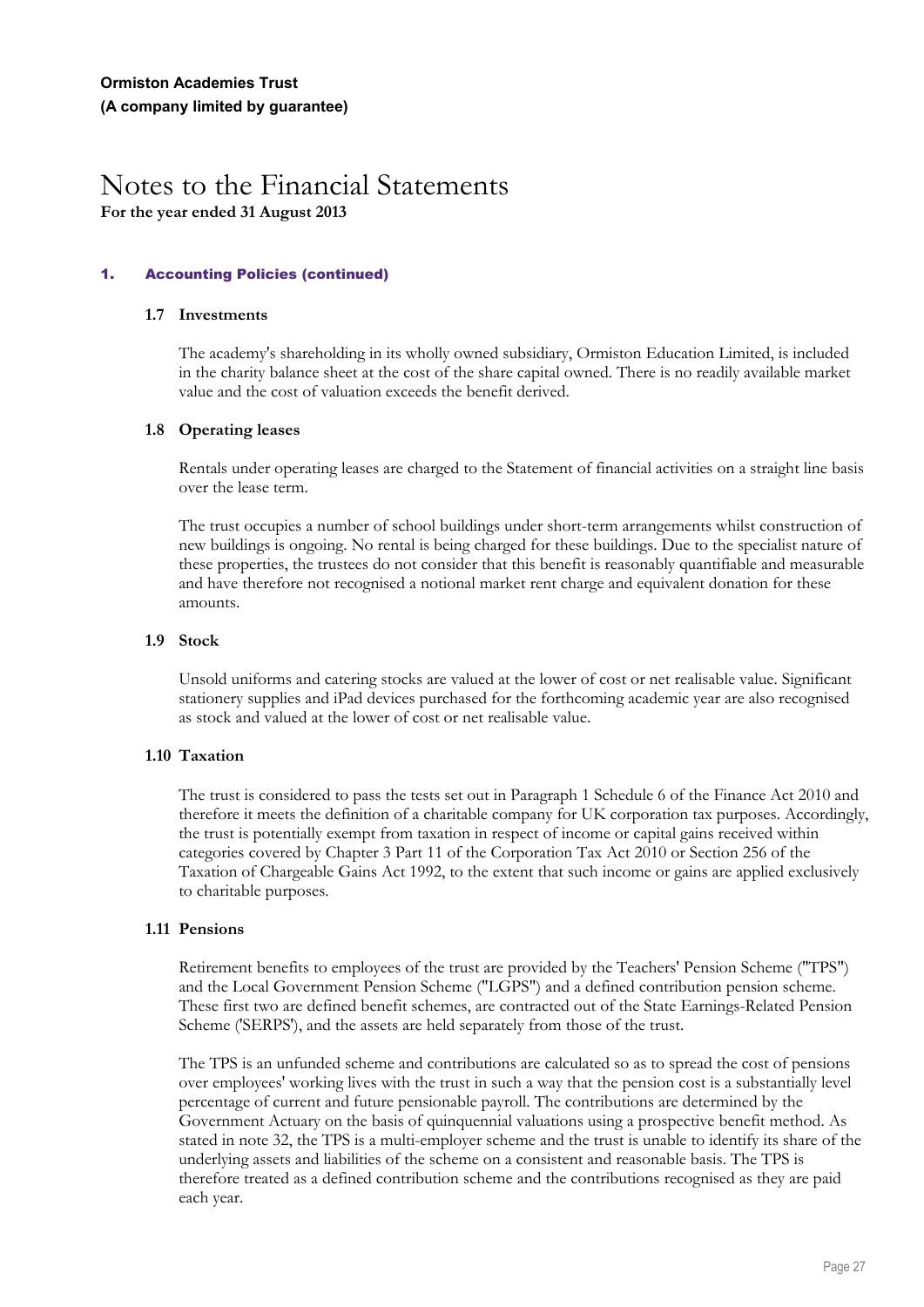**Ormiston Academies Trust**
**(A company limited by guarantee)**

# Notes to the Financial Statements

**For the year ended 31 August 2013**

## 1. Accounting Policies (continued)

### 1.7 Investments

The academy's shareholding in its wholly owned subsidiary, Ormiston Education Limited, is included in the charity balance sheet at the cost of the share capital owned. There is no readily available market value and the cost of valuation exceeds the benefit derived.

### 1.8 Operating leases

Rentals under operating leases are charged to the Statement of financial activities on a straight line basis over the lease term.

The trust occupies a number of school buildings under short-term arrangements whilst construction of new buildings is ongoing. No rental is being charged for these buildings. Due to the specialist nature of these properties, the trustees do not consider that this benefit is reasonably quantifiable and measurable and have therefore not recognised a notional market rent charge and equivalent donation for these amounts.

### 1.9 Stock

Unsold uniforms and catering stocks are valued at the lower of cost or net realisable value. Significant stationery supplies and iPad devices purchased for the forthcoming academic year are also recognised as stock and valued at the lower of cost or net realisable value.

### 1.10 Taxation

The trust is considered to pass the tests set out in Paragraph 1 Schedule 6 of the Finance Act 2010 and therefore it meets the definition of a charitable company for UK corporation tax purposes. Accordingly, the trust is potentially exempt from taxation in respect of income or capital gains received within categories covered by Chapter 3 Part 11 of the Corporation Tax Act 2010 or Section 256 of the Taxation of Chargeable Gains Act 1992, to the extent that such income or gains are applied exclusively to charitable purposes.

### 1.11 Pensions

Retirement benefits to employees of the trust are provided by the Teachers' Pension Scheme ("TPS") and the Local Government Pension Scheme ("LGPS") and a defined contribution pension scheme. These first two are defined benefit schemes, are contracted out of the State Earnings-Related Pension Scheme ('SERPS'), and the assets are held separately from those of the trust.

The TPS is an unfunded scheme and contributions are calculated so as to spread the cost of pensions over employees' working lives with the trust in such a way that the pension cost is a substantially level percentage of current and future pensionable payroll. The contributions are determined by the Government Actuary on the basis of quinquennial valuations using a prospective benefit method. As stated in note 32, the TPS is a multi-employer scheme and the trust is unable to identify its share of the underlying assets and liabilities of the scheme on a consistent and reasonable basis. The TPS is therefore treated as a defined contribution scheme and the contributions recognised as they are paid each year.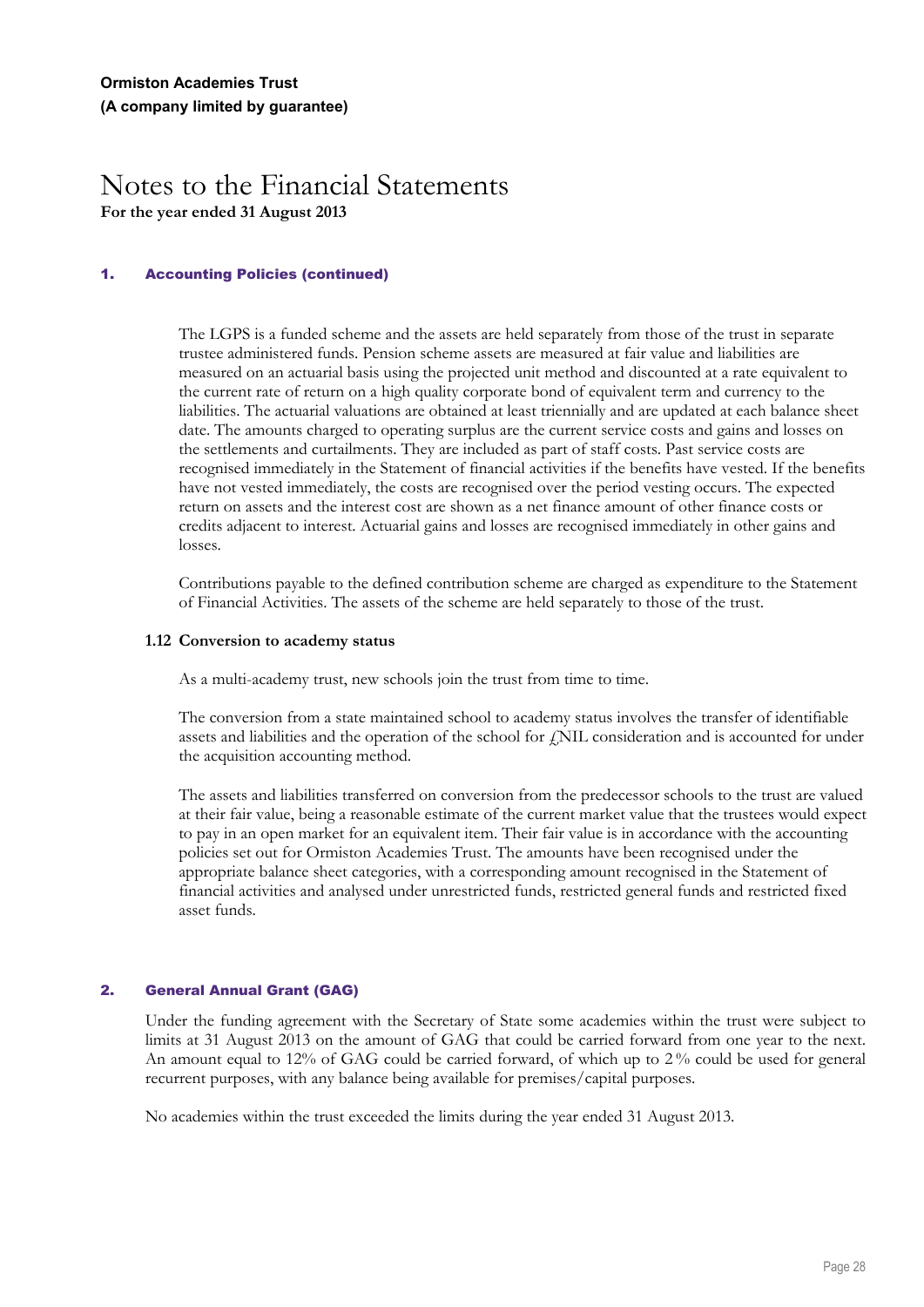**Ormiston Academies Trust**
**(A company limited by guarantee)**

# Notes to the Financial Statements
**For the year ended 31 August 2013**

## 1. Accounting Policies (continued)

The LGPS is a funded scheme and the assets are held separately from those of the trust in separate trustee administered funds. Pension scheme assets are measured at fair value and liabilities are measured on an actuarial basis using the projected unit method and discounted at a rate equivalent to the current rate of return on a high quality corporate bond of equivalent term and currency to the liabilities. The actuarial valuations are obtained at least triennially and are updated at each balance sheet date. The amounts charged to operating surplus are the current service costs and gains and losses on the settlements and curtailments. They are included as part of staff costs. Past service costs are recognised immediately in the Statement of financial activities if the benefits have vested. If the benefits have not vested immediately, the costs are recognised over the period vesting occurs. The expected return on assets and the interest cost are shown as a net finance amount of other finance costs or credits adjacent to interest. Actuarial gains and losses are recognised immediately in other gains and losses.

Contributions payable to the defined contribution scheme are charged as expenditure to the Statement of Financial Activities. The assets of the scheme are held separately to those of the trust.

### 1.12 Conversion to academy status

As a multi-academy trust, new schools join the trust from time to time.

The conversion from a state maintained school to academy status involves the transfer of identifiable assets and liabilities and the operation of the school for £NIL consideration and is accounted for under the acquisition accounting method.

The assets and liabilities transferred on conversion from the predecessor schools to the trust are valued at their fair value, being a reasonable estimate of the current market value that the trustees would expect to pay in an open market for an equivalent item. Their fair value is in accordance with the accounting policies set out for Ormiston Academies Trust. The amounts have been recognised under the appropriate balance sheet categories, with a corresponding amount recognised in the Statement of financial activities and analysed under unrestricted funds, restricted general funds and restricted fixed asset funds.

## 2. General Annual Grant (GAG)

Under the funding agreement with the Secretary of State some academies within the trust were subject to limits at 31 August 2013 on the amount of GAG that could be carried forward from one year to the next. An amount equal to 12% of GAG could be carried forward, of which up to 2% could be used for general recurrent purposes, with any balance being available for premises/capital purposes.

No academies within the trust exceeded the limits during the year ended 31 August 2013.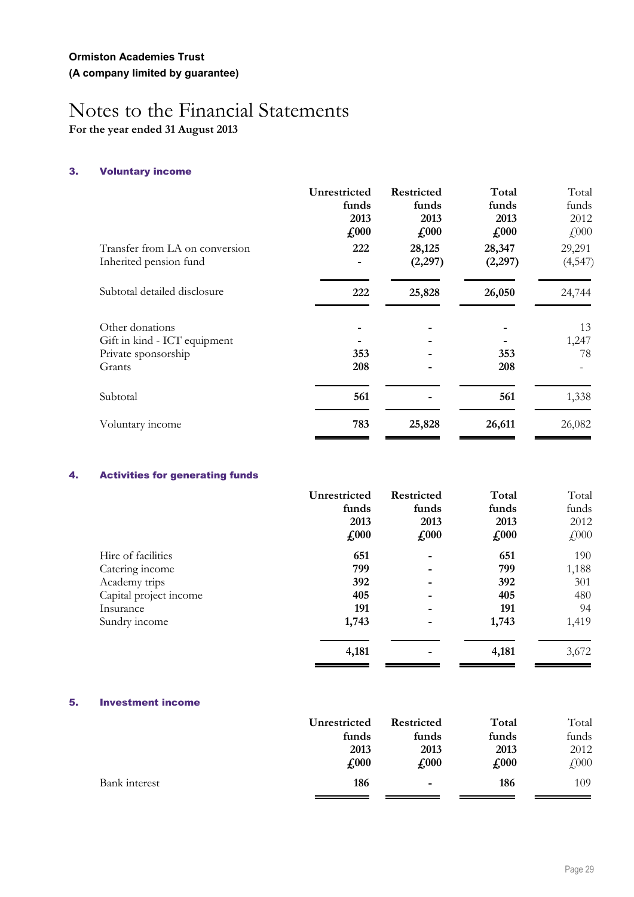**Ormiston Academies Trust**

**(A company limited by guarantee)**

# Notes to the Financial Statements

**For the year ended 31 August 2013**

## 3. Voluntary income

| | Unrestricted funds 2013 £000 | Restricted funds 2013 £000 | Total funds 2013 £000 | Total funds 2012 £000 |
|---|---|---|---|---|
| Transfer from LA on conversion | 222 | 28,125 | 28,347 | 29,291 |
| Inherited pension fund | - | (2,297) | (2,297) | (4,547) |
| Subtotal detailed disclosure | 222 | 25,828 | 26,050 | 24,744 |
| Other donations | - | - | - | 13 |
| Gift in kind - ICT equipment | - | - | - | 1,247 |
| Private sponsorship | 353 | - | 353 | 78 |
| Grants | 208 | - | 208 | - |
| Subtotal | 561 | - | 561 | 1,338 |
| Voluntary income | 783 | 25,828 | 26,611 | 26,082 |

## 4. Activities for generating funds

| | Unrestricted funds 2013 £000 | Restricted funds 2013 £000 | Total funds 2013 £000 | Total funds 2012 £000 |
|---|---|---|---|---|
| Hire of facilities | 651 | - | 651 | 190 |
| Catering income | 799 | - | 799 | 1,188 |
| Academy trips | 392 | - | 392 | 301 |
| Capital project income | 405 | - | 405 | 480 |
| Insurance | 191 | - | 191 | 94 |
| Sundry income | 1,743 | - | 1,743 | 1,419 |
| | 4,181 | - | 4,181 | 3,672 |

## 5. Investment income

| | Unrestricted funds 2013 £000 | Restricted funds 2013 £000 | Total funds 2013 £000 | Total funds 2012 £000 |
|---|---|---|---|---|
| Bank interest | 186 | - | 186 | 109 |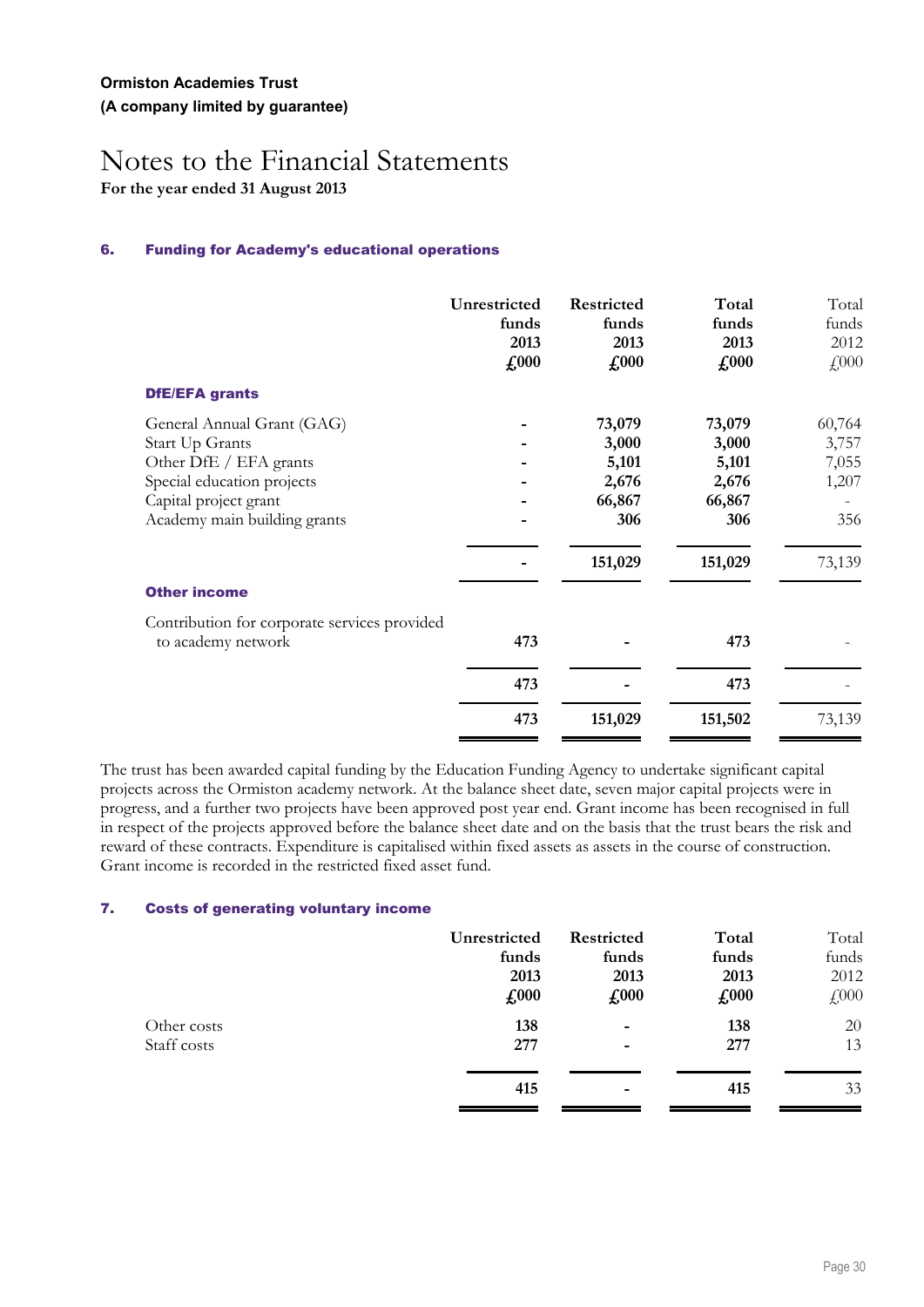Ormiston Academies Trust

(A company limited by guarantee)

# Notes to the Financial Statements

**For the year ended 31 August 2013**

## 6. Funding for Academy's educational operations

| | Unrestricted funds 2013 £000 | Restricted funds 2013 £000 | Total funds 2013 £000 | Total funds 2012 £000 |
|---|---|---|---|---|
| **DfE/EFA grants** | | | | |
| General Annual Grant (GAG) | - | 73,079 | 73,079 | 60,764 |
| Start Up Grants | - | 3,000 | 3,000 | 3,757 |
| Other DfE / EFA grants | - | 5,101 | 5,101 | 7,055 |
| Special education projects | - | 2,676 | 2,676 | 1,207 |
| Capital project grant | - | 66,867 | 66,867 | - |
| Academy main building grants | - | 306 | 306 | 356 |
| | - | 151,029 | 151,029 | 73,139 |
| **Other income** | | | | |
| Contribution for corporate services provided to academy network | 473 | - | 473 | - |
| | 473 | - | 473 | - |
| | 473 | 151,029 | 151,502 | 73,139 |

The trust has been awarded capital funding by the Education Funding Agency to undertake significant capital projects across the Ormiston academy network. At the balance sheet date, seven major capital projects were in progress, and a further two projects have been approved post year end. Grant income has been recognised in full in respect of the projects approved before the balance sheet date and on the basis that the trust bears the risk and reward of these contracts. Expenditure is capitalised within fixed assets as assets in the course of construction. Grant income is recorded in the restricted fixed asset fund.

## 7. Costs of generating voluntary income

| | Unrestricted funds 2013 £000 | Restricted funds 2013 £000 | Total funds 2013 £000 | Total funds 2012 £000 |
|---|---|---|---|---|
| Other costs | 138 | - | 138 | 20 |
| Staff costs | 277 | - | 277 | 13 |
| | 415 | - | 415 | 33 |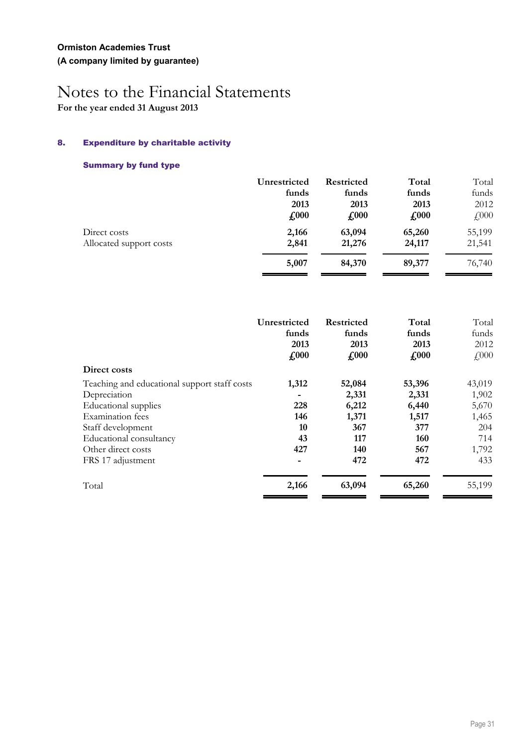Ormiston Academies Trust

(A company limited by guarantee)

# Notes to the Financial Statements

**For the year ended 31 August 2013**

## 8. Expenditure by charitable activity

### Summary by fund type

| | Unrestricted funds 2013 £000 | Restricted funds 2013 £000 | Total funds 2013 £000 | Total funds 2012 £000 |
|---|---|---|---|---|
| Direct costs | 2,166 | 63,094 | 65,260 | 55,199 |
| Allocated support costs | 2,841 | 21,276 | 24,117 | 21,541 |
| | 5,007 | 84,370 | 89,377 | 76,740 |

| | Unrestricted funds 2013 £000 | Restricted funds 2013 £000 | Total funds 2013 £000 | Total funds 2012 £000 |
|---|---|---|---|---|
| **Direct costs** | | | | |
| Teaching and educational support staff costs | 1,312 | 52,084 | 53,396 | 43,019 |
| Depreciation | - | 2,331 | 2,331 | 1,902 |
| Educational supplies | 228 | 6,212 | 6,440 | 5,670 |
| Examination fees | 146 | 1,371 | 1,517 | 1,465 |
| Staff development | 10 | 367 | 377 | 204 |
| Educational consultancy | 43 | 117 | 160 | 714 |
| Other direct costs | 427 | 140 | 567 | 1,792 |
| FRS 17 adjustment | - | 472 | 472 | 433 |
| Total | 2,166 | 63,094 | 65,260 | 55,199 |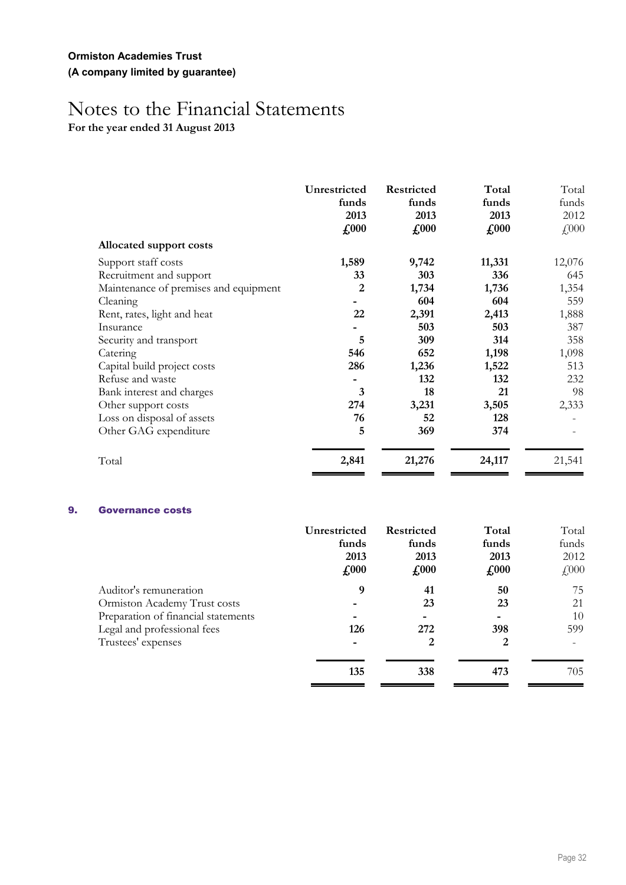# Notes to the Financial Statements

**For the year ended 31 August 2013**

| | Unrestricted funds 2013 £000 | Restricted funds 2013 £000 | Total funds 2013 £000 | Total funds 2012 £000 |
|---|---|---|---|---|
| **Allocated support costs** | | | | |
| Support staff costs | **1,589** | **9,742** | **11,331** | 12,076 |
| Recruitment and support | **33** | **303** | **336** | 645 |
| Maintenance of premises and equipment | **2** | **1,734** | **1,736** | 1,354 |
| Cleaning | **-** | **604** | **604** | 559 |
| Rent, rates, light and heat | **22** | **2,391** | **2,413** | 1,888 |
| Insurance | **-** | **503** | **503** | 387 |
| Security and transport | **5** | **309** | **314** | 358 |
| Catering | **546** | **652** | **1,198** | 1,098 |
| Capital build project costs | **286** | **1,236** | **1,522** | 513 |
| Refuse and waste | **-** | **132** | **132** | 232 |
| Bank interest and charges | **3** | **18** | **21** | 98 |
| Other support costs | **274** | **3,231** | **3,505** | 2,333 |
| Loss on disposal of assets | **76** | **52** | **128** | - |
| Other GAG expenditure | **5** | **369** | **374** | - |
| Total | **2,841** | **21,276** | **24,117** | 21,541 |

## 9. Governance costs

| | Unrestricted funds 2013 £000 | Restricted funds 2013 £000 | Total funds 2013 £000 | Total funds 2012 £000 |
|---|---|---|---|---|
| Auditor's remuneration | **9** | **41** | **50** | 75 |
| Ormiston Academy Trust costs | **-** | **23** | **23** | 21 |
| Preparation of financial statements | **-** | **-** | **-** | 10 |
| Legal and professional fees | **126** | **272** | **398** | 599 |
| Trustees' expenses | **-** | **2** | **2** | - |
| | **135** | **338** | **473** | 705 |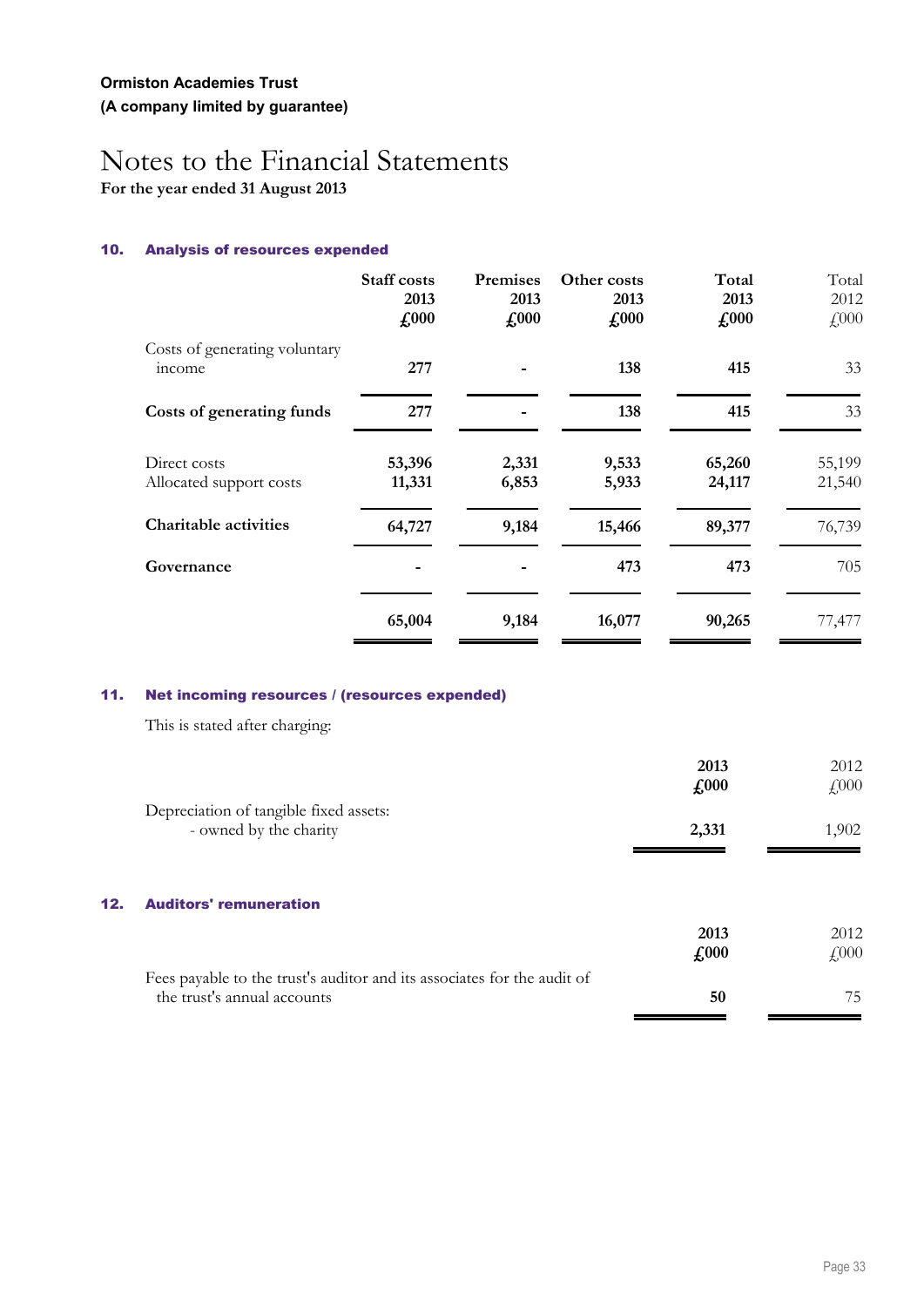**Ormiston Academies Trust**

**(A company limited by guarantee)**

# Notes to the Financial Statements

**For the year ended 31 August 2013**

## 10. Analysis of resources expended

| | Staff costs 2013 £000 | Premises 2013 £000 | Other costs 2013 £000 | Total 2013 £000 | Total 2012 £000 |
|---|---|---|---|---|---|
| Costs of generating voluntary income | 277 | - | 138 | 415 | 33 |
| **Costs of generating funds** | 277 | - | 138 | 415 | 33 |
| Direct costs | 53,396 | 2,331 | 9,533 | 65,260 | 55,199 |
| Allocated support costs | 11,331 | 6,853 | 5,933 | 24,117 | 21,540 |
| **Charitable activities** | 64,727 | 9,184 | 15,466 | 89,377 | 76,739 |
| **Governance** | - | - | 473 | 473 | 705 |
| | 65,004 | 9,184 | 16,077 | 90,265 | 77,477 |

## 11. Net incoming resources / (resources expended)

This is stated after charging:

| | 2013 £000 | 2012 £000 |
|---|---|---|
| Depreciation of tangible fixed assets: - owned by the charity | 2,331 | 1,902 |

## 12. Auditors' remuneration

| | 2013 £000 | 2012 £000 |
|---|---|---|
| Fees payable to the trust's auditor and its associates for the audit of the trust's annual accounts | 50 | 75 |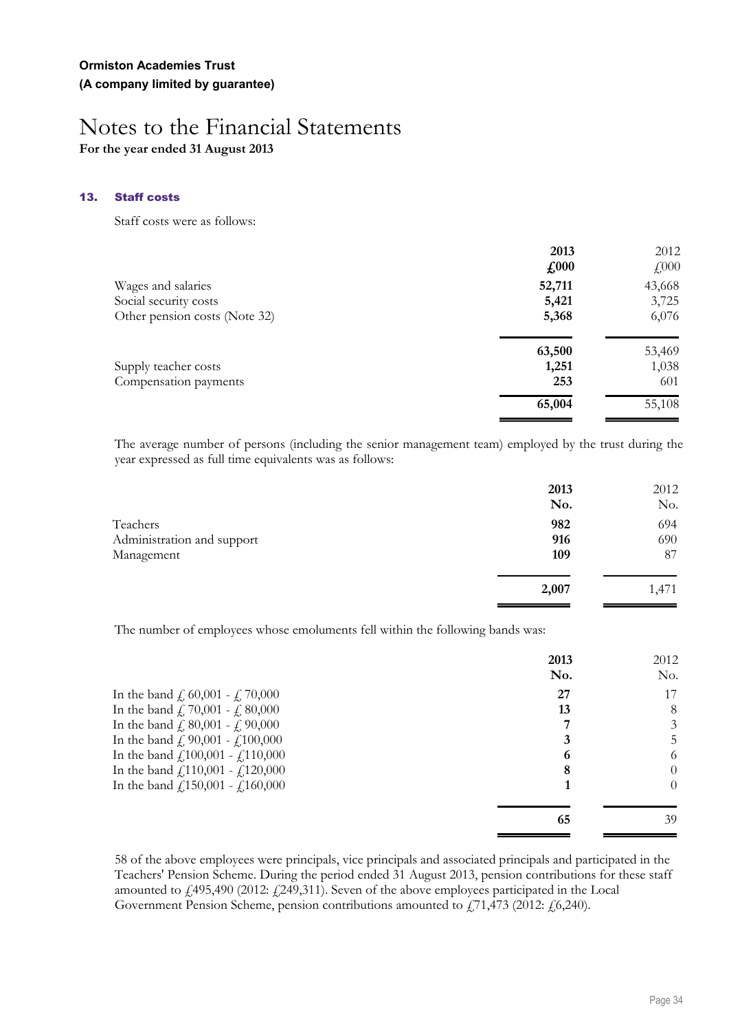**Ormiston Academies Trust**
**(A company limited by guarantee)**

# Notes to the Financial Statements

**For the year ended 31 August 2013**

## 13. Staff costs

Staff costs were as follows:

| | 2013 | 2012 |
|---|---|---|
| | **£000** | £000 |
| Wages and salaries | **52,711** | 43,668 |
| Social security costs | **5,421** | 3,725 |
| Other pension costs (Note 32) | **5,368** | 6,076 |
| | **63,500** | 53,469 |
| Supply teacher costs | **1,251** | 1,038 |
| Compensation payments | **253** | 601 |
| | **65,004** | 55,108 |

The average number of persons (including the senior management team) employed by the trust during the year expressed as full time equivalents was as follows:

| | 2013 | 2012 |
|---|---|---|
| | **No.** | No. |
| Teachers | **982** | 694 |
| Administration and support | **916** | 690 |
| Management | **109** | 87 |
| | **2,007** | 1,471 |

The number of employees whose emoluments fell within the following bands was:

| | 2013 | 2012 |
|---|---|---|
| | **No.** | No. |
| In the band £ 60,001 - £ 70,000 | **27** | 17 |
| In the band £ 70,001 - £ 80,000 | **13** | 8 |
| In the band £ 80,001 - £ 90,000 | **7** | 3 |
| In the band £ 90,001 - £100,000 | **3** | 5 |
| In the band £100,001 - £110,000 | **6** | 6 |
| In the band £110,001 - £120,000 | **8** | 0 |
| In the band £150,001 - £160,000 | **1** | 0 |
| | **65** | 39 |

58 of the above employees were principals, vice principals and associated principals and participated in the Teachers' Pension Scheme. During the period ended 31 August 2013, pension contributions for these staff amounted to £495,490 (2012: £249,311). Seven of the above employees participated in the Local Government Pension Scheme, pension contributions amounted to £71,473 (2012: £6,240).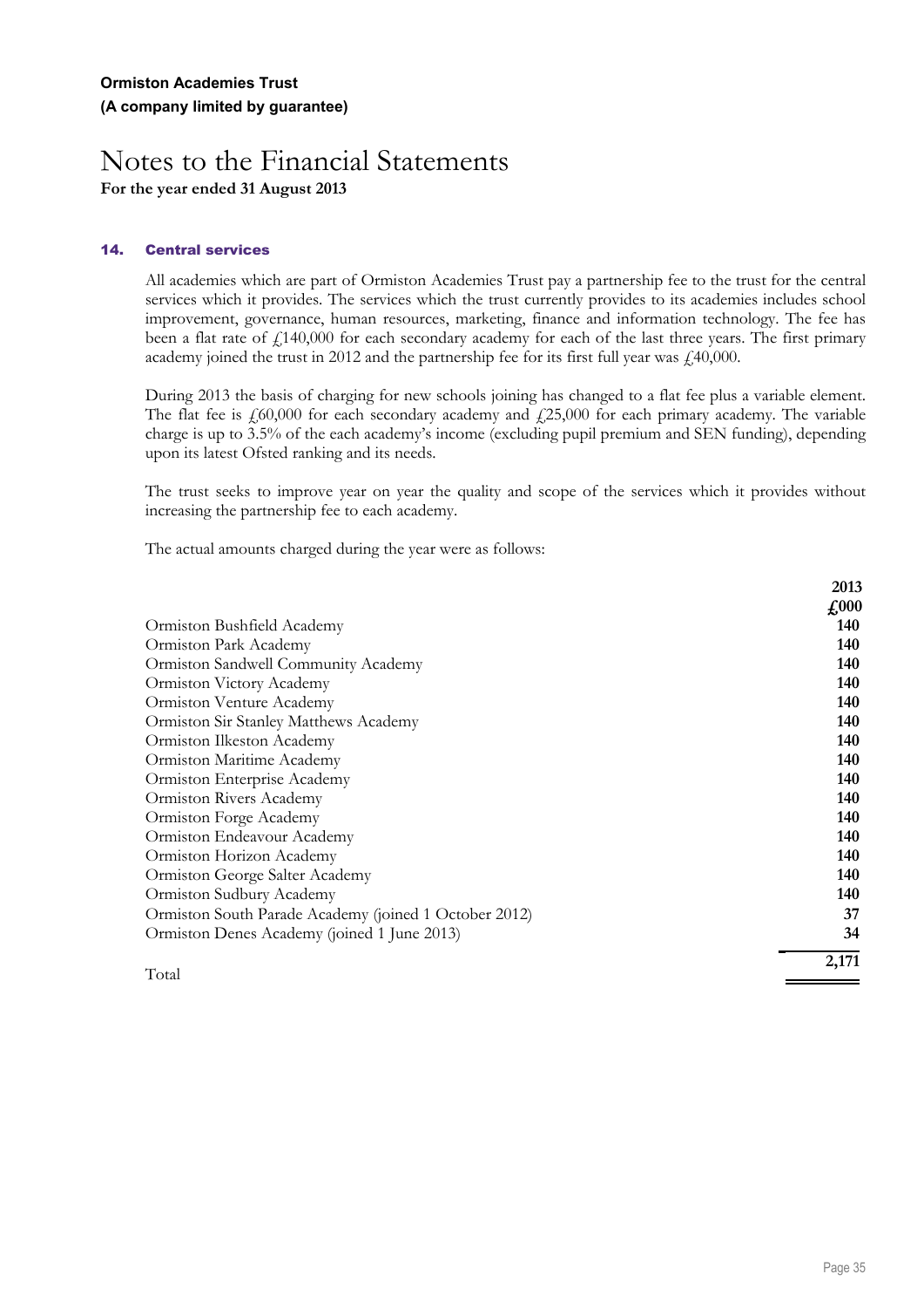**Ormiston Academies Trust**

**(A company limited by guarantee)**

# Notes to the Financial Statements

**For the year ended 31 August 2013**

## 14. Central services

All academies which are part of Ormiston Academies Trust pay a partnership fee to the trust for the central services which it provides. The services which the trust currently provides to its academies includes school improvement, governance, human resources, marketing, finance and information technology. The fee has been a flat rate of £140,000 for each secondary academy for each of the last three years. The first primary academy joined the trust in 2012 and the partnership fee for its first full year was £40,000.

During 2013 the basis of charging for new schools joining has changed to a flat fee plus a variable element. The flat fee is £60,000 for each secondary academy and £25,000 for each primary academy. The variable charge is up to 3.5% of the each academy's income (excluding pupil premium and SEN funding), depending upon its latest Ofsted ranking and its needs.

The trust seeks to improve year on year the quality and scope of the services which it provides without increasing the partnership fee to each academy.

The actual amounts charged during the year were as follows:

| | 2013 £000 |
|---|---|
| Ormiston Bushfield Academy | 140 |
| Ormiston Park Academy | 140 |
| Ormiston Sandwell Community Academy | 140 |
| Ormiston Victory Academy | 140 |
| Ormiston Venture Academy | 140 |
| Ormiston Sir Stanley Matthews Academy | 140 |
| Ormiston Ilkeston Academy | 140 |
| Ormiston Maritime Academy | 140 |
| Ormiston Enterprise Academy | 140 |
| Ormiston Rivers Academy | 140 |
| Ormiston Forge Academy | 140 |
| Ormiston Endeavour Academy | 140 |
| Ormiston Horizon Academy | 140 |
| Ormiston George Salter Academy | 140 |
| Ormiston Sudbury Academy | 140 |
| Ormiston South Parade Academy (joined 1 October 2012) | 37 |
| Ormiston Denes Academy (joined 1 June 2013) | 34 |
| Total | 2,171 |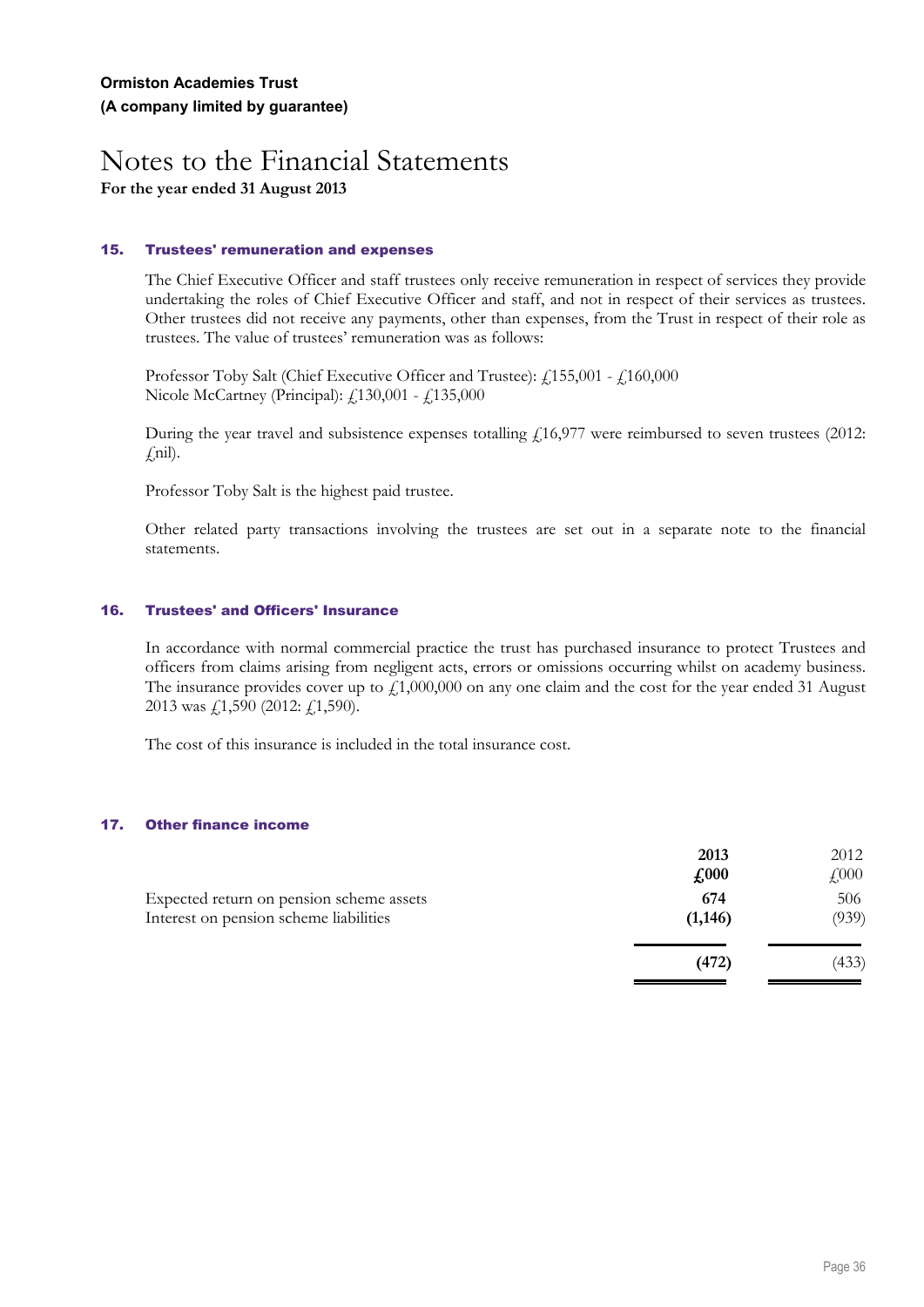**Ormiston Academies Trust**
**(A company limited by guarantee)**

# Notes to the Financial Statements

**For the year ended 31 August 2013**

## 15. Trustees' remuneration and expenses

The Chief Executive Officer and staff trustees only receive remuneration in respect of services they provide undertaking the roles of Chief Executive Officer and staff, and not in respect of their services as trustees. Other trustees did not receive any payments, other than expenses, from the Trust in respect of their role as trustees. The value of trustees' remuneration was as follows:

Professor Toby Salt (Chief Executive Officer and Trustee): £155,001 - £160,000
Nicole McCartney (Principal): £130,001 - £135,000

During the year travel and subsistence expenses totalling £16,977 were reimbursed to seven trustees (2012: £nil).

Professor Toby Salt is the highest paid trustee.

Other related party transactions involving the trustees are set out in a separate note to the financial statements.

## 16. Trustees' and Officers' Insurance

In accordance with normal commercial practice the trust has purchased insurance to protect Trustees and officers from claims arising from negligent acts, errors or omissions occurring whilst on academy business. The insurance provides cover up to £1,000,000 on any one claim and the cost for the year ended 31 August 2013 was £1,590 (2012: £1,590).

The cost of this insurance is included in the total insurance cost.

## 17. Other finance income

| | **2013** | 2012 |
|---|---|---|
| | **£000** | £000 |
| Expected return on pension scheme assets | **674** | 506 |
| Interest on pension scheme liabilities | **(1,146)** | (939) |
| | **(472)** | (433) |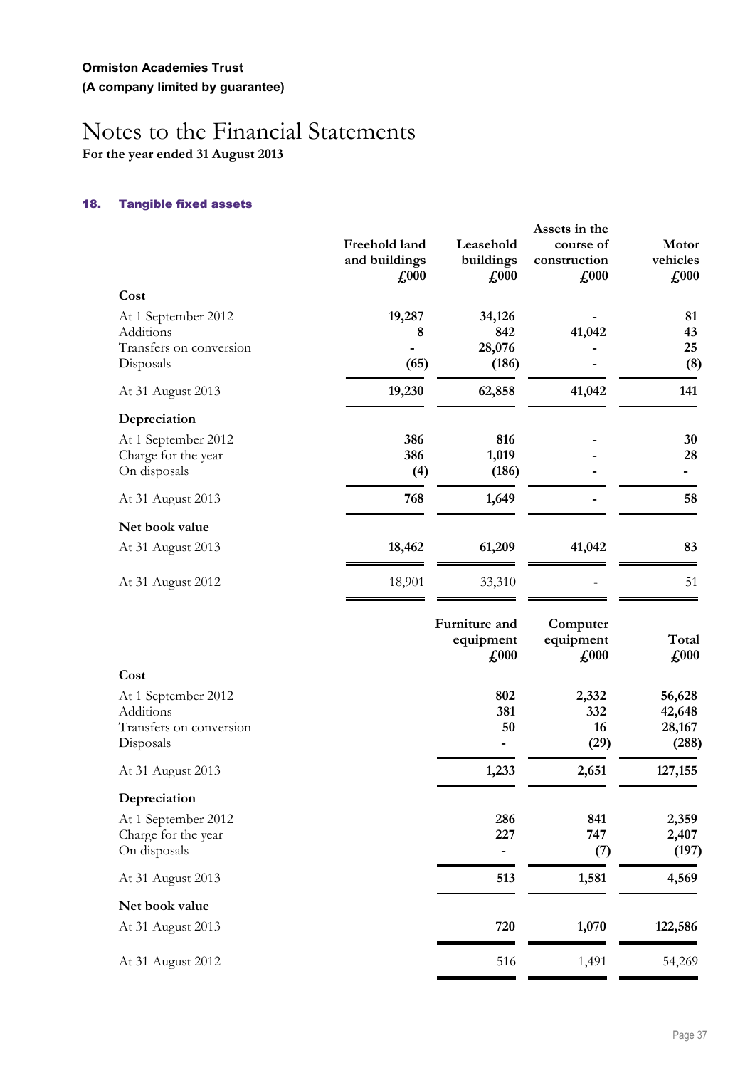**Ormiston Academies Trust**

**(A company limited by guarantee)**

# Notes to the Financial Statements

**For the year ended 31 August 2013**

### 18. Tangible fixed assets

| | Freehold land and buildings £000 | Leasehold buildings £000 | Assets in the course of construction £000 | Motor vehicles £000 |
|---|---|---|---|---|
| **Cost** | | | | |
| At 1 September 2012 | 19,287 | 34,126 | - | 81 |
| Additions | 8 | 842 | 41,042 | 43 |
| Transfers on conversion | - | 28,076 | - | 25 |
| Disposals | (65) | (186) | - | (8) |
| At 31 August 2013 | 19,230 | 62,858 | 41,042 | 141 |
| **Depreciation** | | | | |
| At 1 September 2012 | 386 | 816 | - | 30 |
| Charge for the year | 386 | 1,019 | - | 28 |
| On disposals | (4) | (186) | - | - |
| At 31 August 2013 | 768 | 1,649 | - | 58 |
| **Net book value** | | | | |
| At 31 August 2013 | 18,462 | 61,209 | 41,042 | 83 |
| At 31 August 2012 | 18,901 | 33,310 | - | 51 |

| | Furniture and equipment £000 | Computer equipment £000 | Total £000 |
|---|---|---|---|
| **Cost** | | | |
| At 1 September 2012 | 802 | 2,332 | 56,628 |
| Additions | 381 | 332 | 42,648 |
| Transfers on conversion | 50 | 16 | 28,167 |
| Disposals | - | (29) | (288) |
| At 31 August 2013 | 1,233 | 2,651 | 127,155 |
| **Depreciation** | | | |
| At 1 September 2012 | 286 | 841 | 2,359 |
| Charge for the year | 227 | 747 | 2,407 |
| On disposals | - | (7) | (197) |
| At 31 August 2013 | 513 | 1,581 | 4,569 |
| **Net book value** | | | |
| At 31 August 2013 | 720 | 1,070 | 122,586 |
| At 31 August 2012 | 516 | 1,491 | 54,269 |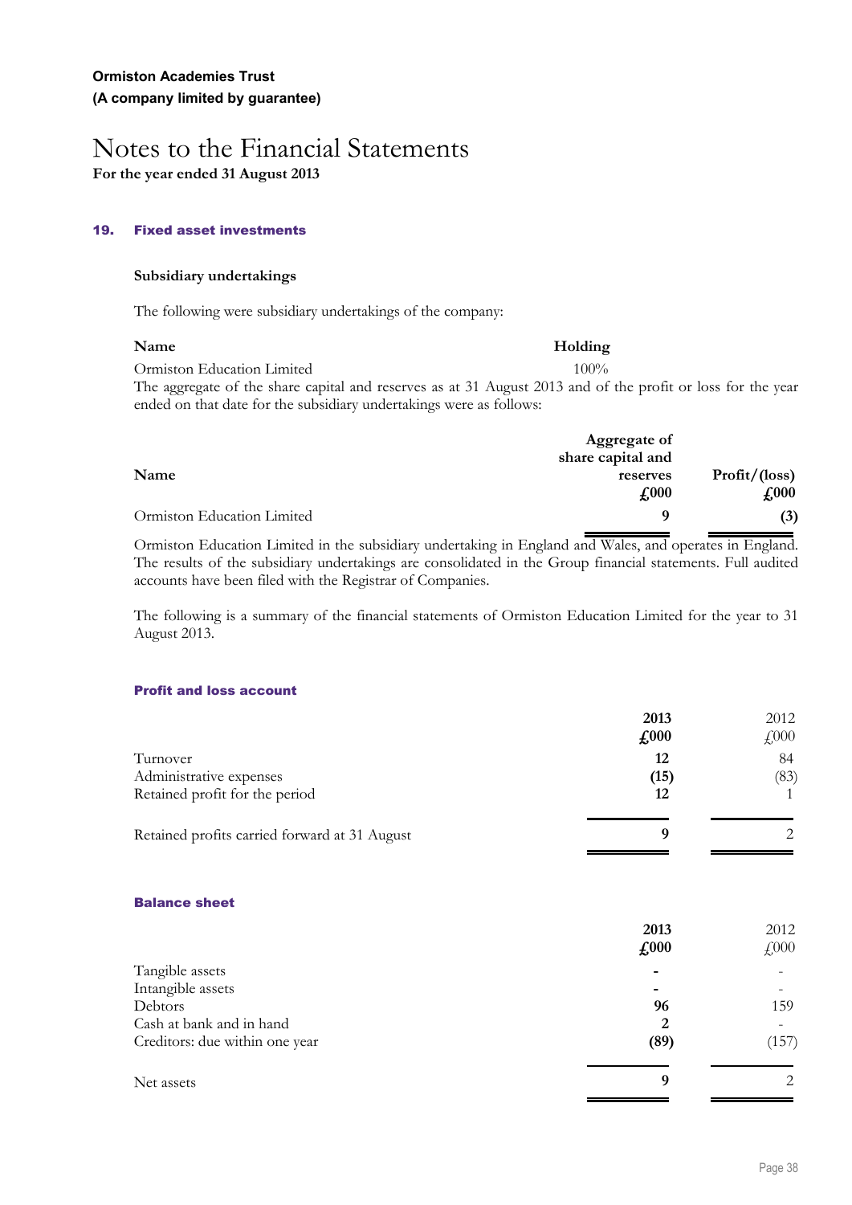**Ormiston Academies Trust**
**(A company limited by guarantee)**

# Notes to the Financial Statements

**For the year ended 31 August 2013**

## 19. Fixed asset investments

### Subsidiary undertakings

The following were subsidiary undertakings of the company:

| Name | Holding |
|---|---|
| Ormiston Education Limited | 100% |

The aggregate of the share capital and reserves as at 31 August 2013 and of the profit or loss for the year ended on that date for the subsidiary undertakings were as follows:

| Name | Aggregate of share capital and reserves £000 | Profit/(loss) £000 |
|---|---|---|
| Ormiston Education Limited | 9 | (3) |

Ormiston Education Limited in the subsidiary undertaking in England and Wales, and operates in England. The results of the subsidiary undertakings are consolidated in the Group financial statements. Full audited accounts have been filed with the Registrar of Companies.

The following is a summary of the financial statements of Ormiston Education Limited for the year to 31 August 2013.

### Profit and loss account

| | 2013 £000 | 2012 £000 |
|---|---|---|
| Turnover | 12 | 84 |
| Administrative expenses | (15) | (83) |
| Retained profit for the period | 12 | 1 |
| Retained profits carried forward at 31 August | 9 | 2 |

### Balance sheet

| | 2013 £000 | 2012 £000 |
|---|---|---|
| Tangible assets | - | - |
| Intangible assets | - | - |
| Debtors | 96 | 159 |
| Cash at bank and in hand | 2 | - |
| Creditors: due within one year | (89) | (157) |
| Net assets | 9 | 2 |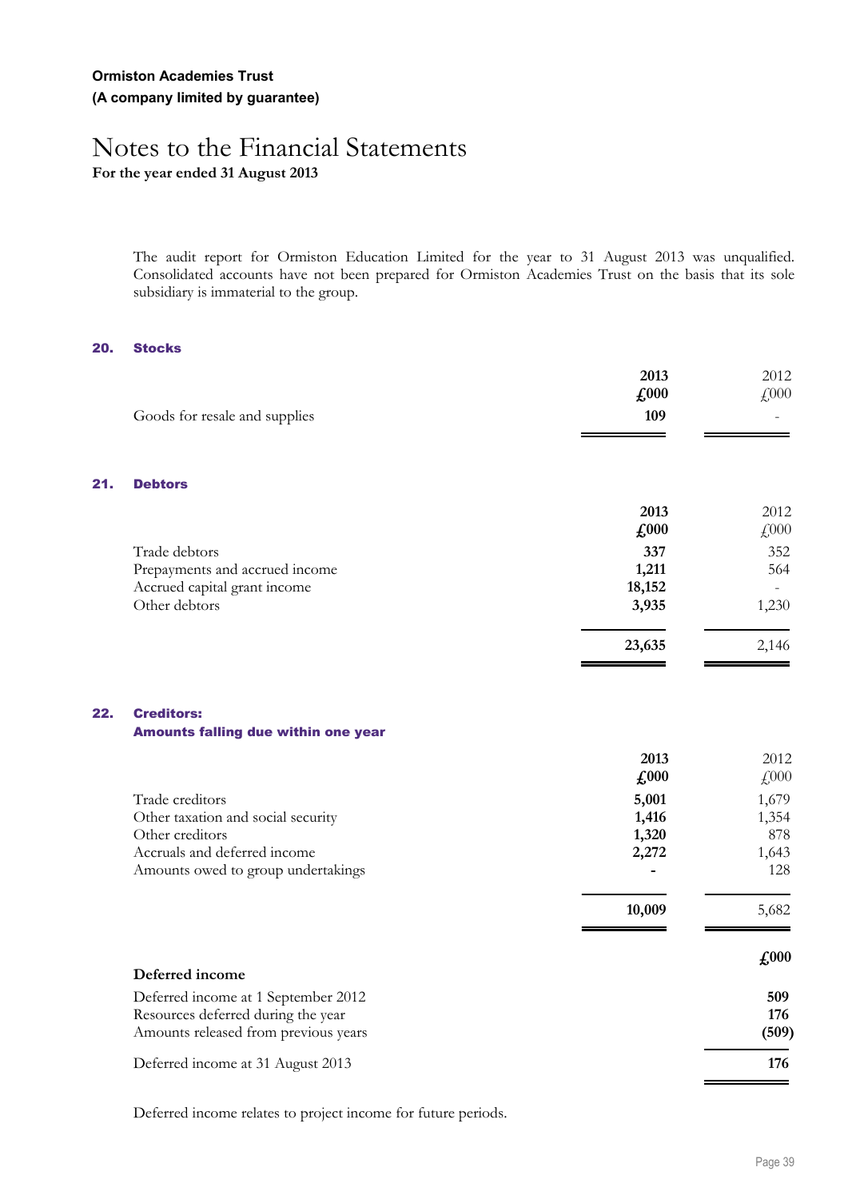The audit report for Ormiston Education Limited for the year to 31 August 2013 was unqualified. Consolidated accounts have not been prepared for Ormiston Academies Trust on the basis that its sole subsidiary is immaterial to the group.

## 20. Stocks

| | 2013 £000 | 2012 £000 |
|---|---|---|
| Goods for resale and supplies | **109** | - |

## 21. Debtors

| | 2013 £000 | 2012 £000 |
|---|---|---|
| Trade debtors | **337** | 352 |
| Prepayments and accrued income | **1,211** | 564 |
| Accrued capital grant income | **18,152** | - |
| Other debtors | **3,935** | 1,230 |
| | **23,635** | 2,146 |

## 22. Creditors: Amounts falling due within one year

| | 2013 £000 | 2012 £000 |
|---|---|---|
| Trade creditors | **5,001** | 1,679 |
| Other taxation and social security | **1,416** | 1,354 |
| Other creditors | **1,320** | 878 |
| Accruals and deferred income | **2,272** | 1,643 |
| Amounts owed to group undertakings | **-** | 128 |
| | **10,009** | 5,682 |

| Deferred income | £000 |
|---|---|
| Deferred income at 1 September 2012 | **509** |
| Resources deferred during the year | **176** |
| Amounts released from previous years | **(509)** |
| Deferred income at 31 August 2013 | **176** |

Deferred income relates to project income for future periods.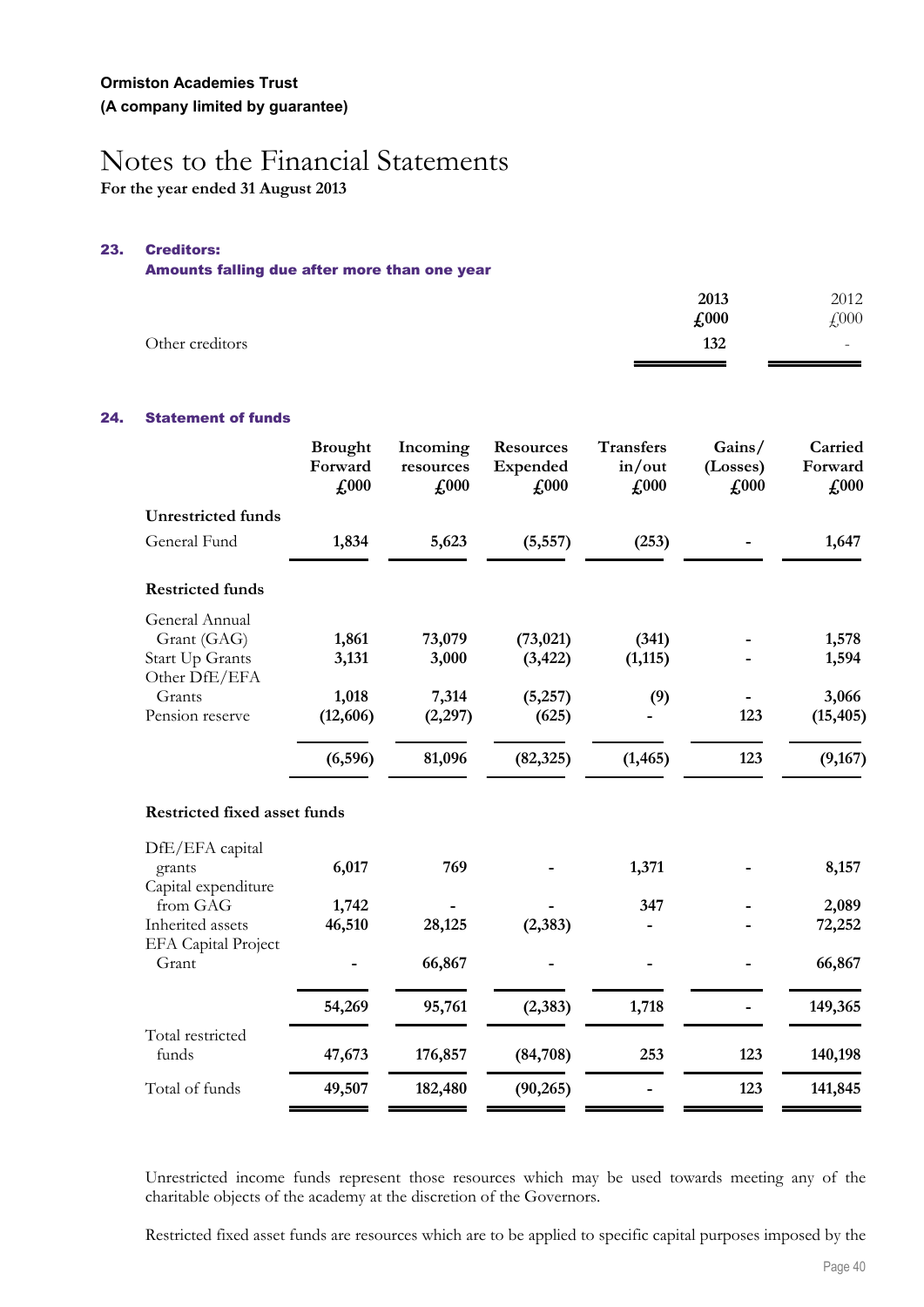**Ormiston Academies Trust**
**(A company limited by guarantee)**

# Notes to the Financial Statements
**For the year ended 31 August 2013**

## 23. Creditors: Amounts falling due after more than one year

| | 2013 £000 | 2012 £000 |
|---|---|---|
| Other creditors | 132 | - |

## 24. Statement of funds

| | Brought Forward £000 | Incoming resources £000 | Resources Expended £000 | Transfers in/out £000 | Gains/ (Losses) £000 | Carried Forward £000 |
|---|---|---|---|---|---|---|
| **Unrestricted funds** | | | | | | |
| General Fund | 1,834 | 5,623 | (5,557) | (253) | - | 1,647 |
| **Restricted funds** | | | | | | |
| General Annual Grant (GAG) | 1,861 | 73,079 | (73,021) | (341) | - | 1,578 |
| Start Up Grants | 3,131 | 3,000 | (3,422) | (1,115) | - | 1,594 |
| Other DfE/EFA Grants | 1,018 | 7,314 | (5,257) | (9) | - | 3,066 |
| Pension reserve | (12,606) | (2,297) | (625) | - | 123 | (15,405) |
| | (6,596) | 81,096 | (82,325) | (1,465) | 123 | (9,167) |
| **Restricted fixed asset funds** | | | | | | |
| DfE/EFA capital grants | 6,017 | 769 | - | 1,371 | - | 8,157 |
| Capital expenditure from GAG | 1,742 | - | - | 347 | - | 2,089 |
| Inherited assets | 46,510 | 28,125 | (2,383) | - | - | 72,252 |
| EFA Capital Project Grant | - | 66,867 | - | - | - | 66,867 |
| | 54,269 | 95,761 | (2,383) | 1,718 | - | 149,365 |
| Total restricted funds | 47,673 | 176,857 | (84,708) | 253 | 123 | 140,198 |
| Total of funds | 49,507 | 182,480 | (90,265) | - | 123 | 141,845 |

Unrestricted income funds represent those resources which may be used towards meeting any of the charitable objects of the academy at the discretion of the Governors.

Restricted fixed asset funds are resources which are to be applied to specific capital purposes imposed by the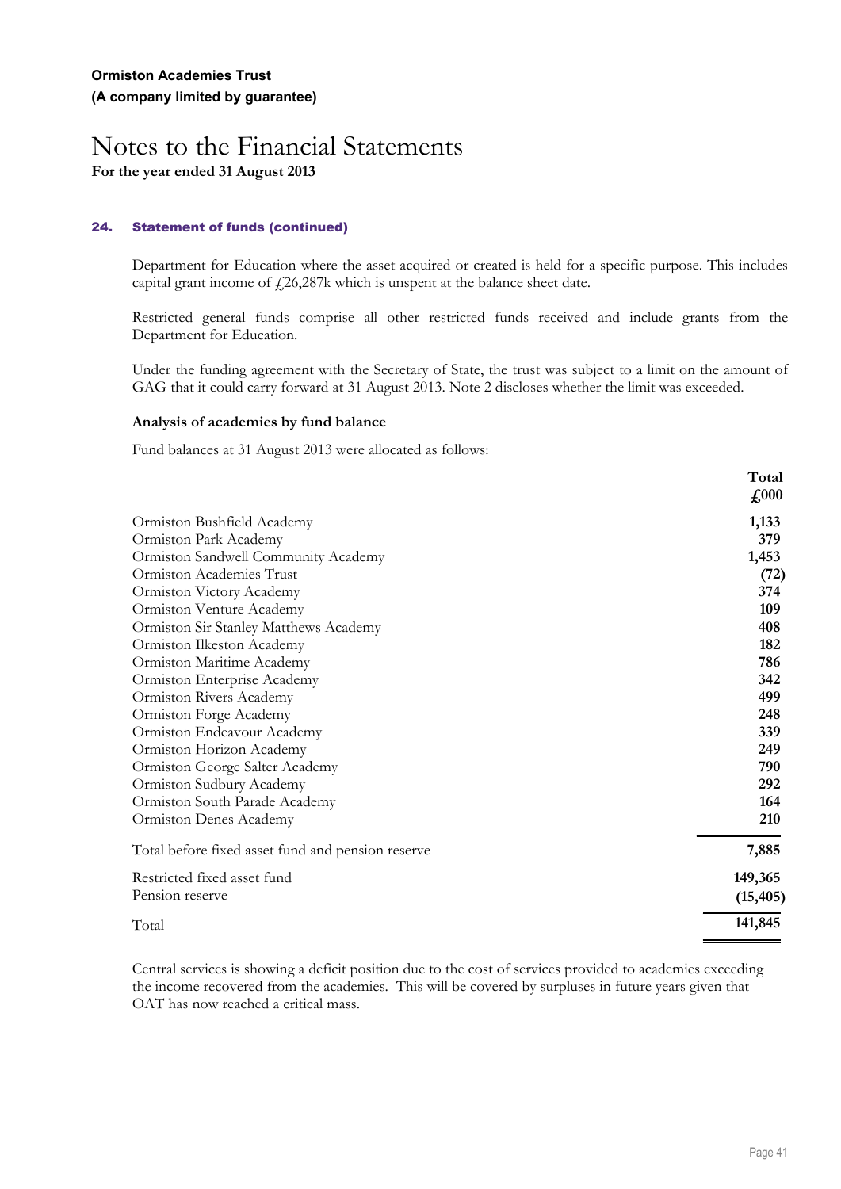## 24. Statement of funds (continued)

Department for Education where the asset acquired or created is held for a specific purpose. This includes capital grant income of £26,287k which is unspent at the balance sheet date.

Restricted general funds comprise all other restricted funds received and include grants from the Department for Education.

Under the funding agreement with the Secretary of State, the trust was subject to a limit on the amount of GAG that it could carry forward at 31 August 2013. Note 2 discloses whether the limit was exceeded.

**Analysis of academies by fund balance**

Fund balances at 31 August 2013 were allocated as follows:

| | Total £000 |
|---|---|
| Ormiston Bushfield Academy | 1,133 |
| Ormiston Park Academy | 379 |
| Ormiston Sandwell Community Academy | 1,453 |
| Ormiston Academies Trust | (72) |
| Ormiston Victory Academy | 374 |
| Ormiston Venture Academy | 109 |
| Ormiston Sir Stanley Matthews Academy | 408 |
| Ormiston Ilkeston Academy | 182 |
| Ormiston Maritime Academy | 786 |
| Ormiston Enterprise Academy | 342 |
| Ormiston Rivers Academy | 499 |
| Ormiston Forge Academy | 248 |
| Ormiston Endeavour Academy | 339 |
| Ormiston Horizon Academy | 249 |
| Ormiston George Salter Academy | 790 |
| Ormiston Sudbury Academy | 292 |
| Ormiston South Parade Academy | 164 |
| Ormiston Denes Academy | 210 |
| Total before fixed asset fund and pension reserve | 7,885 |
| Restricted fixed asset fund | 149,365 |
| Pension reserve | (15,405) |
| Total | 141,845 |

Central services is showing a deficit position due to the cost of services provided to academies exceeding the income recovered from the academies. This will be covered by surpluses in future years given that OAT has now reached a critical mass.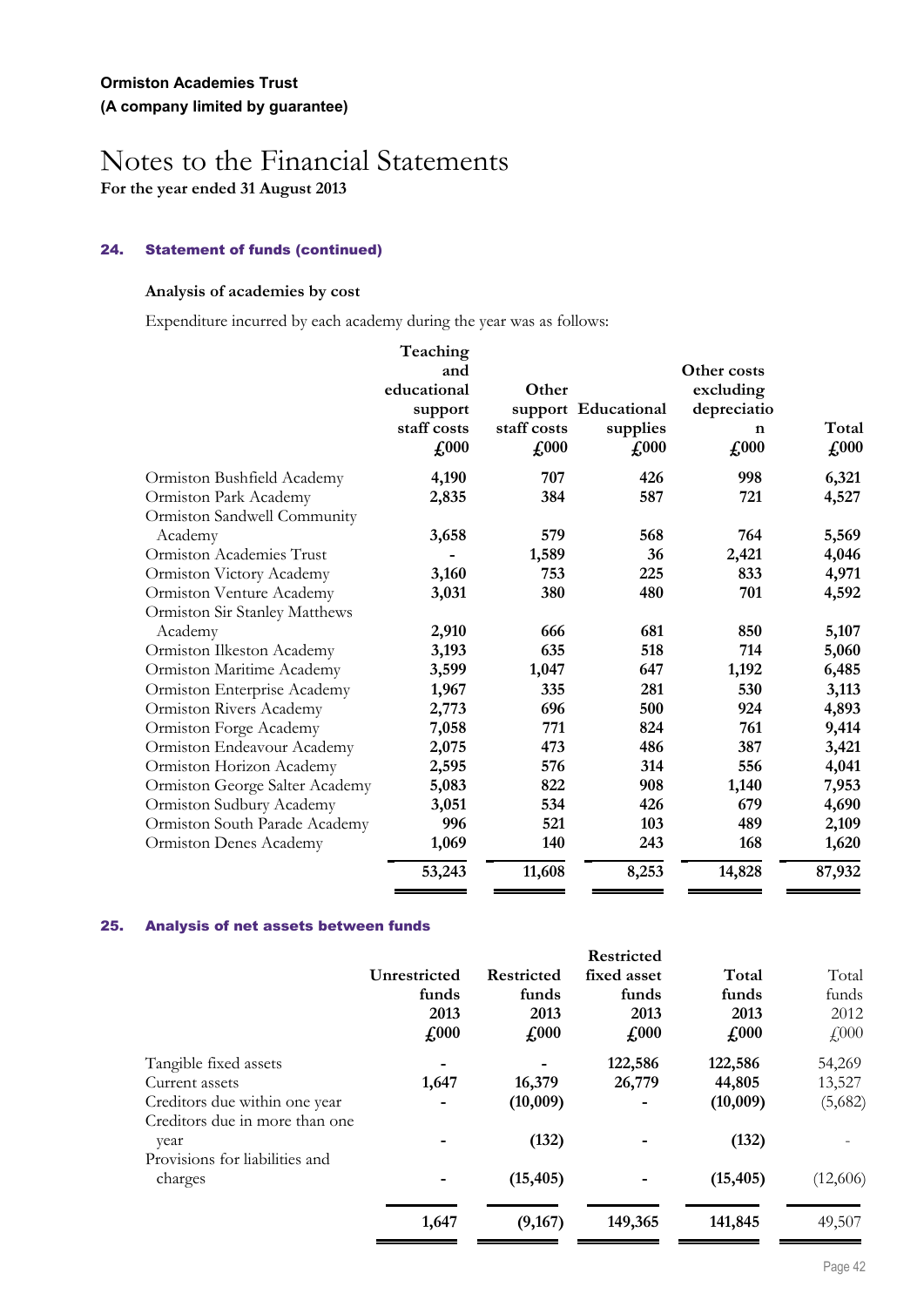**Ormiston Academies Trust**

**(A company limited by guarantee)**

# Notes to the Financial Statements

**For the year ended 31 August 2013**

## 24. Statement of funds (continued)

### Analysis of academies by cost

Expenditure incurred by each academy during the year was as follows:

| | Teaching and educational support staff costs £000 | Other support staff costs £000 | Educational supplies £000 | Other costs excluding depreciation £000 | Total £000 |
|---|---|---|---|---|---|
| Ormiston Bushfield Academy | **4,190** | **707** | **426** | **998** | **6,321** |
| Ormiston Park Academy | **2,835** | **384** | **587** | **721** | **4,527** |
| Ormiston Sandwell Community Academy | **3,658** | **579** | **568** | **764** | **5,569** |
| Ormiston Academies Trust | **-** | **1,589** | **36** | **2,421** | **4,046** |
| Ormiston Victory Academy | **3,160** | **753** | **225** | **833** | **4,971** |
| Ormiston Venture Academy | **3,031** | **380** | **480** | **701** | **4,592** |
| Ormiston Sir Stanley Matthews Academy | **2,910** | **666** | **681** | **850** | **5,107** |
| Ormiston Ilkeston Academy | **3,193** | **635** | **518** | **714** | **5,060** |
| Ormiston Maritime Academy | **3,599** | **1,047** | **647** | **1,192** | **6,485** |
| Ormiston Enterprise Academy | **1,967** | **335** | **281** | **530** | **3,113** |
| Ormiston Rivers Academy | **2,773** | **696** | **500** | **924** | **4,893** |
| Ormiston Forge Academy | **7,058** | **771** | **824** | **761** | **9,414** |
| Ormiston Endeavour Academy | **2,075** | **473** | **486** | **387** | **3,421** |
| Ormiston Horizon Academy | **2,595** | **576** | **314** | **556** | **4,041** |
| Ormiston George Salter Academy | **5,083** | **822** | **908** | **1,140** | **7,953** |
| Ormiston Sudbury Academy | **3,051** | **534** | **426** | **679** | **4,690** |
| Ormiston South Parade Academy | **996** | **521** | **103** | **489** | **2,109** |
| Ormiston Denes Academy | **1,069** | **140** | **243** | **168** | **1,620** |
| | **53,243** | **11,608** | **8,253** | **14,828** | **87,932** |

## 25. Analysis of net assets between funds

| | Unrestricted funds 2013 £000 | Restricted funds 2013 £000 | Restricted fixed asset funds 2013 £000 | Total funds 2013 £000 | Total funds 2012 £000 |
|---|---|---|---|---|---|
| Tangible fixed assets | **-** | **-** | **122,586** | **122,586** | 54,269 |
| Current assets | **1,647** | **16,379** | **26,779** | **44,805** | 13,527 |
| Creditors due within one year | **-** | **(10,009)** | **-** | **(10,009)** | (5,682) |
| Creditors due in more than one year | **-** | **(132)** | **-** | **(132)** | - |
| Provisions for liabilities and charges | **-** | **(15,405)** | **-** | **(15,405)** | (12,606) |
| | **1,647** | **(9,167)** | **149,365** | **141,845** | 49,507 |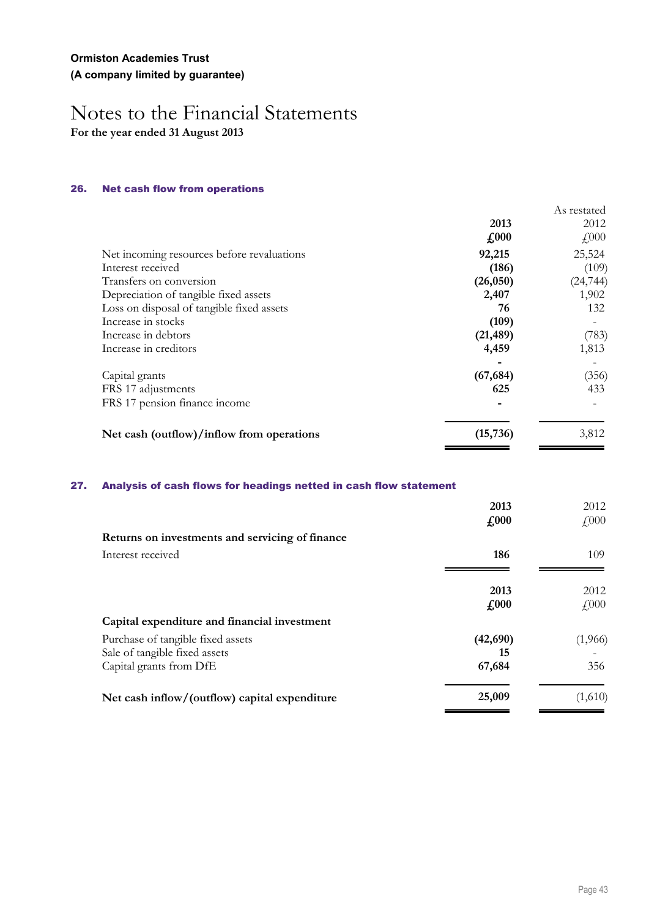**Ormiston Academies Trust**
**(A company limited by guarantee)**

# Notes to the Financial Statements

**For the year ended 31 August 2013**

## 26. Net cash flow from operations

| | 2013 £000 | As restated 2012 £000 |
|---|---|---|
| Net incoming resources before revaluations | **92,215** | 25,524 |
| Interest received | **(186)** | (109) |
| Transfers on conversion | **(26,050)** | (24,744) |
| Depreciation of tangible fixed assets | **2,407** | 1,902 |
| Loss on disposal of tangible fixed assets | **76** | 132 |
| Increase in stocks | **(109)** | - |
| Increase in debtors | **(21,489)** | (783) |
| Increase in creditors | **4,459** | 1,813 |
| | **-** | - |
| Capital grants | **(67,684)** | (356) |
| FRS 17 adjustments | **625** | 433 |
| FRS 17 pension finance income | **-** | - |
| **Net cash (outflow)/inflow from operations** | **(15,736)** | 3,812 |

## 27. Analysis of cash flows for headings netted in cash flow statement

| | 2013 £000 | 2012 £000 |
|---|---|---|
| **Returns on investments and servicing of finance** | | |
| Interest received | **186** | 109 |

| | 2013 £000 | 2012 £000 |
|---|---|---|
| **Capital expenditure and financial investment** | | |
| Purchase of tangible fixed assets | **(42,690)** | (1,966) |
| Sale of tangible fixed assets | **15** | - |
| Capital grants from DfE | **67,684** | 356 |
| **Net cash inflow/(outflow) capital expenditure** | **25,009** | (1,610) |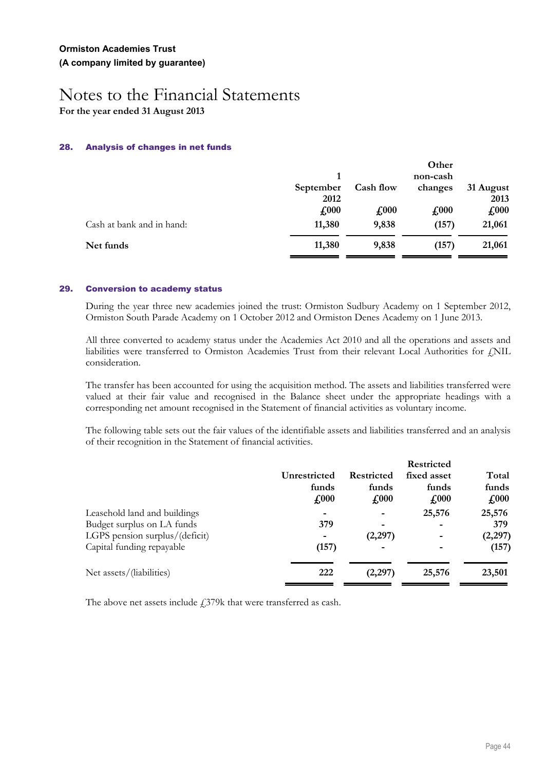**Ormiston Academies Trust**
**(A company limited by guarantee)**

# Notes to the Financial Statements

**For the year ended 31 August 2013**

## 28. Analysis of changes in net funds

| | 1 September 2012 £000 | Cash flow £000 | Other non-cash changes £000 | 31 August 2013 £000 |
|---|---|---|---|---|
| Cash at bank and in hand: | **11,380** | **9,838** | **(157)** | **21,061** |
| **Net funds** | **11,380** | **9,838** | **(157)** | **21,061** |

## 29. Conversion to academy status

During the year three new academies joined the trust: Ormiston Sudbury Academy on 1 September 2012, Ormiston South Parade Academy on 1 October 2012 and Ormiston Denes Academy on 1 June 2013.

All three converted to academy status under the Academies Act 2010 and all the operations and assets and liabilities were transferred to Ormiston Academies Trust from their relevant Local Authorities for £NIL consideration.

The transfer has been accounted for using the acquisition method. The assets and liabilities transferred were valued at their fair value and recognised in the Balance sheet under the appropriate headings with a corresponding net amount recognised in the Statement of financial activities as voluntary income.

The following table sets out the fair values of the identifiable assets and liabilities transferred and an analysis of their recognition in the Statement of financial activities.

| | Unrestricted funds £000 | Restricted funds £000 | Restricted fixed asset funds £000 | Total funds £000 |
|---|---|---|---|---|
| Leasehold land and buildings | - | - | **25,576** | **25,576** |
| Budget surplus on LA funds | **379** | - | - | **379** |
| LGPS pension surplus/(deficit) | - | **(2,297)** | - | **(2,297)** |
| Capital funding repayable | **(157)** | - | - | **(157)** |
| Net assets/(liabilities) | **222** | **(2,297)** | **25,576** | **23,501** |

The above net assets include £379k that were transferred as cash.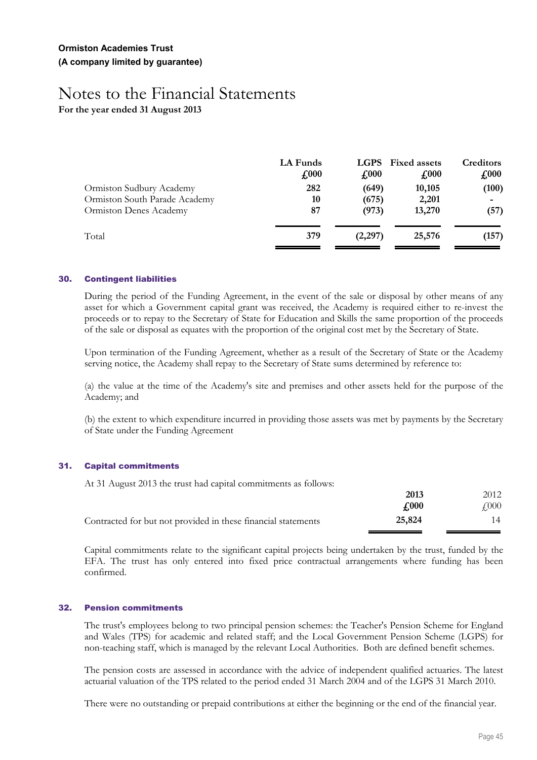| | LA Funds £000 | LGPS £000 | Fixed assets £000 | Creditors £000 |
|---|---|---|---|---|
| Ormiston Sudbury Academy | **282** | **(649)** | **10,105** | **(100)** |
| Ormiston South Parade Academy | **10** | **(675)** | **2,201** | **-** |
| Ormiston Denes Academy | **87** | **(973)** | **13,270** | **(57)** |
| Total | **379** | **(2,297)** | **25,576** | **(157)** |

## 30. Contingent liabilities

During the period of the Funding Agreement, in the event of the sale or disposal by other means of any asset for which a Government capital grant was received, the Academy is required either to re-invest the proceeds or to repay to the Secretary of State for Education and Skills the same proportion of the proceeds of the sale or disposal as equates with the proportion of the original cost met by the Secretary of State.

Upon termination of the Funding Agreement, whether as a result of the Secretary of State or the Academy serving notice, the Academy shall repay to the Secretary of State sums determined by reference to:

(a) the value at the time of the Academy's site and premises and other assets held for the purpose of the Academy; and

(b) the extent to which expenditure incurred in providing those assets was met by payments by the Secretary of State under the Funding Agreement

## 31. Capital commitments

At 31 August 2013 the trust had capital commitments as follows:

| | 2013 £000 | 2012 £000 |
|---|---|---|
| Contracted for but not provided in these financial statements | **25,824** | 14 |

Capital commitments relate to the significant capital projects being undertaken by the trust, funded by the EFA. The trust has only entered into fixed price contractual arrangements where funding has been confirmed.

## 32. Pension commitments

The trust's employees belong to two principal pension schemes: the Teacher's Pension Scheme for England and Wales (TPS) for academic and related staff; and the Local Government Pension Scheme (LGPS) for non-teaching staff, which is managed by the relevant Local Authorities. Both are defined benefit schemes.

The pension costs are assessed in accordance with the advice of independent qualified actuaries. The latest actuarial valuation of the TPS related to the period ended 31 March 2004 and of the LGPS 31 March 2010.

There were no outstanding or prepaid contributions at either the beginning or the end of the financial year.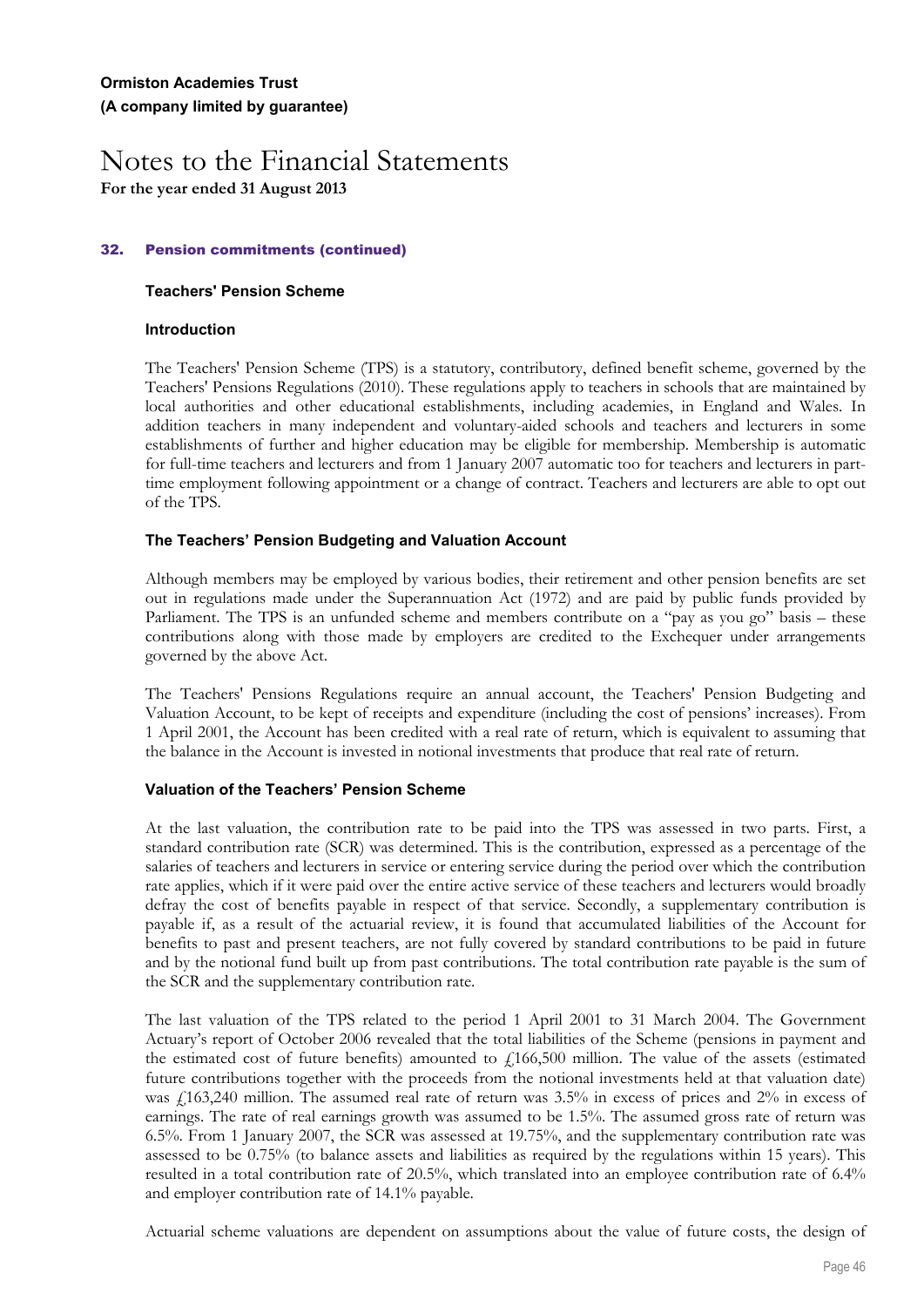**Ormiston Academies Trust**
**(A company limited by guarantee)**

# Notes to the Financial Statements

**For the year ended 31 August 2013**

## 32. Pension commitments (continued)

### Teachers' Pension Scheme

#### Introduction

The Teachers' Pension Scheme (TPS) is a statutory, contributory, defined benefit scheme, governed by the Teachers' Pensions Regulations (2010). These regulations apply to teachers in schools that are maintained by local authorities and other educational establishments, including academies, in England and Wales. In addition teachers in many independent and voluntary-aided schools and teachers and lecturers in some establishments of further and higher education may be eligible for membership. Membership is automatic for full-time teachers and lecturers and from 1 January 2007 automatic too for teachers and lecturers in part-time employment following appointment or a change of contract. Teachers and lecturers are able to opt out of the TPS.

#### The Teachers' Pension Budgeting and Valuation Account

Although members may be employed by various bodies, their retirement and other pension benefits are set out in regulations made under the Superannuation Act (1972) and are paid by public funds provided by Parliament. The TPS is an unfunded scheme and members contribute on a "pay as you go" basis – these contributions along with those made by employers are credited to the Exchequer under arrangements governed by the above Act.

The Teachers' Pensions Regulations require an annual account, the Teachers' Pension Budgeting and Valuation Account, to be kept of receipts and expenditure (including the cost of pensions' increases). From 1 April 2001, the Account has been credited with a real rate of return, which is equivalent to assuming that the balance in the Account is invested in notional investments that produce that real rate of return.

#### Valuation of the Teachers' Pension Scheme

At the last valuation, the contribution rate to be paid into the TPS was assessed in two parts. First, a standard contribution rate (SCR) was determined. This is the contribution, expressed as a percentage of the salaries of teachers and lecturers in service or entering service during the period over which the contribution rate applies, which if it were paid over the entire active service of these teachers and lecturers would broadly defray the cost of benefits payable in respect of that service. Secondly, a supplementary contribution is payable if, as a result of the actuarial review, it is found that accumulated liabilities of the Account for benefits to past and present teachers, are not fully covered by standard contributions to be paid in future and by the notional fund built up from past contributions. The total contribution rate payable is the sum of the SCR and the supplementary contribution rate.

The last valuation of the TPS related to the period 1 April 2001 to 31 March 2004. The Government Actuary's report of October 2006 revealed that the total liabilities of the Scheme (pensions in payment and the estimated cost of future benefits) amounted to £166,500 million. The value of the assets (estimated future contributions together with the proceeds from the notional investments held at that valuation date) was £163,240 million. The assumed real rate of return was 3.5% in excess of prices and 2% in excess of earnings. The rate of real earnings growth was assumed to be 1.5%. The assumed gross rate of return was 6.5%. From 1 January 2007, the SCR was assessed at 19.75%, and the supplementary contribution rate was assessed to be 0.75% (to balance assets and liabilities as required by the regulations within 15 years). This resulted in a total contribution rate of 20.5%, which translated into an employee contribution rate of 6.4% and employer contribution rate of 14.1% payable.

Actuarial scheme valuations are dependent on assumptions about the value of future costs, the design of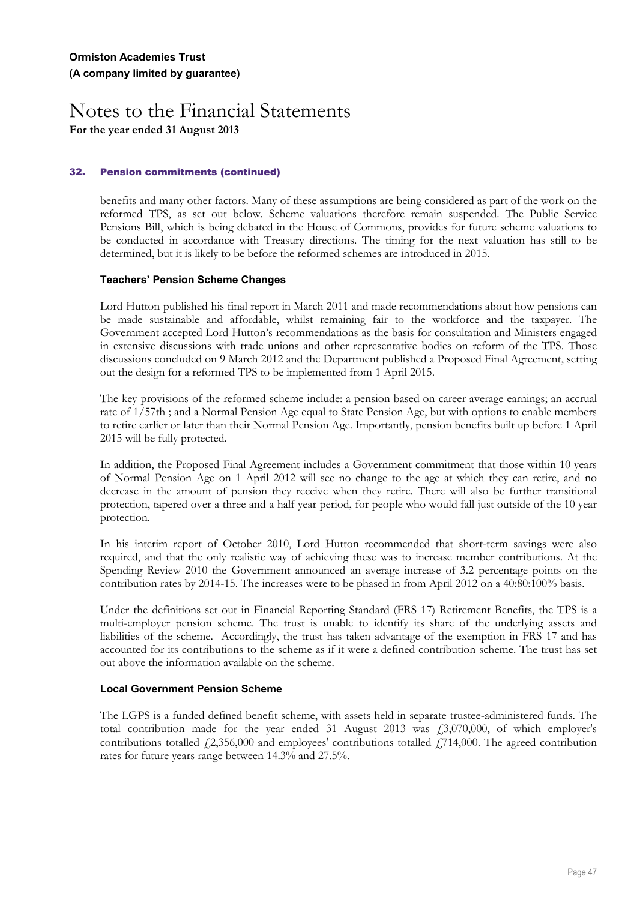### 32. Pension commitments (continued)

benefits and many other factors. Many of these assumptions are being considered as part of the work on the reformed TPS, as set out below. Scheme valuations therefore remain suspended. The Public Service Pensions Bill, which is being debated in the House of Commons, provides for future scheme valuations to be conducted in accordance with Treasury directions. The timing for the next valuation has still to be determined, but it is likely to be before the reformed schemes are introduced in 2015.

#### Teachers' Pension Scheme Changes

Lord Hutton published his final report in March 2011 and made recommendations about how pensions can be made sustainable and affordable, whilst remaining fair to the workforce and the taxpayer. The Government accepted Lord Hutton's recommendations as the basis for consultation and Ministers engaged in extensive discussions with trade unions and other representative bodies on reform of the TPS. Those discussions concluded on 9 March 2012 and the Department published a Proposed Final Agreement, setting out the design for a reformed TPS to be implemented from 1 April 2015.

The key provisions of the reformed scheme include: a pension based on career average earnings; an accrual rate of 1/57th ; and a Normal Pension Age equal to State Pension Age, but with options to enable members to retire earlier or later than their Normal Pension Age. Importantly, pension benefits built up before 1 April 2015 will be fully protected.

In addition, the Proposed Final Agreement includes a Government commitment that those within 10 years of Normal Pension Age on 1 April 2012 will see no change to the age at which they can retire, and no decrease in the amount of pension they receive when they retire. There will also be further transitional protection, tapered over a three and a half year period, for people who would fall just outside of the 10 year protection.

In his interim report of October 2010, Lord Hutton recommended that short-term savings were also required, and that the only realistic way of achieving these was to increase member contributions. At the Spending Review 2010 the Government announced an average increase of 3.2 percentage points on the contribution rates by 2014-15. The increases were to be phased in from April 2012 on a 40:80:100% basis.

Under the definitions set out in Financial Reporting Standard (FRS 17) Retirement Benefits, the TPS is a multi-employer pension scheme. The trust is unable to identify its share of the underlying assets and liabilities of the scheme. Accordingly, the trust has taken advantage of the exemption in FRS 17 and has accounted for its contributions to the scheme as if it were a defined contribution scheme. The trust has set out above the information available on the scheme.

#### Local Government Pension Scheme

The LGPS is a funded defined benefit scheme, with assets held in separate trustee-administered funds. The total contribution made for the year ended 31 August 2013 was £3,070,000, of which employer's contributions totalled £2,356,000 and employees' contributions totalled £714,000. The agreed contribution rates for future years range between 14.3% and 27.5%.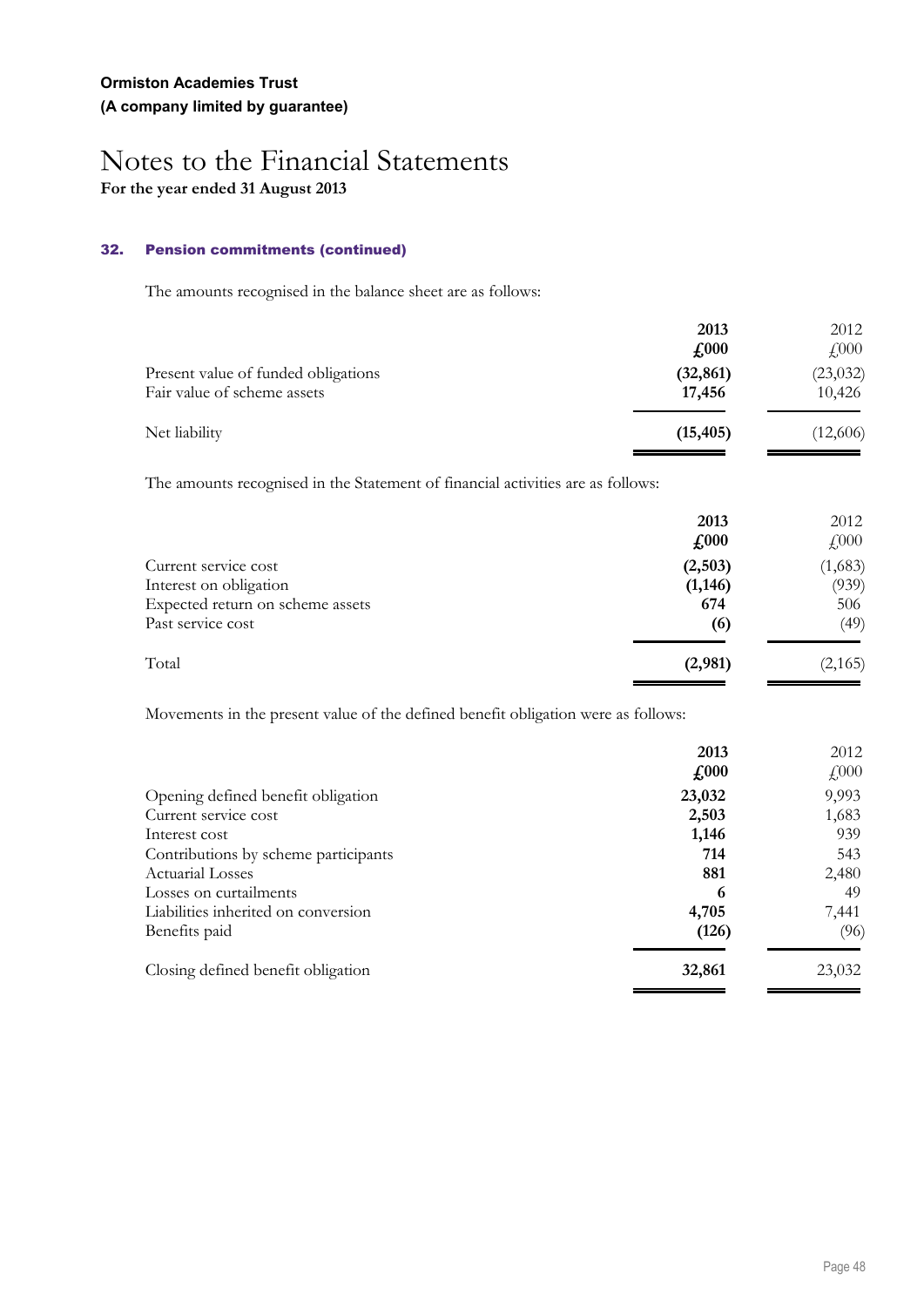**Ormiston Academies Trust**
**(A company limited by guarantee)**

# Notes to the Financial Statements
**For the year ended 31 August 2013**

### 32. Pension commitments (continued)

The amounts recognised in the balance sheet are as follows:

| | **2013** | 2012 |
|---|---|---|
| | **£000** | £000 |
| Present value of funded obligations | **(32,861)** | (23,032) |
| Fair value of scheme assets | **17,456** | 10,426 |
| Net liability | **(15,405)** | (12,606) |

The amounts recognised in the Statement of financial activities are as follows:

| | **2013** | 2012 |
|---|---|---|
| | **£000** | £000 |
| Current service cost | **(2,503)** | (1,683) |
| Interest on obligation | **(1,146)** | (939) |
| Expected return on scheme assets | **674** | 506 |
| Past service cost | **(6)** | (49) |
| Total | **(2,981)** | (2,165) |

Movements in the present value of the defined benefit obligation were as follows:

| | **2013** | 2012 |
|---|---|---|
| | **£000** | £000 |
| Opening defined benefit obligation | **23,032** | 9,993 |
| Current service cost | **2,503** | 1,683 |
| Interest cost | **1,146** | 939 |
| Contributions by scheme participants | **714** | 543 |
| Actuarial Losses | **881** | 2,480 |
| Losses on curtailments | **6** | 49 |
| Liabilities inherited on conversion | **4,705** | 7,441 |
| Benefits paid | **(126)** | (96) |
| Closing defined benefit obligation | **32,861** | 23,032 |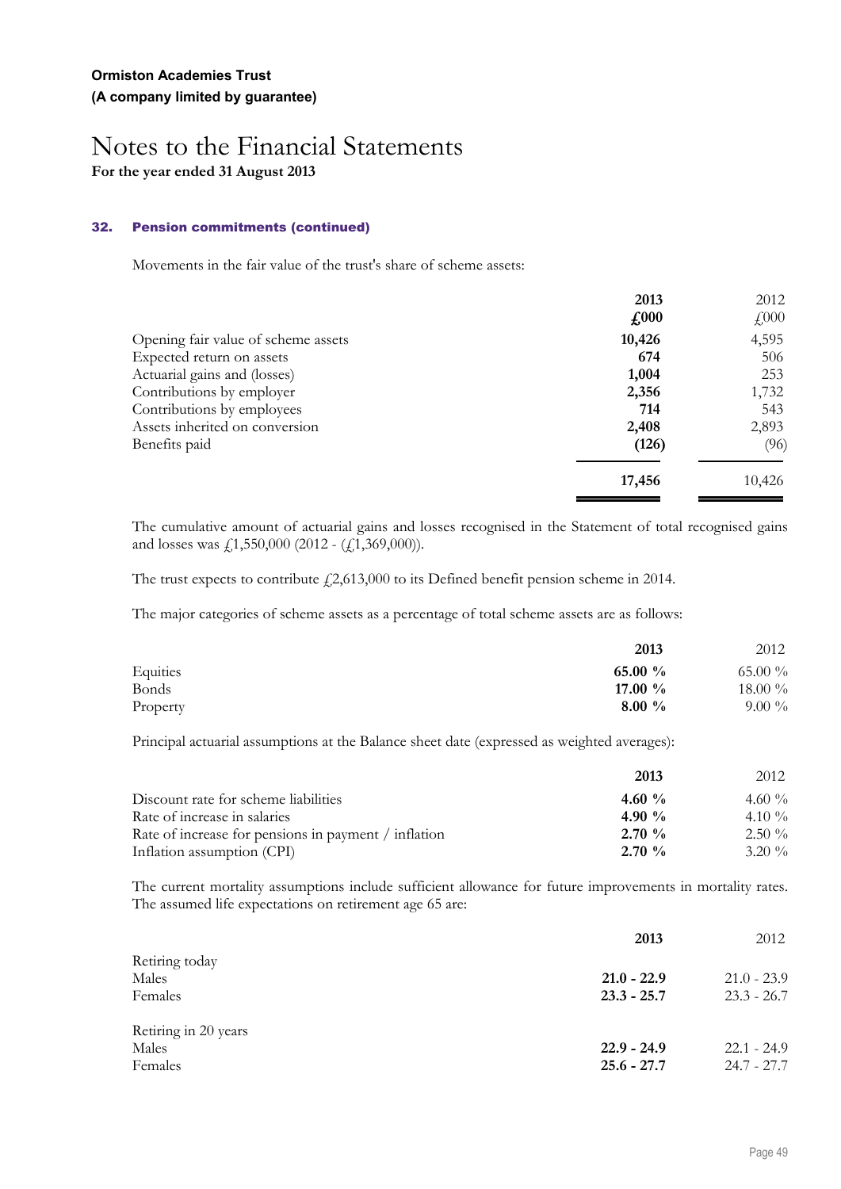**Ormiston Academies Trust**
**(A company limited by guarantee)**

# Notes to the Financial Statements

**For the year ended 31 August 2013**

## 32. Pension commitments (continued)

Movements in the fair value of the trust's share of scheme assets:

| | **2013** | 2012 |
|---|---|---|
| | **£000** | £000 |
| Opening fair value of scheme assets | **10,426** | 4,595 |
| Expected return on assets | **674** | 506 |
| Actuarial gains and (losses) | **1,004** | 253 |
| Contributions by employer | **2,356** | 1,732 |
| Contributions by employees | **714** | 543 |
| Assets inherited on conversion | **2,408** | 2,893 |
| Benefits paid | **(126)** | (96) |
| | **17,456** | 10,426 |

The cumulative amount of actuarial gains and losses recognised in the Statement of total recognised gains and losses was £1,550,000 (2012 - (£1,369,000)).

The trust expects to contribute £2,613,000 to its Defined benefit pension scheme in 2014.

The major categories of scheme assets as a percentage of total scheme assets are as follows:

| | **2013** | 2012 |
|---|---|---|
| Equities | **65.00 %** | 65.00 % |
| Bonds | **17.00 %** | 18.00 % |
| Property | **8.00 %** | 9.00 % |

Principal actuarial assumptions at the Balance sheet date (expressed as weighted averages):

| | **2013** | 2012 |
|---|---|---|
| Discount rate for scheme liabilities | **4.60 %** | 4.60 % |
| Rate of increase in salaries | **4.90 %** | 4.10 % |
| Rate of increase for pensions in payment / inflation | **2.70 %** | 2.50 % |
| Inflation assumption (CPI) | **2.70 %** | 3.20 % |

The current mortality assumptions include sufficient allowance for future improvements in mortality rates. The assumed life expectations on retirement age 65 are:

| | **2013** | 2012 |
|---|---|---|
| Retiring today | | |
| Males | **21.0 - 22.9** | 21.0 - 23.9 |
| Females | **23.3 - 25.7** | 23.3 - 26.7 |
| Retiring in 20 years | | |
| Males | **22.9 - 24.9** | 22.1 - 24.9 |
| Females | **25.6 - 27.7** | 24.7 - 27.7 |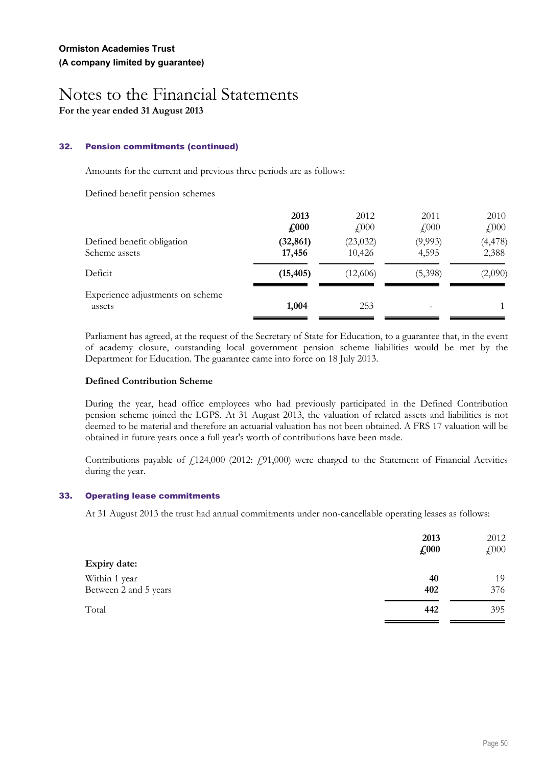Ormiston Academies Trust
(A company limited by guarantee)

# Notes to the Financial Statements

**For the year ended 31 August 2013**

## 32. Pension commitments (continued)

Amounts for the current and previous three periods are as follows:

Defined benefit pension schemes

| | **2013** **£000** | 2012 £000 | 2011 £000 | 2010 £000 |
|---|---|---|---|---|
| Defined benefit obligation | **(32,861)** | (23,032) | (9,993) | (4,478) |
| Scheme assets | **17,456** | 10,426 | 4,595 | 2,388 |
| Deficit | **(15,405)** | (12,606) | (5,398) | (2,090) |
| Experience adjustments on scheme assets | **1,004** | 253 | - | 1 |

Parliament has agreed, at the request of the Secretary of State for Education, to a guarantee that, in the event of academy closure, outstanding local government pension scheme liabilities would be met by the Department for Education. The guarantee came into force on 18 July 2013.

**Defined Contribution Scheme**

During the year, head office employees who had previously participated in the Defined Contribution pension scheme joined the LGPS. At 31 August 2013, the valuation of related assets and liabilities is not deemed to be material and therefore an actuarial valuation has not been obtained. A FRS 17 valuation will be obtained in future years once a full year's worth of contributions have been made.

Contributions payable of £124,000 (2012: £91,000) were charged to the Statement of Financial Actvities during the year.

## 33. Operating lease commitments

At 31 August 2013 the trust had annual commitments under non-cancellable operating leases as follows:

| | **2013** **£000** | 2012 £000 |
|---|---|---|
| **Expiry date:** | | |
| Within 1 year | **40** | 19 |
| Between 2 and 5 years | **402** | 376 |
| Total | **442** | 395 |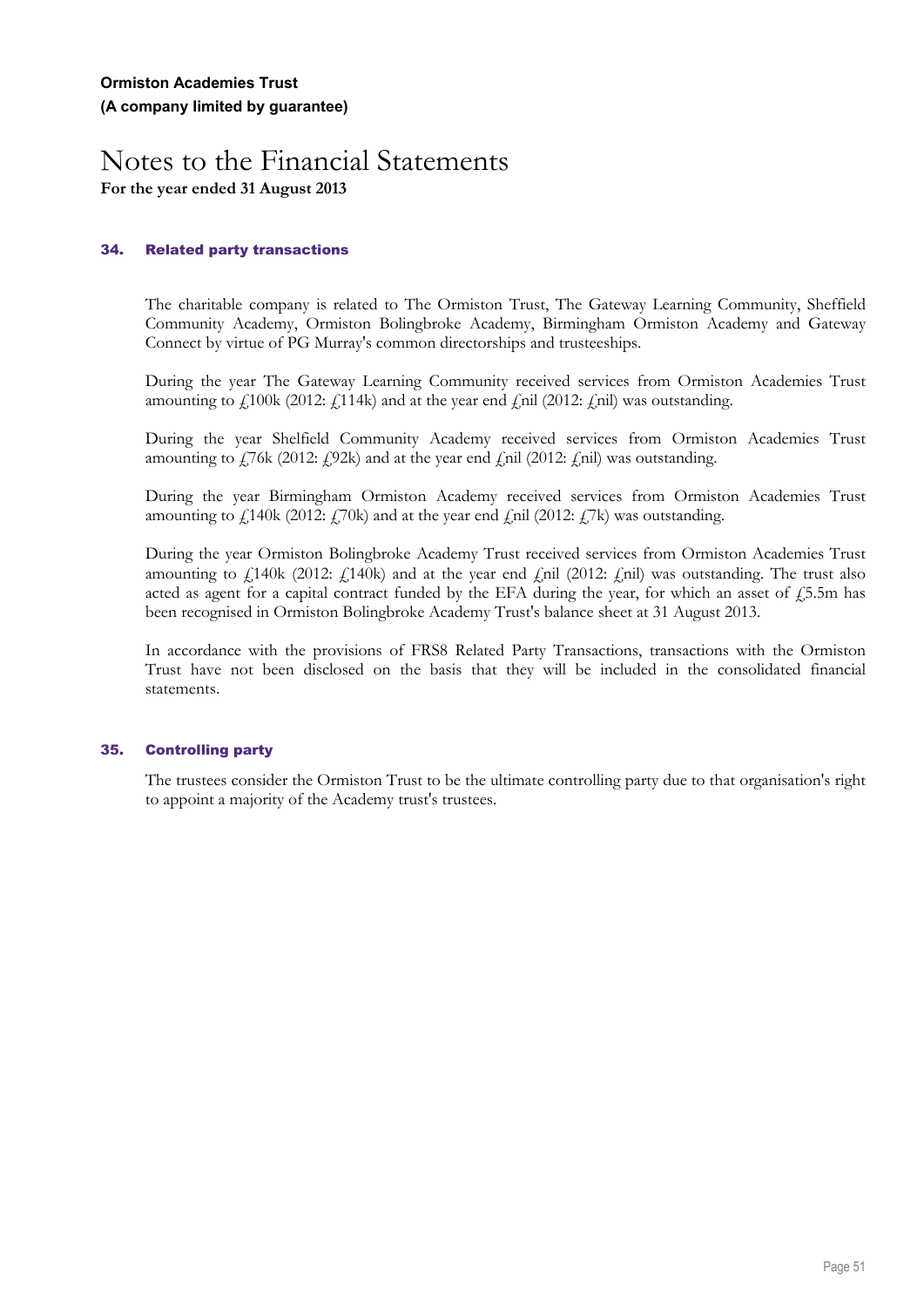**Ormiston Academies Trust**
**(A company limited by guarantee)**

# Notes to the Financial Statements

**For the year ended 31 August 2013**

## 34. Related party transactions

The charitable company is related to The Ormiston Trust, The Gateway Learning Community, Sheffield Community Academy, Ormiston Bolingbroke Academy, Birmingham Ormiston Academy and Gateway Connect by virtue of PG Murray's common directorships and trusteeships.

During the year The Gateway Learning Community received services from Ormiston Academies Trust amounting to £100k (2012: £114k) and at the year end £nil (2012: £nil) was outstanding.

During the year Shelfield Community Academy received services from Ormiston Academies Trust amounting to £76k (2012: £92k) and at the year end £nil (2012: £nil) was outstanding.

During the year Birmingham Ormiston Academy received services from Ormiston Academies Trust amounting to £140k (2012: £70k) and at the year end £nil (2012: £7k) was outstanding.

During the year Ormiston Bolingbroke Academy Trust received services from Ormiston Academies Trust amounting to £140k (2012: £140k) and at the year end £nil (2012: £nil) was outstanding. The trust also acted as agent for a capital contract funded by the EFA during the year, for which an asset of £5.5m has been recognised in Ormiston Bolingbroke Academy Trust's balance sheet at 31 August 2013.

In accordance with the provisions of FRS8 Related Party Transactions, transactions with the Ormiston Trust have not been disclosed on the basis that they will be included in the consolidated financial statements.

## 35. Controlling party

The trustees consider the Ormiston Trust to be the ultimate controlling party due to that organisation's right to appoint a majority of the Academy trust's trustees.